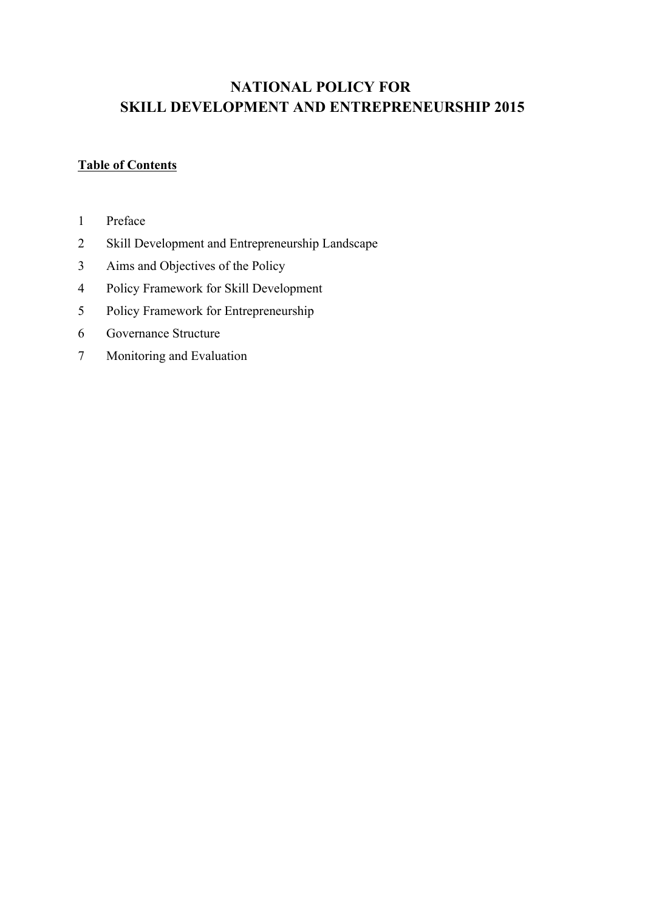# NATIONAL POLICY FOR
# SKILL DEVELOPMENT AND ENTREPRENEURSHIP 2015

**Table of Contents**

1 Preface

2 Skill Development and Entrepreneurship Landscape

3 Aims and Objectives of the Policy

4 Policy Framework for Skill Development

5 Policy Framework for Entrepreneurship

6 Governance Structure

7 Monitoring and Evaluation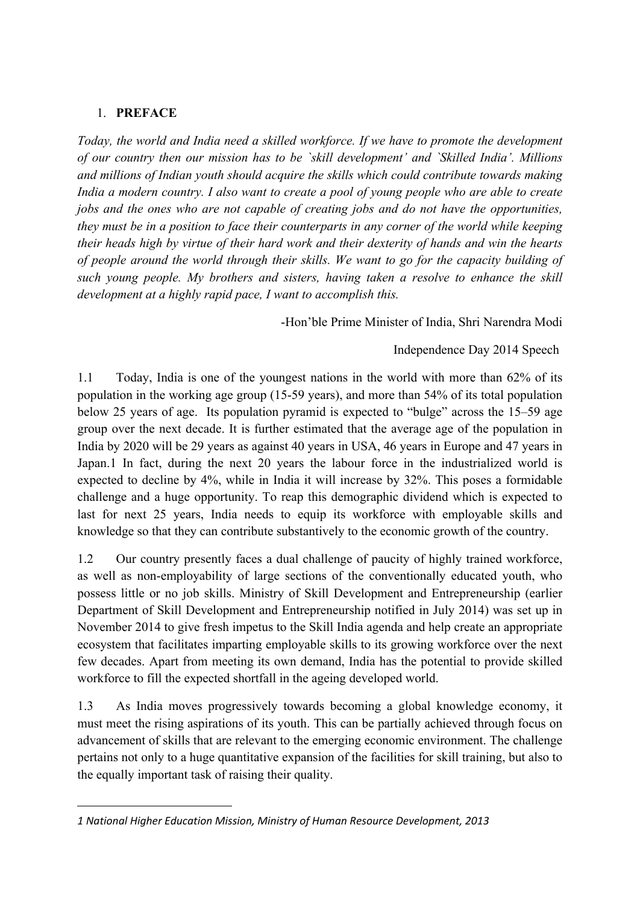# 1. PREFACE

*Today, the world and India need a skilled workforce. If we have to promote the development of our country then our mission has to be `skill development' and `Skilled India'. Millions and millions of Indian youth should acquire the skills which could contribute towards making India a modern country. I also want to create a pool of young people who are able to create jobs and the ones who are not capable of creating jobs and do not have the opportunities, they must be in a position to face their counterparts in any corner of the world while keeping their heads high by virtue of their hard work and their dexterity of hands and win the hearts of people around the world through their skills. We want to go for the capacity building of such young people. My brothers and sisters, having taken a resolve to enhance the skill development at a highly rapid pace, I want to accomplish this.*

-Hon'ble Prime Minister of India, Shri Narendra Modi

Independence Day 2014 Speech

1.1 Today, India is one of the youngest nations in the world with more than 62% of its population in the working age group (15-59 years), and more than 54% of its total population below 25 years of age. Its population pyramid is expected to "bulge" across the 15–59 age group over the next decade. It is further estimated that the average age of the population in India by 2020 will be 29 years as against 40 years in USA, 46 years in Europe and 47 years in Japan.[1] In fact, during the next 20 years the labour force in the industrialized world is expected to decline by 4%, while in India it will increase by 32%. This poses a formidable challenge and a huge opportunity. To reap this demographic dividend which is expected to last for next 25 years, India needs to equip its workforce with employable skills and knowledge so that they can contribute substantively to the economic growth of the country.

1.2 Our country presently faces a dual challenge of paucity of highly trained workforce, as well as non-employability of large sections of the conventionally educated youth, who possess little or no job skills. Ministry of Skill Development and Entrepreneurship (earlier Department of Skill Development and Entrepreneurship notified in July 2014) was set up in November 2014 to give fresh impetus to the Skill India agenda and help create an appropriate ecosystem that facilitates imparting employable skills to its growing workforce over the next few decades. Apart from meeting its own demand, India has the potential to provide skilled workforce to fill the expected shortfall in the ageing developed world.

1.3 As India moves progressively towards becoming a global knowledge economy, it must meet the rising aspirations of its youth. This can be partially achieved through focus on advancement of skills that are relevant to the emerging economic environment. The challenge pertains not only to a huge quantitative expansion of the facilities for skill training, but also to the equally important task of raising their quality.

---

*1 National Higher Education Mission, Ministry of Human Resource Development, 2013*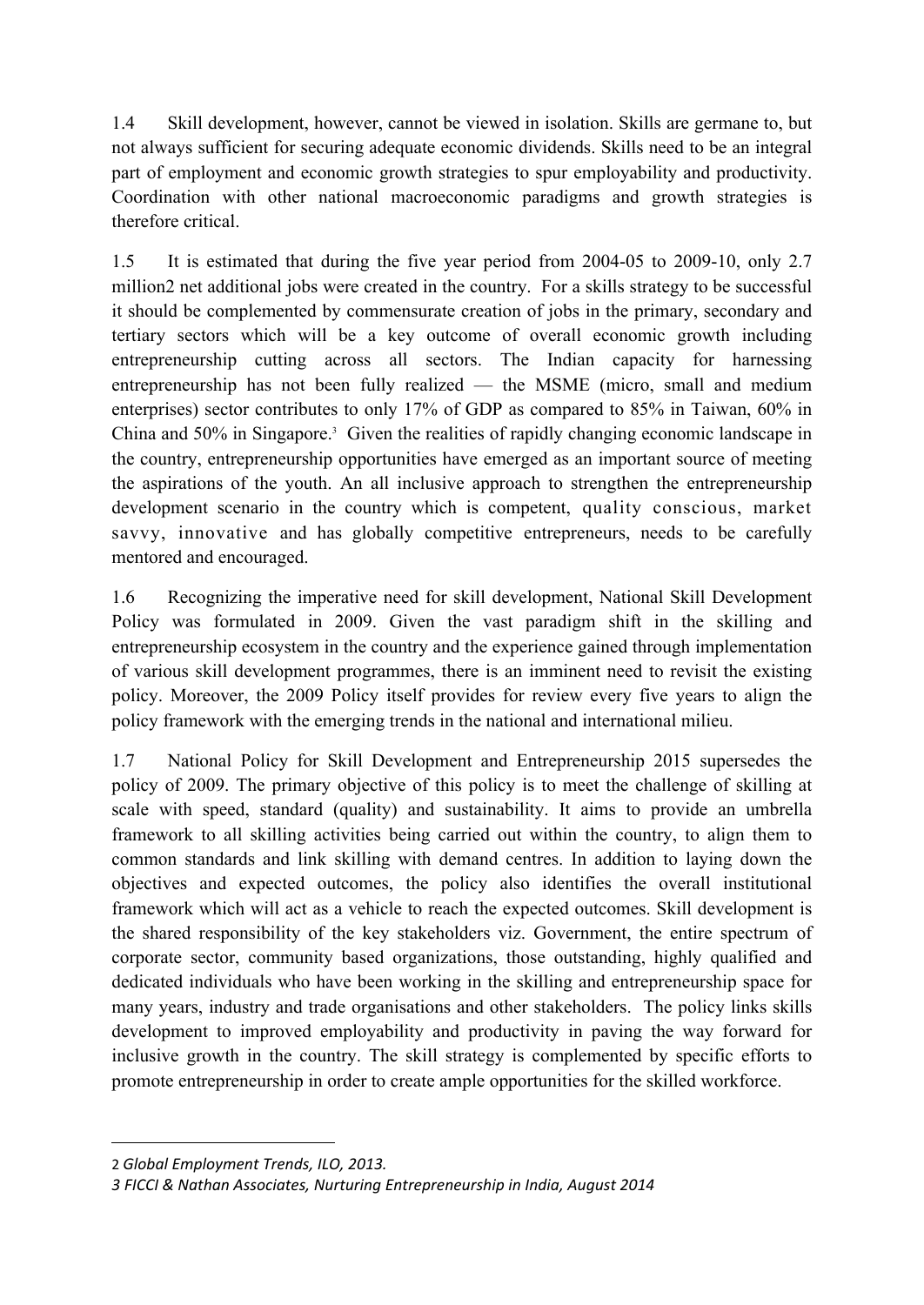1.4 Skill development, however, cannot be viewed in isolation. Skills are germane to, but not always sufficient for securing adequate economic dividends. Skills need to be an integral part of employment and economic growth strategies to spur employability and productivity. Coordination with other national macroeconomic paradigms and growth strategies is therefore critical.

1.5 It is estimated that during the five year period from 2004-05 to 2009-10, only 2.7 million[2] net additional jobs were created in the country. For a skills strategy to be successful it should be complemented by commensurate creation of jobs in the primary, secondary and tertiary sectors which will be a key outcome of overall economic growth including entrepreneurship cutting across all sectors. The Indian capacity for harnessing entrepreneurship has not been fully realized — the MSME (micro, small and medium enterprises) sector contributes to only 17% of GDP as compared to 85% in Taiwan, 60% in China and 50% in Singapore.[3] Given the realities of rapidly changing economic landscape in the country, entrepreneurship opportunities have emerged as an important source of meeting the aspirations of the youth. An all inclusive approach to strengthen the entrepreneurship development scenario in the country which is competent, quality conscious, market savvy, innovative and has globally competitive entrepreneurs, needs to be carefully mentored and encouraged.

1.6 Recognizing the imperative need for skill development, National Skill Development Policy was formulated in 2009. Given the vast paradigm shift in the skilling and entrepreneurship ecosystem in the country and the experience gained through implementation of various skill development programmes, there is an imminent need to revisit the existing policy. Moreover, the 2009 Policy itself provides for review every five years to align the policy framework with the emerging trends in the national and international milieu.

1.7 National Policy for Skill Development and Entrepreneurship 2015 supersedes the policy of 2009. The primary objective of this policy is to meet the challenge of skilling at scale with speed, standard (quality) and sustainability. It aims to provide an umbrella framework to all skilling activities being carried out within the country, to align them to common standards and link skilling with demand centres. In addition to laying down the objectives and expected outcomes, the policy also identifies the overall institutional framework which will act as a vehicle to reach the expected outcomes. Skill development is the shared responsibility of the key stakeholders viz. Government, the entire spectrum of corporate sector, community based organizations, those outstanding, highly qualified and dedicated individuals who have been working in the skilling and entrepreneurship space for many years, industry and trade organisations and other stakeholders. The policy links skills development to improved employability and productivity in paving the way forward for inclusive growth in the country. The skill strategy is complemented by specific efforts to promote entrepreneurship in order to create ample opportunities for the skilled workforce.

---

2 *Global Employment Trends, ILO, 2013.*

*3 FICCI & Nathan Associates, Nurturing Entrepreneurship in India, August 2014*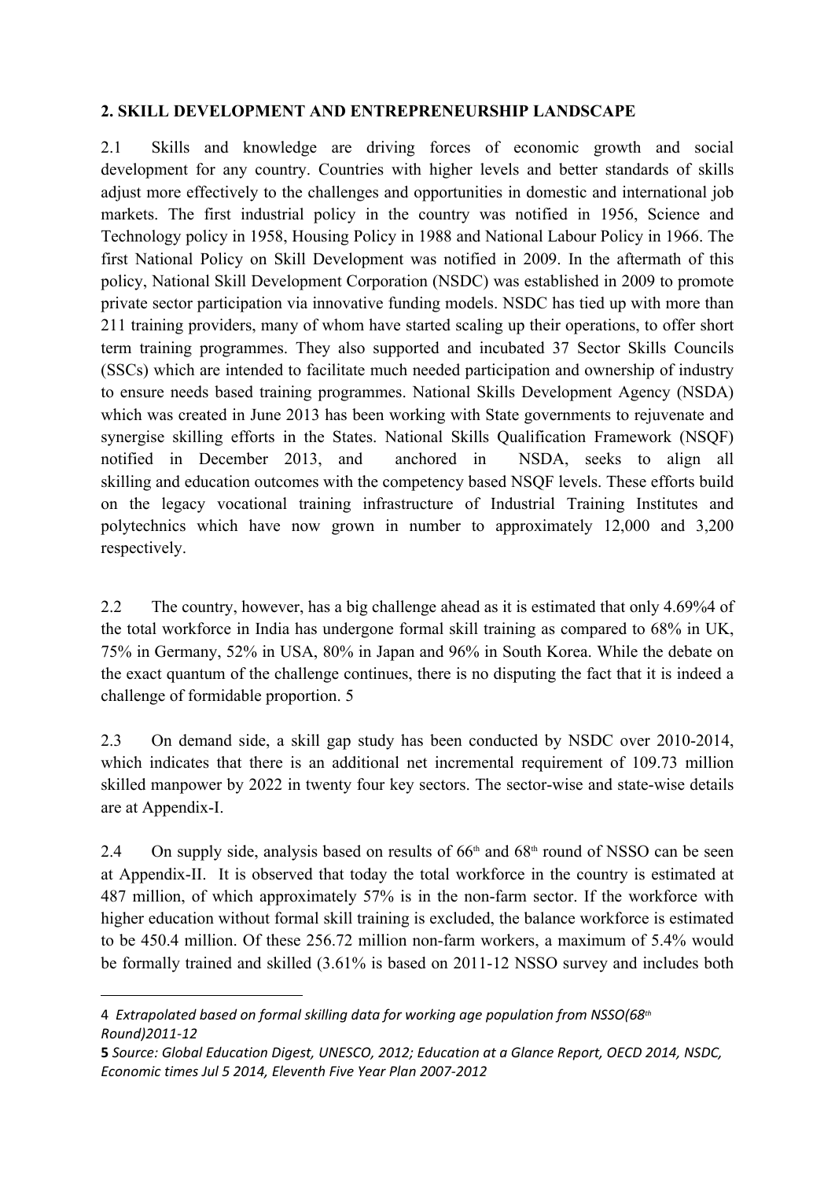## 2. SKILL DEVELOPMENT AND ENTREPRENEURSHIP LANDSCAPE

2.1 Skills and knowledge are driving forces of economic growth and social development for any country. Countries with higher levels and better standards of skills adjust more effectively to the challenges and opportunities in domestic and international job markets. The first industrial policy in the country was notified in 1956, Science and Technology policy in 1958, Housing Policy in 1988 and National Labour Policy in 1966. The first National Policy on Skill Development was notified in 2009. In the aftermath of this policy, National Skill Development Corporation (NSDC) was established in 2009 to promote private sector participation via innovative funding models. NSDC has tied up with more than 211 training providers, many of whom have started scaling up their operations, to offer short term training programmes. They also supported and incubated 37 Sector Skills Councils (SSCs) which are intended to facilitate much needed participation and ownership of industry to ensure needs based training programmes. National Skills Development Agency (NSDA) which was created in June 2013 has been working with State governments to rejuvenate and synergise skilling efforts in the States. National Skills Qualification Framework (NSQF) notified in December 2013, and anchored in NSDA, seeks to align all skilling and education outcomes with the competency based NSQF levels. These efforts build on the legacy vocational training infrastructure of Industrial Training Institutes and polytechnics which have now grown in number to approximately 12,000 and 3,200 respectively.

2.2 The country, however, has a big challenge ahead as it is estimated that only 4.69%[4] of the total workforce in India has undergone formal skill training as compared to 68% in UK, 75% in Germany, 52% in USA, 80% in Japan and 96% in South Korea. While the debate on the exact quantum of the challenge continues, there is no disputing the fact that it is indeed a challenge of formidable proportion. [5]

2.3 On demand side, a skill gap study has been conducted by NSDC over 2010-2014, which indicates that there is an additional net incremental requirement of 109.73 million skilled manpower by 2022 in twenty four key sectors. The sector-wise and state-wise details are at Appendix-I.

2.4 On supply side, analysis based on results of 66th and 68th round of NSSO can be seen at Appendix-II. It is observed that today the total workforce in the country is estimated at 487 million, of which approximately 57% is in the non-farm sector. If the workforce with higher education without formal skill training is excluded, the balance workforce is estimated to be 450.4 million. Of these 256.72 million non-farm workers, a maximum of 5.4% would be formally trained and skilled (3.61% is based on 2011-12 NSSO survey and includes both

---

4 *Extrapolated based on formal skilling data for working age population from NSSO(68th Round)2011-12*

**5** *Source: Global Education Digest, UNESCO, 2012; Education at a Glance Report, OECD 2014, NSDC, Economic times Jul 5 2014, Eleventh Five Year Plan 2007-2012*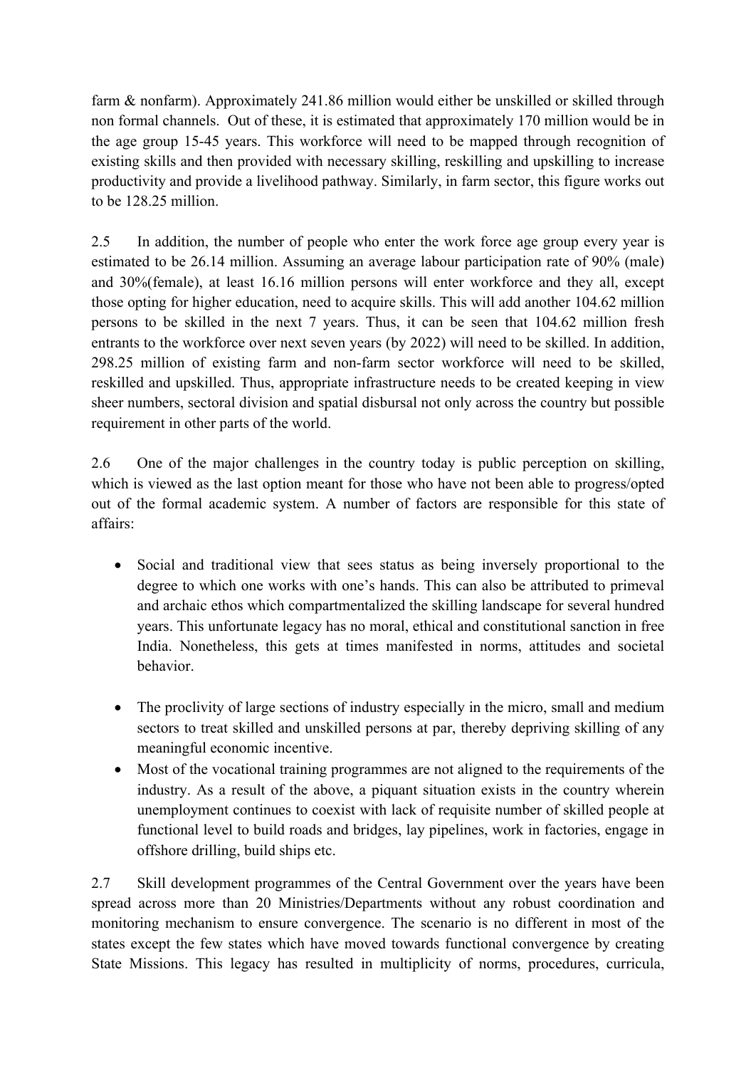farm & nonfarm). Approximately 241.86 million would either be unskilled or skilled through non formal channels. Out of these, it is estimated that approximately 170 million would be in the age group 15-45 years. This workforce will need to be mapped through recognition of existing skills and then provided with necessary skilling, reskilling and upskilling to increase productivity and provide a livelihood pathway. Similarly, in farm sector, this figure works out to be 128.25 million.

2.5 In addition, the number of people who enter the work force age group every year is estimated to be 26.14 million. Assuming an average labour participation rate of 90% (male) and 30%(female), at least 16.16 million persons will enter workforce and they all, except those opting for higher education, need to acquire skills. This will add another 104.62 million persons to be skilled in the next 7 years. Thus, it can be seen that 104.62 million fresh entrants to the workforce over next seven years (by 2022) will need to be skilled. In addition, 298.25 million of existing farm and non-farm sector workforce will need to be skilled, reskilled and upskilled. Thus, appropriate infrastructure needs to be created keeping in view sheer numbers, sectoral division and spatial disbursal not only across the country but possible requirement in other parts of the world.

2.6 One of the major challenges in the country today is public perception on skilling, which is viewed as the last option meant for those who have not been able to progress/opted out of the formal academic system. A number of factors are responsible for this state of affairs:

- Social and traditional view that sees status as being inversely proportional to the degree to which one works with one's hands. This can also be attributed to primeval and archaic ethos which compartmentalized the skilling landscape for several hundred years. This unfortunate legacy has no moral, ethical and constitutional sanction in free India. Nonetheless, this gets at times manifested in norms, attitudes and societal behavior.

- The proclivity of large sections of industry especially in the micro, small and medium sectors to treat skilled and unskilled persons at par, thereby depriving skilling of any meaningful economic incentive.
- Most of the vocational training programmes are not aligned to the requirements of the industry. As a result of the above, a piquant situation exists in the country wherein unemployment continues to coexist with lack of requisite number of skilled people at functional level to build roads and bridges, lay pipelines, work in factories, engage in offshore drilling, build ships etc.

2.7 Skill development programmes of the Central Government over the years have been spread across more than 20 Ministries/Departments without any robust coordination and monitoring mechanism to ensure convergence. The scenario is no different in most of the states except the few states which have moved towards functional convergence by creating State Missions. This legacy has resulted in multiplicity of norms, procedures, curricula,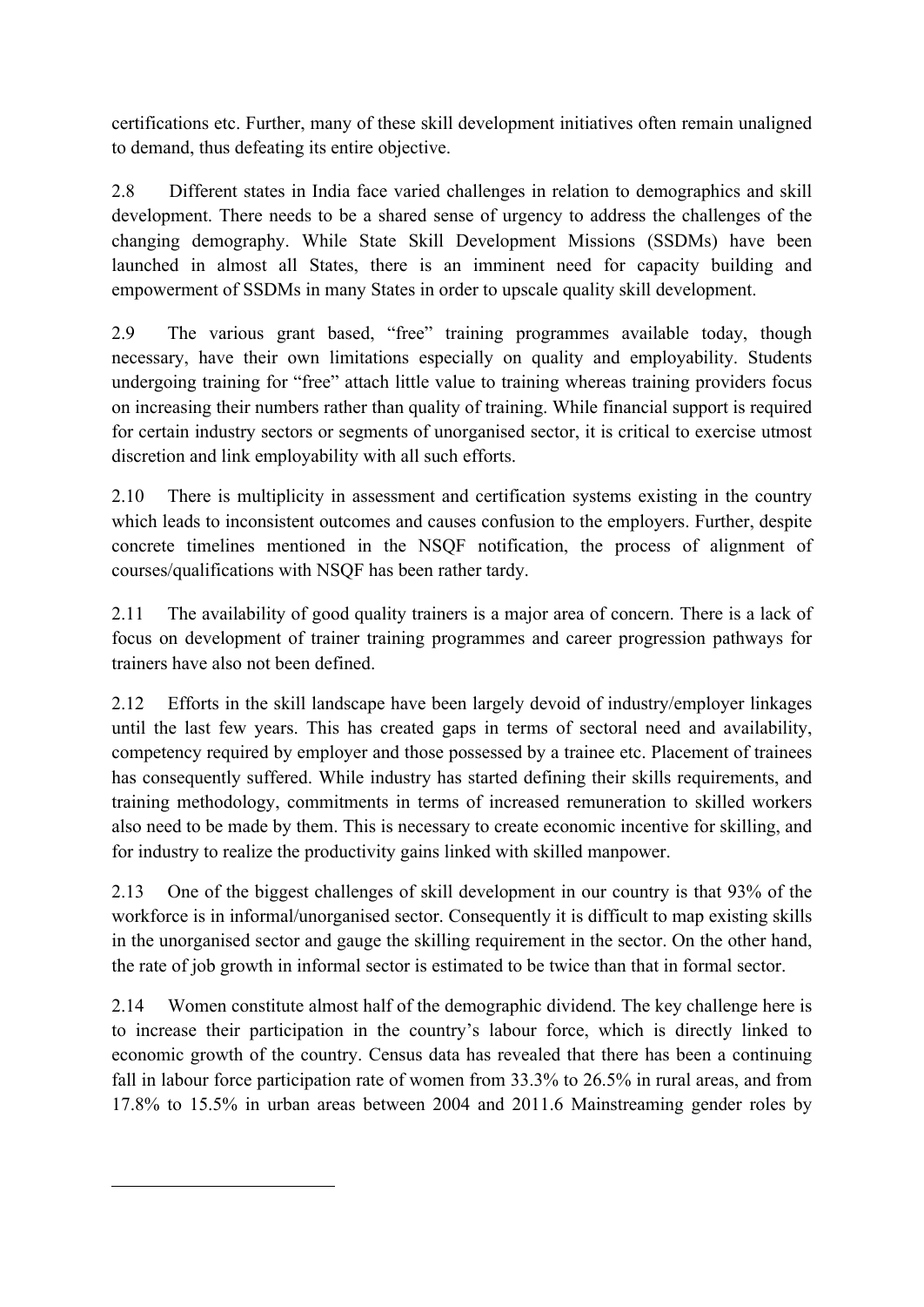certifications etc. Further, many of these skill development initiatives often remain unaligned to demand, thus defeating its entire objective.

2.8 Different states in India face varied challenges in relation to demographics and skill development. There needs to be a shared sense of urgency to address the challenges of the changing demography. While State Skill Development Missions (SSDMs) have been launched in almost all States, there is an imminent need for capacity building and empowerment of SSDMs in many States in order to upscale quality skill development.

2.9 The various grant based, "free" training programmes available today, though necessary, have their own limitations especially on quality and employability. Students undergoing training for "free" attach little value to training whereas training providers focus on increasing their numbers rather than quality of training. While financial support is required for certain industry sectors or segments of unorganised sector, it is critical to exercise utmost discretion and link employability with all such efforts.

2.10 There is multiplicity in assessment and certification systems existing in the country which leads to inconsistent outcomes and causes confusion to the employers. Further, despite concrete timelines mentioned in the NSQF notification, the process of alignment of courses/qualifications with NSQF has been rather tardy.

2.11 The availability of good quality trainers is a major area of concern. There is a lack of focus on development of trainer training programmes and career progression pathways for trainers have also not been defined.

2.12 Efforts in the skill landscape have been largely devoid of industry/employer linkages until the last few years. This has created gaps in terms of sectoral need and availability, competency required by employer and those possessed by a trainee etc. Placement of trainees has consequently suffered. While industry has started defining their skills requirements, and training methodology, commitments in terms of increased remuneration to skilled workers also need to be made by them. This is necessary to create economic incentive for skilling, and for industry to realize the productivity gains linked with skilled manpower.

2.13 One of the biggest challenges of skill development in our country is that 93% of the workforce is in informal/unorganised sector. Consequently it is difficult to map existing skills in the unorganised sector and gauge the skilling requirement in the sector. On the other hand, the rate of job growth in informal sector is estimated to be twice than that in formal sector.

2.14 Women constitute almost half of the demographic dividend. The key challenge here is to increase their participation in the country's labour force, which is directly linked to economic growth of the country. Census data has revealed that there has been a continuing fall in labour force participation rate of women from 33.3% to 26.5% in rural areas, and from 17.8% to 15.5% in urban areas between 2004 and 2011.[6] Mainstreaming gender roles by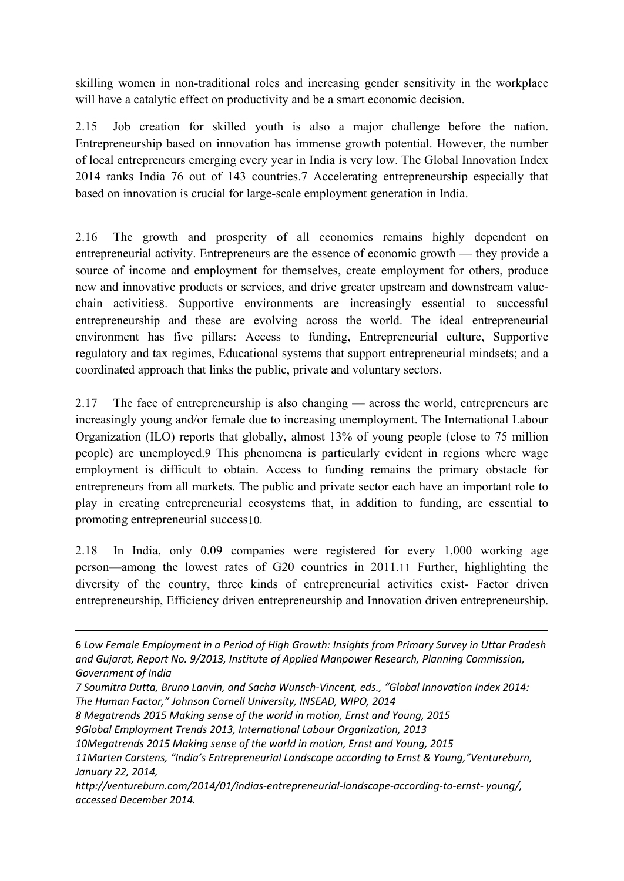skilling women in non-traditional roles and increasing gender sensitivity in the workplace will have a catalytic effect on productivity and be a smart economic decision.

2.15 Job creation for skilled youth is also a major challenge before the nation. Entrepreneurship based on innovation has immense growth potential. However, the number of local entrepreneurs emerging every year in India is very low. The Global Innovation Index 2014 ranks India 76 out of 143 countries.[7] Accelerating entrepreneurship especially that based on innovation is crucial for large-scale employment generation in India.

2.16 The growth and prosperity of all economies remains highly dependent on entrepreneurial activity. Entrepreneurs are the essence of economic growth — they provide a source of income and employment for themselves, create employment for others, produce new and innovative products or services, and drive greater upstream and downstream value-chain activities[8]. Supportive environments are increasingly essential to successful entrepreneurship and these are evolving across the world. The ideal entrepreneurial environment has five pillars: Access to funding, Entrepreneurial culture, Supportive regulatory and tax regimes, Educational systems that support entrepreneurial mindsets; and a coordinated approach that links the public, private and voluntary sectors.

2.17 The face of entrepreneurship is also changing — across the world, entrepreneurs are increasingly young and/or female due to increasing unemployment. The International Labour Organization (ILO) reports that globally, almost 13% of young people (close to 75 million people) are unemployed.[9] This phenomena is particularly evident in regions where wage employment is difficult to obtain. Access to funding remains the primary obstacle for entrepreneurs from all markets. The public and private sector each have an important role to play in creating entrepreneurial ecosystems that, in addition to funding, are essential to promoting entrepreneurial success[10].

2.18 In India, only 0.09 companies were registered for every 1,000 working age person—among the lowest rates of G20 countries in 2011.[11] Further, highlighting the diversity of the country, three kinds of entrepreneurial activities exist- Factor driven entrepreneurship, Efficiency driven entrepreneurship and Innovation driven entrepreneurship.

---

6 *Low Female Employment in a Period of High Growth: Insights from Primary Survey in Uttar Pradesh and Gujarat, Report No. 9/2013, Institute of Applied Manpower Research, Planning Commission, Government of India*

*7 Soumitra Dutta, Bruno Lanvin, and Sacha Wunsch-Vincent, eds., "Global Innovation Index 2014: The Human Factor," Johnson Cornell University, INSEAD, WIPO, 2014*

*8 Megatrends 2015 Making sense of the world in motion, Ernst and Young, 2015*

*9Global Employment Trends 2013, International Labour Organization, 2013*

*10Megatrends 2015 Making sense of the world in motion, Ernst and Young, 2015*

*11Marten Carstens, "India's Entrepreneurial Landscape according to Ernst & Young,"Ventureburn, January 22, 2014, http://ventureburn.com/2014/01/indias-entrepreneurial-landscape-according-to-ernst- young/, accessed December 2014.*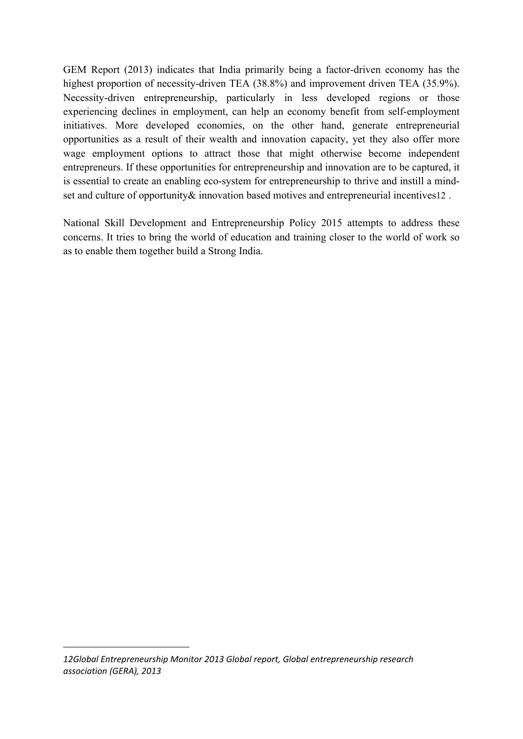GEM Report (2013) indicates that India primarily being a factor-driven economy has the highest proportion of necessity-driven TEA (38.8%) and improvement driven TEA (35.9%). Necessity-driven entrepreneurship, particularly in less developed regions or those experiencing declines in employment, can help an economy benefit from self-employment initiatives. More developed economies, on the other hand, generate entrepreneurial opportunities as a result of their wealth and innovation capacity, yet they also offer more wage employment options to attract those that might otherwise become independent entrepreneurs. If these opportunities for entrepreneurship and innovation are to be captured, it is essential to create an enabling eco-system for entrepreneurship to thrive and instill a mind-set and culture of opportunity& innovation based motives and entrepreneurial incentives[12] .

National Skill Development and Entrepreneurship Policy 2015 attempts to address these concerns. It tries to bring the world of education and training closer to the world of work so as to enable them together build a Strong India.

---

*12Global Entrepreneurship Monitor 2013 Global report, Global entrepreneurship research association (GERA), 2013*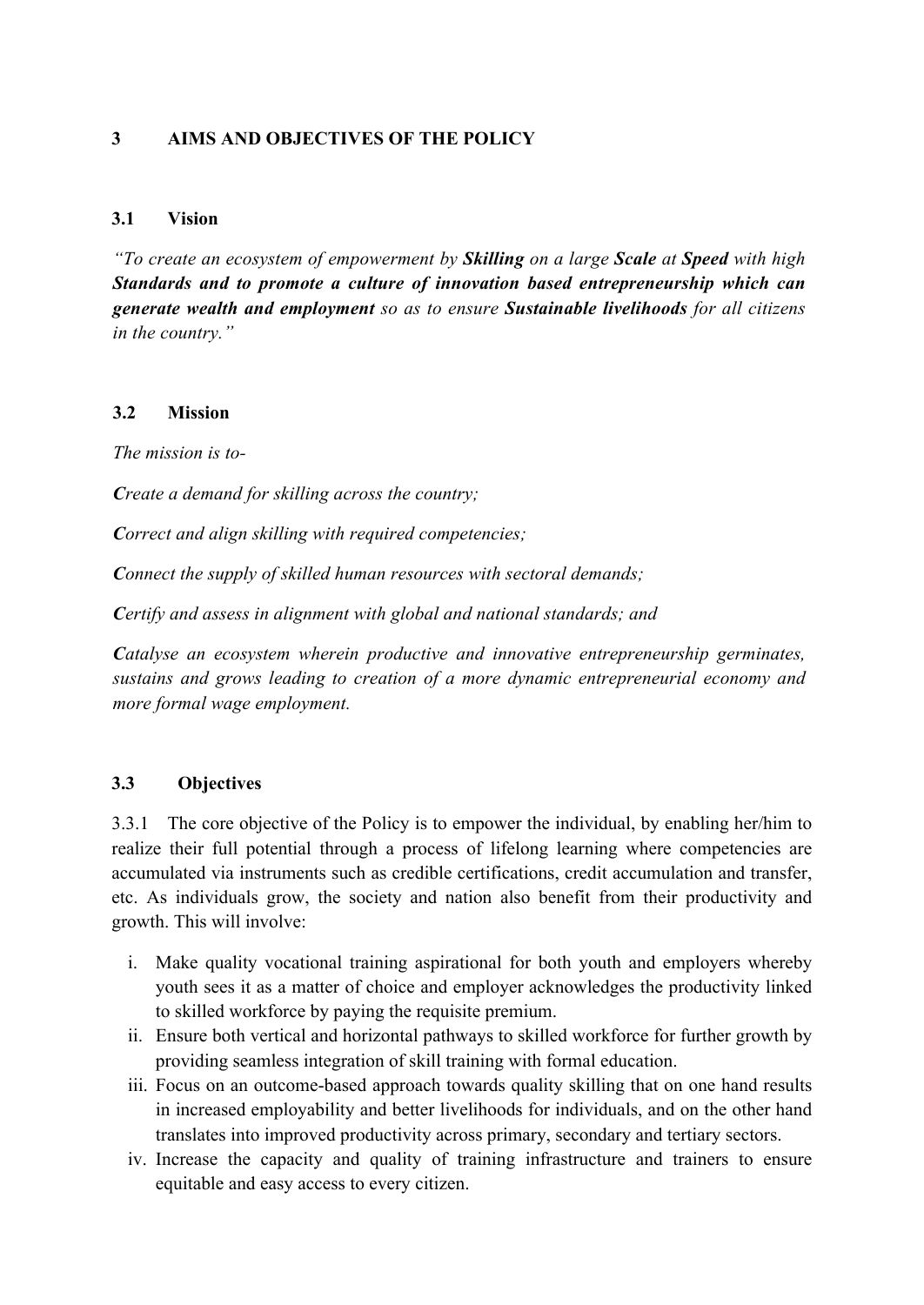## 3 AIMS AND OBJECTIVES OF THE POLICY

### 3.1 Vision

*"To create an ecosystem of empowerment by **Skilling** on a large **Scale** at **Speed** with high **Standards and to promote a culture of innovation based entrepreneurship which can generate wealth and employment** so as to ensure **Sustainable livelihoods** for all citizens in the country."*

### 3.2 Mission

*The mission is to-*

***C**reate a demand for skilling across the country;*

***C**orrect and align skilling with required competencies;*

***C**onnect the supply of skilled human resources with sectoral demands;*

***C**ertify and assess in alignment with global and national standards; and*

***C**atalyse an ecosystem wherein productive and innovative entrepreneurship germinates, sustains and grows leading to creation of a more dynamic entrepreneurial economy and more formal wage employment.*

### 3.3 Objectives

3.3.1 The core objective of the Policy is to empower the individual, by enabling her/him to realize their full potential through a process of lifelong learning where competencies are accumulated via instruments such as credible certifications, credit accumulation and transfer, etc. As individuals grow, the society and nation also benefit from their productivity and growth. This will involve:

i. Make quality vocational training aspirational for both youth and employers whereby youth sees it as a matter of choice and employer acknowledges the productivity linked to skilled workforce by paying the requisite premium.
ii. Ensure both vertical and horizontal pathways to skilled workforce for further growth by providing seamless integration of skill training with formal education.
iii. Focus on an outcome-based approach towards quality skilling that on one hand results in increased employability and better livelihoods for individuals, and on the other hand translates into improved productivity across primary, secondary and tertiary sectors.
iv. Increase the capacity and quality of training infrastructure and trainers to ensure equitable and easy access to every citizen.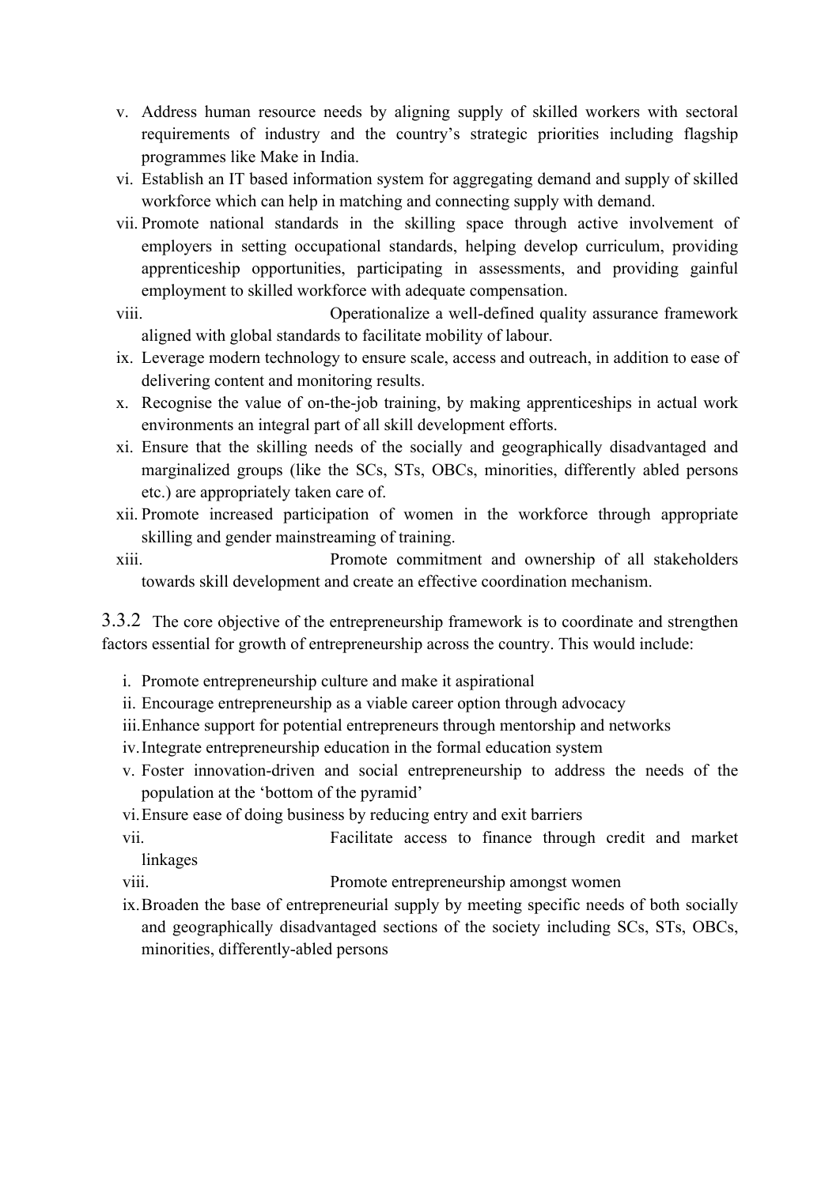v. Address human resource needs by aligning supply of skilled workers with sectoral requirements of industry and the country's strategic priorities including flagship programmes like Make in India.
vi. Establish an IT based information system for aggregating demand and supply of skilled workforce which can help in matching and connecting supply with demand.
vii. Promote national standards in the skilling space through active involvement of employers in setting occupational standards, helping develop curriculum, providing apprenticeship opportunities, participating in assessments, and providing gainful employment to skilled workforce with adequate compensation.
viii. Operationalize a well-defined quality assurance framework aligned with global standards to facilitate mobility of labour.
ix. Leverage modern technology to ensure scale, access and outreach, in addition to ease of delivering content and monitoring results.
x. Recognise the value of on-the-job training, by making apprenticeships in actual work environments an integral part of all skill development efforts.
xi. Ensure that the skilling needs of the socially and geographically disadvantaged and marginalized groups (like the SCs, STs, OBCs, minorities, differently abled persons etc.) are appropriately taken care of.
xii. Promote increased participation of women in the workforce through appropriate skilling and gender mainstreaming of training.
xiii. Promote commitment and ownership of all stakeholders towards skill development and create an effective coordination mechanism.

3.3.2 The core objective of the entrepreneurship framework is to coordinate and strengthen factors essential for growth of entrepreneurship across the country. This would include:

i. Promote entrepreneurship culture and make it aspirational
ii. Encourage entrepreneurship as a viable career option through advocacy
iii. Enhance support for potential entrepreneurs through mentorship and networks
iv. Integrate entrepreneurship education in the formal education system
v. Foster innovation-driven and social entrepreneurship to address the needs of the population at the 'bottom of the pyramid'
vi. Ensure ease of doing business by reducing entry and exit barriers
vii. Facilitate access to finance through credit and market linkages
viii. Promote entrepreneurship amongst women
ix. Broaden the base of entrepreneurial supply by meeting specific needs of both socially and geographically disadvantaged sections of the society including SCs, STs, OBCs, minorities, differently-abled persons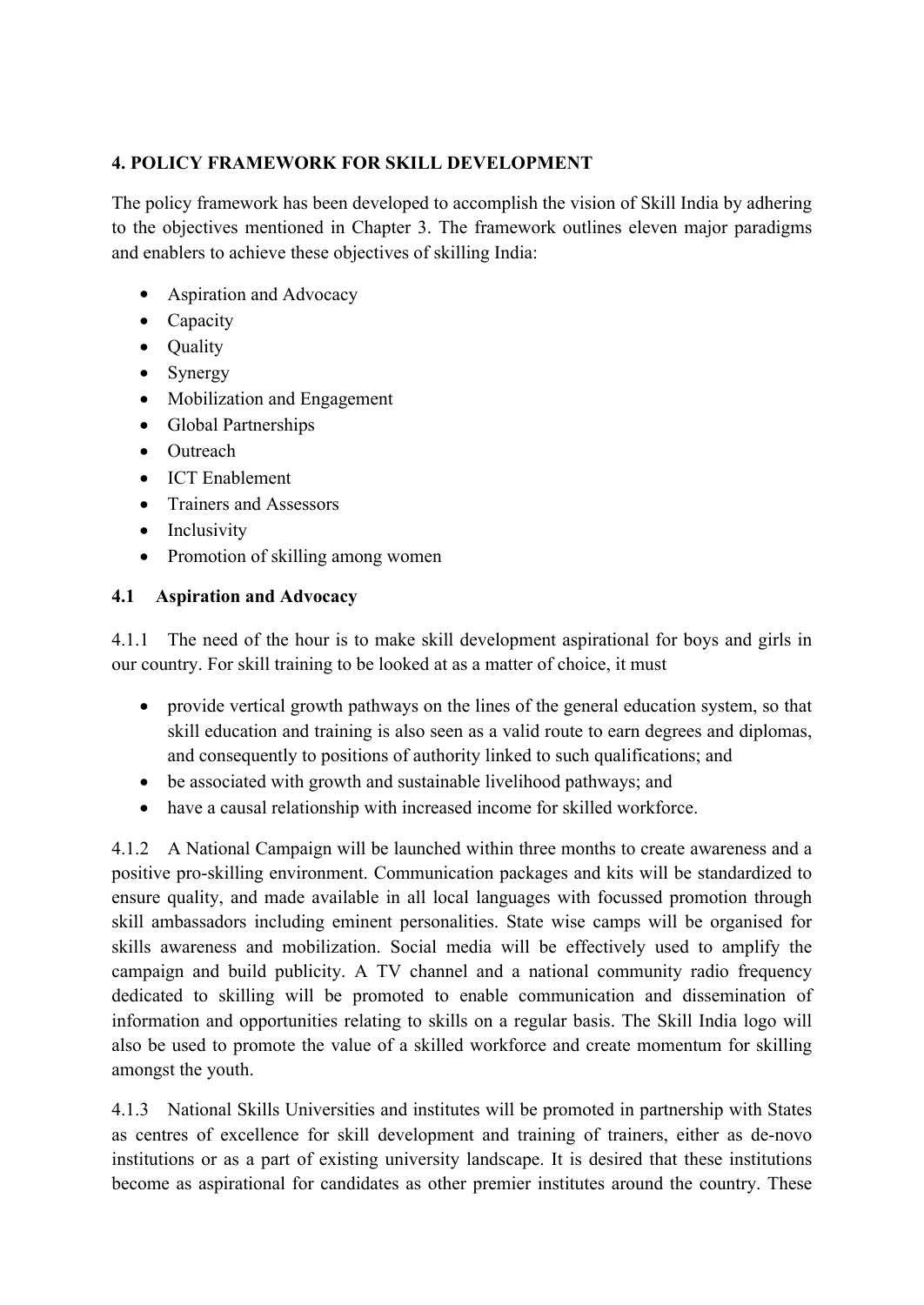# 4. POLICY FRAMEWORK FOR SKILL DEVELOPMENT

The policy framework has been developed to accomplish the vision of Skill India by adhering to the objectives mentioned in Chapter 3. The framework outlines eleven major paradigms and enablers to achieve these objectives of skilling India:

- Aspiration and Advocacy
- Capacity
- Quality
- Synergy
- Mobilization and Engagement
- Global Partnerships
- Outreach
- ICT Enablement
- Trainers and Assessors
- Inclusivity
- Promotion of skilling among women

## 4.1 Aspiration and Advocacy

4.1.1 The need of the hour is to make skill development aspirational for boys and girls in our country. For skill training to be looked at as a matter of choice, it must

- provide vertical growth pathways on the lines of the general education system, so that skill education and training is also seen as a valid route to earn degrees and diplomas, and consequently to positions of authority linked to such qualifications; and
- be associated with growth and sustainable livelihood pathways; and
- have a causal relationship with increased income for skilled workforce.

4.1.2 A National Campaign will be launched within three months to create awareness and a positive pro-skilling environment. Communication packages and kits will be standardized to ensure quality, and made available in all local languages with focussed promotion through skill ambassadors including eminent personalities. State wise camps will be organised for skills awareness and mobilization. Social media will be effectively used to amplify the campaign and build publicity. A TV channel and a national community radio frequency dedicated to skilling will be promoted to enable communication and dissemination of information and opportunities relating to skills on a regular basis. The Skill India logo will also be used to promote the value of a skilled workforce and create momentum for skilling amongst the youth.

4.1.3 National Skills Universities and institutes will be promoted in partnership with States as centres of excellence for skill development and training of trainers, either as de-novo institutions or as a part of existing university landscape. It is desired that these institutions become as aspirational for candidates as other premier institutes around the country. These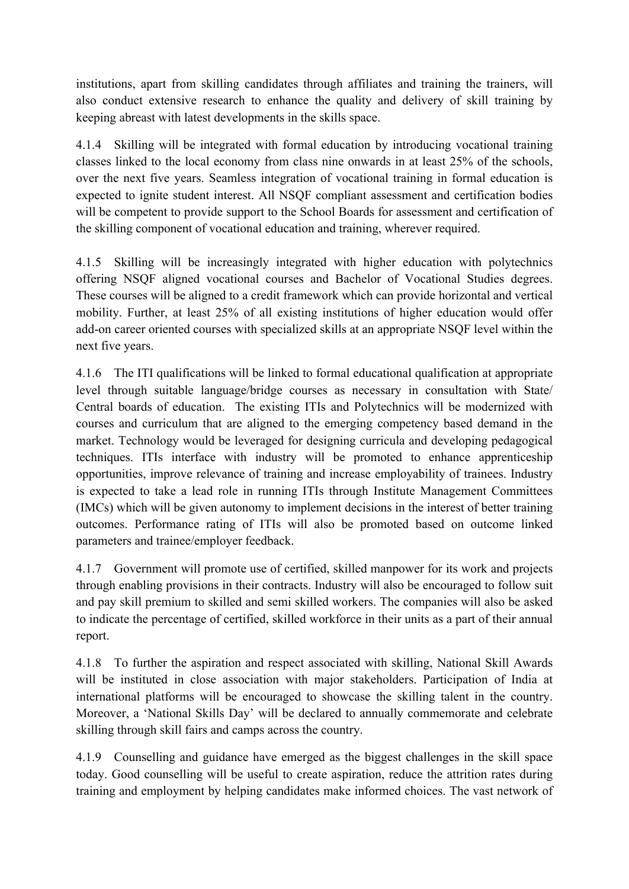institutions, apart from skilling candidates through affiliates and training the trainers, will also conduct extensive research to enhance the quality and delivery of skill training by keeping abreast with latest developments in the skills space.

4.1.4 Skilling will be integrated with formal education by introducing vocational training classes linked to the local economy from class nine onwards in at least 25% of the schools, over the next five years. Seamless integration of vocational training in formal education is expected to ignite student interest. All NSQF compliant assessment and certification bodies will be competent to provide support to the School Boards for assessment and certification of the skilling component of vocational education and training, wherever required.

4.1.5 Skilling will be increasingly integrated with higher education with polytechnics offering NSQF aligned vocational courses and Bachelor of Vocational Studies degrees. These courses will be aligned to a credit framework which can provide horizontal and vertical mobility. Further, at least 25% of all existing institutions of higher education would offer add-on career oriented courses with specialized skills at an appropriate NSQF level within the next five years.

4.1.6 The ITI qualifications will be linked to formal educational qualification at appropriate level through suitable language/bridge courses as necessary in consultation with State/ Central boards of education. The existing ITIs and Polytechnics will be modernized with courses and curriculum that are aligned to the emerging competency based demand in the market. Technology would be leveraged for designing curricula and developing pedagogical techniques. ITIs interface with industry will be promoted to enhance apprenticeship opportunities, improve relevance of training and increase employability of trainees. Industry is expected to take a lead role in running ITIs through Institute Management Committees (IMCs) which will be given autonomy to implement decisions in the interest of better training outcomes. Performance rating of ITIs will also be promoted based on outcome linked parameters and trainee/employer feedback.

4.1.7 Government will promote use of certified, skilled manpower for its work and projects through enabling provisions in their contracts. Industry will also be encouraged to follow suit and pay skill premium to skilled and semi skilled workers. The companies will also be asked to indicate the percentage of certified, skilled workforce in their units as a part of their annual report.

4.1.8 To further the aspiration and respect associated with skilling, National Skill Awards will be instituted in close association with major stakeholders. Participation of India at international platforms will be encouraged to showcase the skilling talent in the country. Moreover, a 'National Skills Day' will be declared to annually commemorate and celebrate skilling through skill fairs and camps across the country.

4.1.9 Counselling and guidance have emerged as the biggest challenges in the skill space today. Good counselling will be useful to create aspiration, reduce the attrition rates during training and employment by helping candidates make informed choices. The vast network of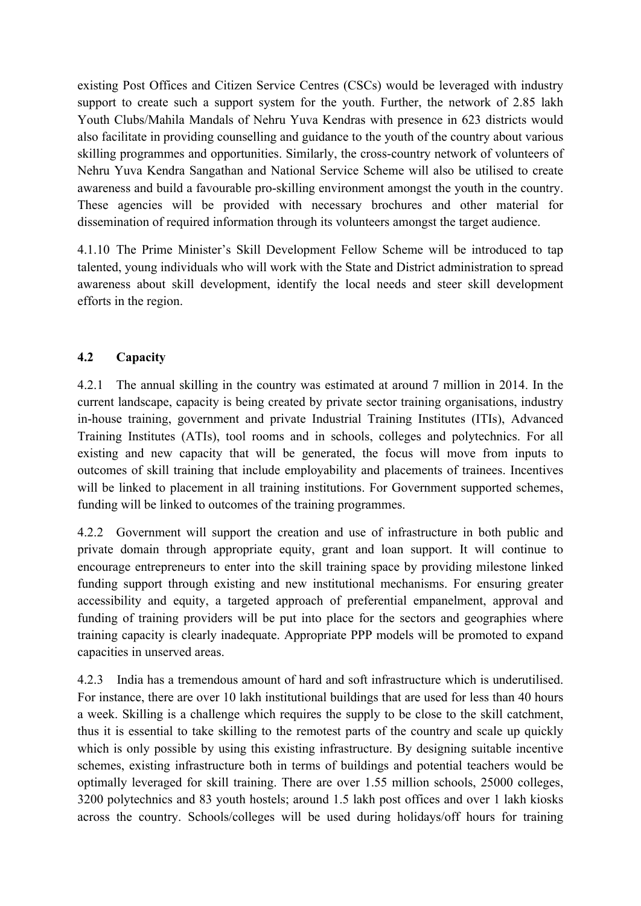existing Post Offices and Citizen Service Centres (CSCs) would be leveraged with industry support to create such a support system for the youth. Further, the network of 2.85 lakh Youth Clubs/Mahila Mandals of Nehru Yuva Kendras with presence in 623 districts would also facilitate in providing counselling and guidance to the youth of the country about various skilling programmes and opportunities. Similarly, the cross-country network of volunteers of Nehru Yuva Kendra Sangathan and National Service Scheme will also be utilised to create awareness and build a favourable pro-skilling environment amongst the youth in the country. These agencies will be provided with necessary brochures and other material for dissemination of required information through its volunteers amongst the target audience.

4.1.10 The Prime Minister's Skill Development Fellow Scheme will be introduced to tap talented, young individuals who will work with the State and District administration to spread awareness about skill development, identify the local needs and steer skill development efforts in the region.

## 4.2 Capacity

4.2.1 The annual skilling in the country was estimated at around 7 million in 2014. In the current landscape, capacity is being created by private sector training organisations, industry in-house training, government and private Industrial Training Institutes (ITIs), Advanced Training Institutes (ATIs), tool rooms and in schools, colleges and polytechnics. For all existing and new capacity that will be generated, the focus will move from inputs to outcomes of skill training that include employability and placements of trainees. Incentives will be linked to placement in all training institutions. For Government supported schemes, funding will be linked to outcomes of the training programmes.

4.2.2 Government will support the creation and use of infrastructure in both public and private domain through appropriate equity, grant and loan support. It will continue to encourage entrepreneurs to enter into the skill training space by providing milestone linked funding support through existing and new institutional mechanisms. For ensuring greater accessibility and equity, a targeted approach of preferential empanelment, approval and funding of training providers will be put into place for the sectors and geographies where training capacity is clearly inadequate. Appropriate PPP models will be promoted to expand capacities in unserved areas.

4.2.3 India has a tremendous amount of hard and soft infrastructure which is underutilised. For instance, there are over 10 lakh institutional buildings that are used for less than 40 hours a week. Skilling is a challenge which requires the supply to be close to the skill catchment, thus it is essential to take skilling to the remotest parts of the country and scale up quickly which is only possible by using this existing infrastructure. By designing suitable incentive schemes, existing infrastructure both in terms of buildings and potential teachers would be optimally leveraged for skill training. There are over 1.55 million schools, 25000 colleges, 3200 polytechnics and 83 youth hostels; around 1.5 lakh post offices and over 1 lakh kiosks across the country. Schools/colleges will be used during holidays/off hours for training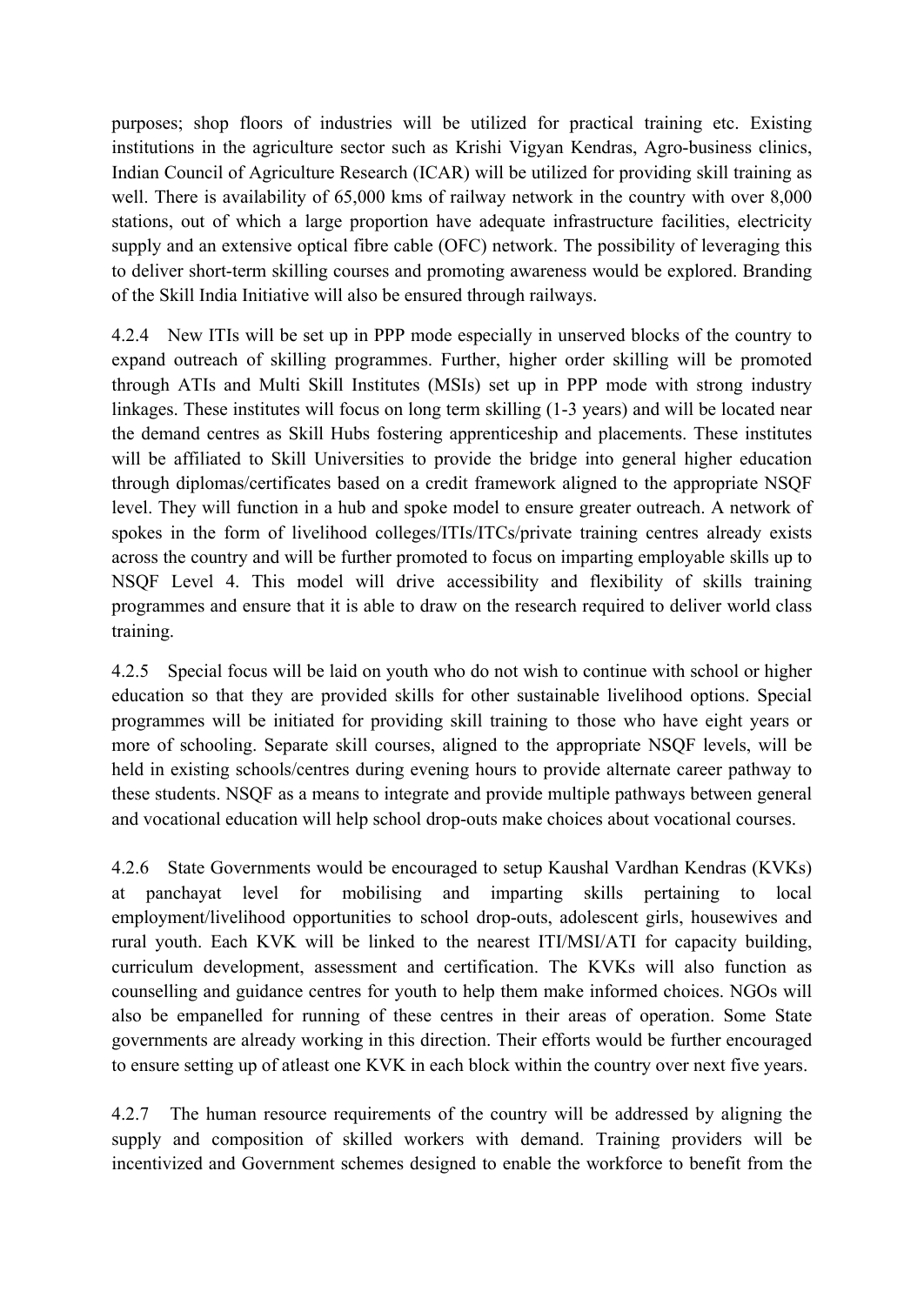purposes; shop floors of industries will be utilized for practical training etc. Existing institutions in the agriculture sector such as Krishi Vigyan Kendras, Agro-business clinics, Indian Council of Agriculture Research (ICAR) will be utilized for providing skill training as well. There is availability of 65,000 kms of railway network in the country with over 8,000 stations, out of which a large proportion have adequate infrastructure facilities, electricity supply and an extensive optical fibre cable (OFC) network. The possibility of leveraging this to deliver short-term skilling courses and promoting awareness would be explored. Branding of the Skill India Initiative will also be ensured through railways.

4.2.4 New ITIs will be set up in PPP mode especially in unserved blocks of the country to expand outreach of skilling programmes. Further, higher order skilling will be promoted through ATIs and Multi Skill Institutes (MSIs) set up in PPP mode with strong industry linkages. These institutes will focus on long term skilling (1-3 years) and will be located near the demand centres as Skill Hubs fostering apprenticeship and placements. These institutes will be affiliated to Skill Universities to provide the bridge into general higher education through diplomas/certificates based on a credit framework aligned to the appropriate NSQF level. They will function in a hub and spoke model to ensure greater outreach. A network of spokes in the form of livelihood colleges/ITIs/ITCs/private training centres already exists across the country and will be further promoted to focus on imparting employable skills up to NSQF Level 4. This model will drive accessibility and flexibility of skills training programmes and ensure that it is able to draw on the research required to deliver world class training.

4.2.5 Special focus will be laid on youth who do not wish to continue with school or higher education so that they are provided skills for other sustainable livelihood options. Special programmes will be initiated for providing skill training to those who have eight years or more of schooling. Separate skill courses, aligned to the appropriate NSQF levels, will be held in existing schools/centres during evening hours to provide alternate career pathway to these students. NSQF as a means to integrate and provide multiple pathways between general and vocational education will help school drop-outs make choices about vocational courses.

4.2.6 State Governments would be encouraged to setup Kaushal Vardhan Kendras (KVKs) at panchayat level for mobilising and imparting skills pertaining to local employment/livelihood opportunities to school drop-outs, adolescent girls, housewives and rural youth. Each KVK will be linked to the nearest ITI/MSI/ATI for capacity building, curriculum development, assessment and certification. The KVKs will also function as counselling and guidance centres for youth to help them make informed choices. NGOs will also be empanelled for running of these centres in their areas of operation. Some State governments are already working in this direction. Their efforts would be further encouraged to ensure setting up of atleast one KVK in each block within the country over next five years.

4.2.7 The human resource requirements of the country will be addressed by aligning the supply and composition of skilled workers with demand. Training providers will be incentivized and Government schemes designed to enable the workforce to benefit from the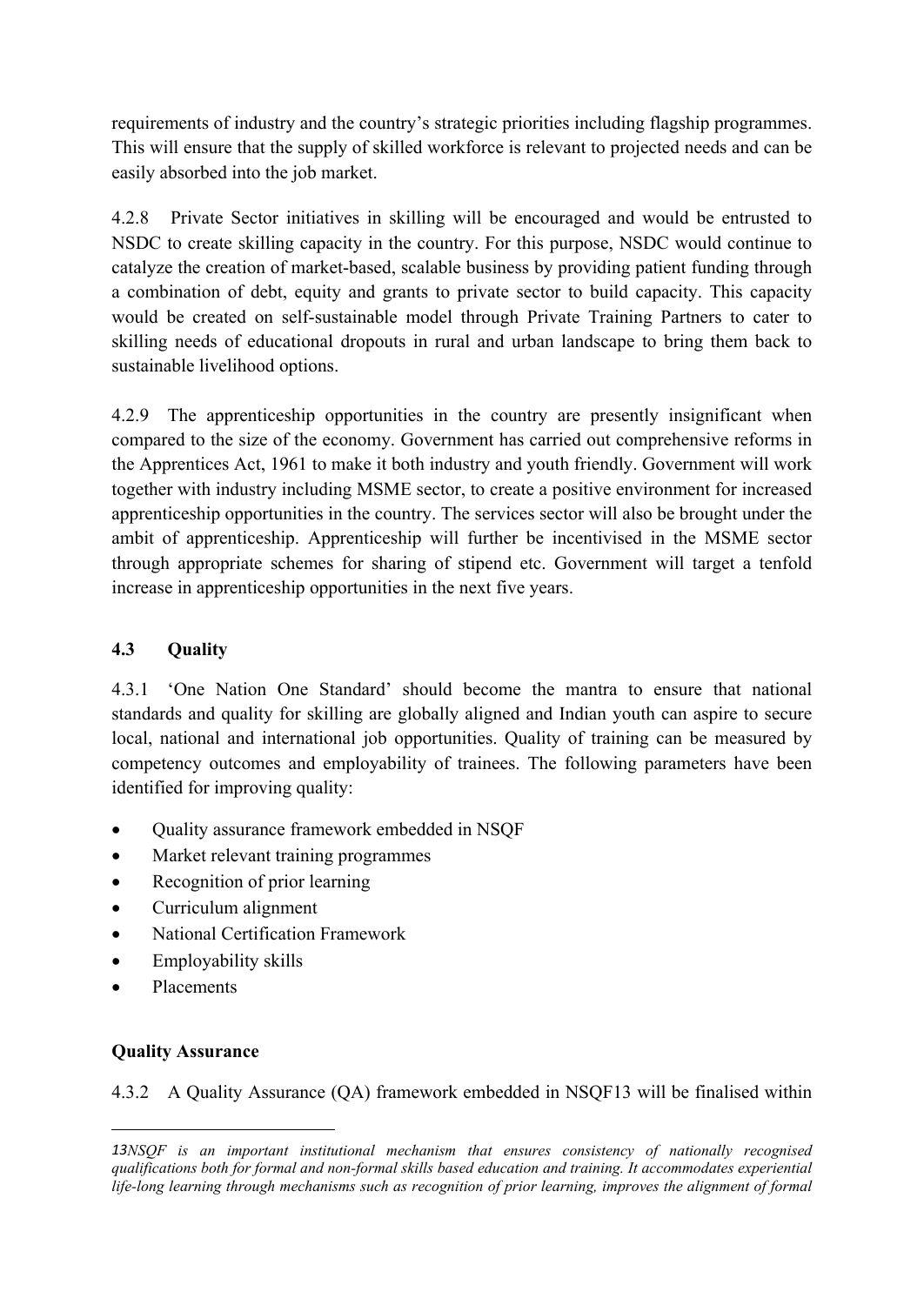requirements of industry and the country's strategic priorities including flagship programmes. This will ensure that the supply of skilled workforce is relevant to projected needs and can be easily absorbed into the job market.

4.2.8 Private Sector initiatives in skilling will be encouraged and would be entrusted to NSDC to create skilling capacity in the country. For this purpose, NSDC would continue to catalyze the creation of market-based, scalable business by providing patient funding through a combination of debt, equity and grants to private sector to build capacity. This capacity would be created on self-sustainable model through Private Training Partners to cater to skilling needs of educational dropouts in rural and urban landscape to bring them back to sustainable livelihood options.

4.2.9 The apprenticeship opportunities in the country are presently insignificant when compared to the size of the economy. Government has carried out comprehensive reforms in the Apprentices Act, 1961 to make it both industry and youth friendly. Government will work together with industry including MSME sector, to create a positive environment for increased apprenticeship opportunities in the country. The services sector will also be brought under the ambit of apprenticeship. Apprenticeship will further be incentivised in the MSME sector through appropriate schemes for sharing of stipend etc. Government will target a tenfold increase in apprenticeship opportunities in the next five years.

### 4.3 Quality

4.3.1 'One Nation One Standard' should become the mantra to ensure that national standards and quality for skilling are globally aligned and Indian youth can aspire to secure local, national and international job opportunities. Quality of training can be measured by competency outcomes and employability of trainees. The following parameters have been identified for improving quality:

- Quality assurance framework embedded in NSQF
- Market relevant training programmes
- Recognition of prior learning
- Curriculum alignment
- National Certification Framework
- Employability skills
- Placements

**Quality Assurance**

4.3.2 A Quality Assurance (QA) framework embedded in NSQF[13] will be finalised within

[13] *NSQF is an important institutional mechanism that ensures consistency of nationally recognised qualifications both for formal and non-formal skills based education and training. It accommodates experiential life-long learning through mechanisms such as recognition of prior learning, improves the alignment of formal*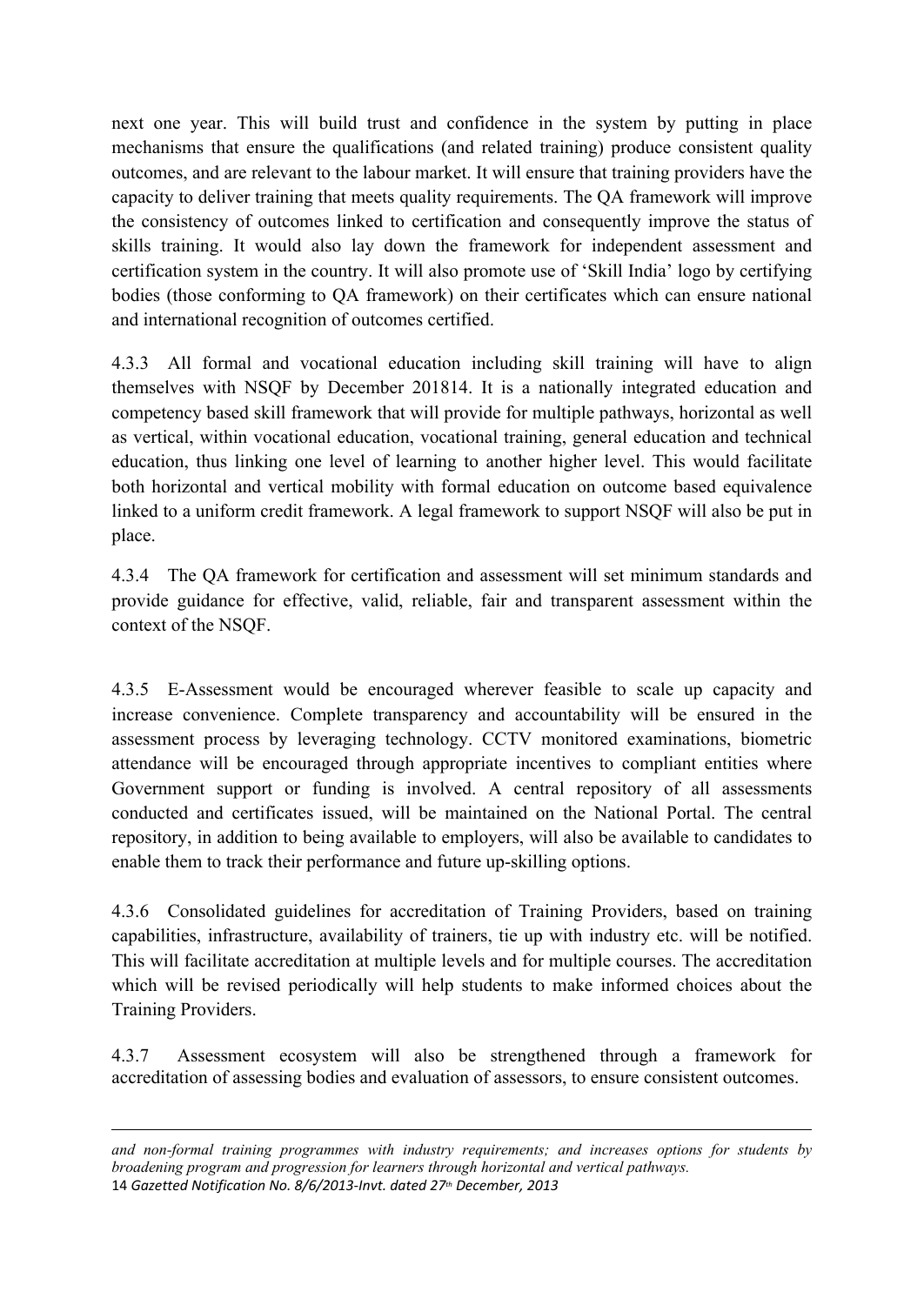next one year. This will build trust and confidence in the system by putting in place mechanisms that ensure the qualifications (and related training) produce consistent quality outcomes, and are relevant to the labour market. It will ensure that training providers have the capacity to deliver training that meets quality requirements. The QA framework will improve the consistency of outcomes linked to certification and consequently improve the status of skills training. It would also lay down the framework for independent assessment and certification system in the country. It will also promote use of 'Skill India' logo by certifying bodies (those conforming to QA framework) on their certificates which can ensure national and international recognition of outcomes certified.

4.3.3 All formal and vocational education including skill training will have to align themselves with NSQF by December 2018[14]. It is a nationally integrated education and competency based skill framework that will provide for multiple pathways, horizontal as well as vertical, within vocational education, vocational training, general education and technical education, thus linking one level of learning to another higher level. This would facilitate both horizontal and vertical mobility with formal education on outcome based equivalence linked to a uniform credit framework. A legal framework to support NSQF will also be put in place.

4.3.4 The QA framework for certification and assessment will set minimum standards and provide guidance for effective, valid, reliable, fair and transparent assessment within the context of the NSQF.

4.3.5 E-Assessment would be encouraged wherever feasible to scale up capacity and increase convenience. Complete transparency and accountability will be ensured in the assessment process by leveraging technology. CCTV monitored examinations, biometric attendance will be encouraged through appropriate incentives to compliant entities where Government support or funding is involved. A central repository of all assessments conducted and certificates issued, will be maintained on the National Portal. The central repository, in addition to being available to employers, will also be available to candidates to enable them to track their performance and future up-skilling options.

4.3.6 Consolidated guidelines for accreditation of Training Providers, based on training capabilities, infrastructure, availability of trainers, tie up with industry etc. will be notified. This will facilitate accreditation at multiple levels and for multiple courses. The accreditation which will be revised periodically will help students to make informed choices about the Training Providers.

4.3.7 Assessment ecosystem will also be strengthened through a framework for accreditation of assessing bodies and evaluation of assessors, to ensure consistent outcomes.

---

*and non-formal training programmes with industry requirements; and increases options for students by broadening program and progression for learners through horizontal and vertical pathways.*

14 *Gazetted Notification No. 8/6/2013-Invt. dated 27th December, 2013*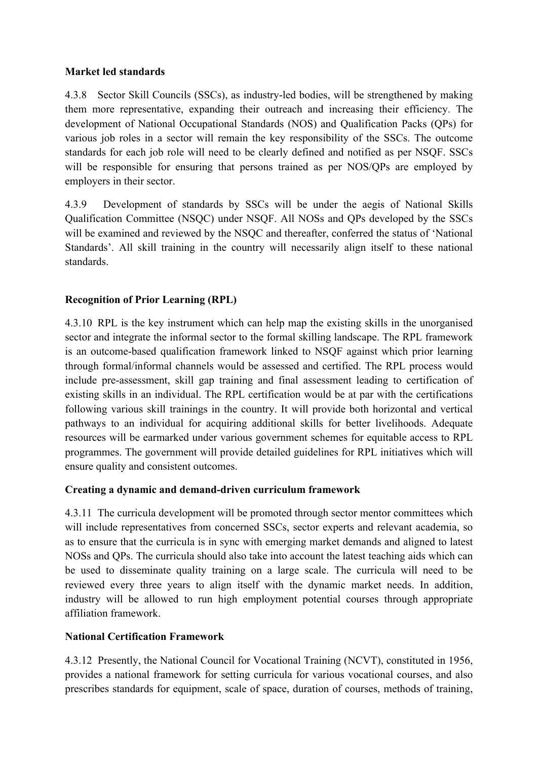**Market led standards**

4.3.8 Sector Skill Councils (SSCs), as industry-led bodies, will be strengthened by making them more representative, expanding their outreach and increasing their efficiency. The development of National Occupational Standards (NOS) and Qualification Packs (QPs) for various job roles in a sector will remain the key responsibility of the SSCs. The outcome standards for each job role will need to be clearly defined and notified as per NSQF. SSCs will be responsible for ensuring that persons trained as per NOS/QPs are employed by employers in their sector.

4.3.9 Development of standards by SSCs will be under the aegis of National Skills Qualification Committee (NSQC) under NSQF. All NOSs and QPs developed by the SSCs will be examined and reviewed by the NSQC and thereafter, conferred the status of 'National Standards'. All skill training in the country will necessarily align itself to these national standards.

**Recognition of Prior Learning (RPL)**

4.3.10 RPL is the key instrument which can help map the existing skills in the unorganised sector and integrate the informal sector to the formal skilling landscape. The RPL framework is an outcome-based qualification framework linked to NSQF against which prior learning through formal/informal channels would be assessed and certified. The RPL process would include pre-assessment, skill gap training and final assessment leading to certification of existing skills in an individual. The RPL certification would be at par with the certifications following various skill trainings in the country. It will provide both horizontal and vertical pathways to an individual for acquiring additional skills for better livelihoods. Adequate resources will be earmarked under various government schemes for equitable access to RPL programmes. The government will provide detailed guidelines for RPL initiatives which will ensure quality and consistent outcomes.

**Creating a dynamic and demand-driven curriculum framework**

4.3.11 The curricula development will be promoted through sector mentor committees which will include representatives from concerned SSCs, sector experts and relevant academia, so as to ensure that the curricula is in sync with emerging market demands and aligned to latest NOSs and QPs. The curricula should also take into account the latest teaching aids which can be used to disseminate quality training on a large scale. The curricula will need to be reviewed every three years to align itself with the dynamic market needs. In addition, industry will be allowed to run high employment potential courses through appropriate affiliation framework.

**National Certification Framework**

4.3.12 Presently, the National Council for Vocational Training (NCVT), constituted in 1956, provides a national framework for setting curricula for various vocational courses, and also prescribes standards for equipment, scale of space, duration of courses, methods of training,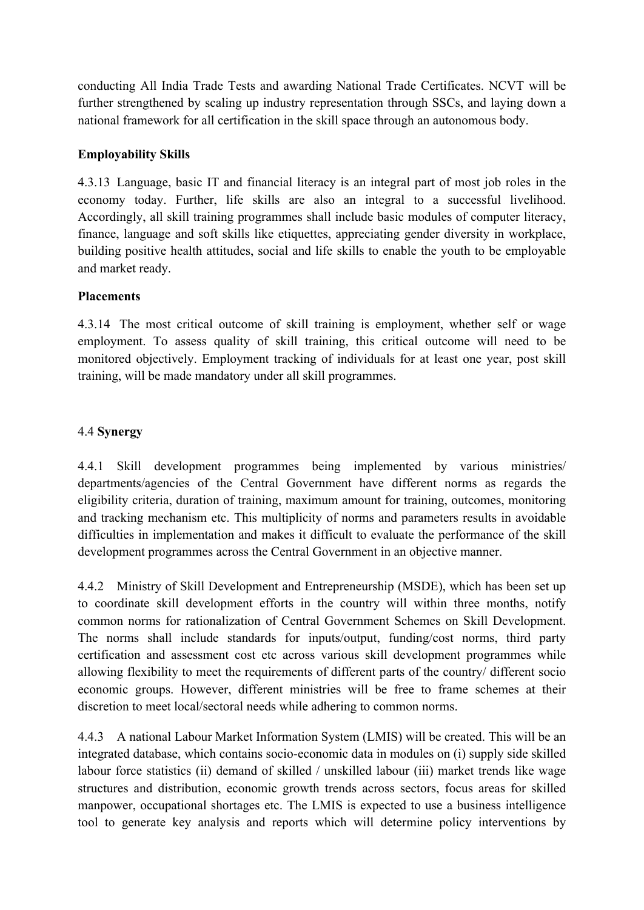conducting All India Trade Tests and awarding National Trade Certificates. NCVT will be further strengthened by scaling up industry representation through SSCs, and laying down a national framework for all certification in the skill space through an autonomous body.

**Employability Skills**

4.3.13 Language, basic IT and financial literacy is an integral part of most job roles in the economy today. Further, life skills are also an integral to a successful livelihood. Accordingly, all skill training programmes shall include basic modules of computer literacy, finance, language and soft skills like etiquettes, appreciating gender diversity in workplace, building positive health attitudes, social and life skills to enable the youth to be employable and market ready.

**Placements**

4.3.14 The most critical outcome of skill training is employment, whether self or wage employment. To assess quality of skill training, this critical outcome will need to be monitored objectively. Employment tracking of individuals for at least one year, post skill training, will be made mandatory under all skill programmes.

## 4.4 **Synergy**

4.4.1 Skill development programmes being implemented by various ministries/ departments/agencies of the Central Government have different norms as regards the eligibility criteria, duration of training, maximum amount for training, outcomes, monitoring and tracking mechanism etc. This multiplicity of norms and parameters results in avoidable difficulties in implementation and makes it difficult to evaluate the performance of the skill development programmes across the Central Government in an objective manner.

4.4.2 Ministry of Skill Development and Entrepreneurship (MSDE), which has been set up to coordinate skill development efforts in the country will within three months, notify common norms for rationalization of Central Government Schemes on Skill Development. The norms shall include standards for inputs/output, funding/cost norms, third party certification and assessment cost etc across various skill development programmes while allowing flexibility to meet the requirements of different parts of the country/ different socio economic groups. However, different ministries will be free to frame schemes at their discretion to meet local/sectoral needs while adhering to common norms.

4.4.3 A national Labour Market Information System (LMIS) will be created. This will be an integrated database, which contains socio-economic data in modules on (i) supply side skilled labour force statistics (ii) demand of skilled / unskilled labour (iii) market trends like wage structures and distribution, economic growth trends across sectors, focus areas for skilled manpower, occupational shortages etc. The LMIS is expected to use a business intelligence tool to generate key analysis and reports which will determine policy interventions by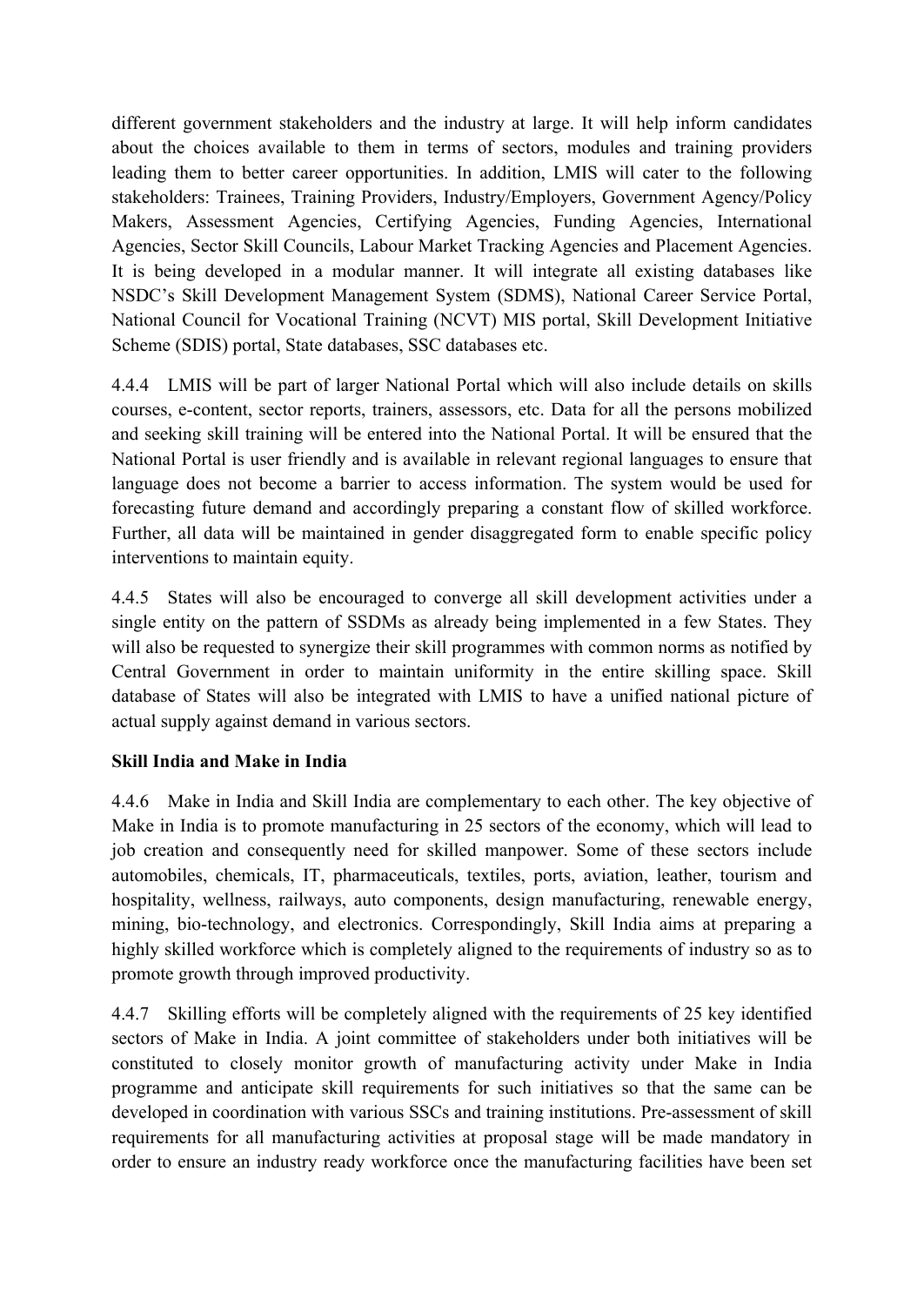different government stakeholders and the industry at large. It will help inform candidates about the choices available to them in terms of sectors, modules and training providers leading them to better career opportunities. In addition, LMIS will cater to the following stakeholders: Trainees, Training Providers, Industry/Employers, Government Agency/Policy Makers, Assessment Agencies, Certifying Agencies, Funding Agencies, International Agencies, Sector Skill Councils, Labour Market Tracking Agencies and Placement Agencies. It is being developed in a modular manner. It will integrate all existing databases like NSDC's Skill Development Management System (SDMS), National Career Service Portal, National Council for Vocational Training (NCVT) MIS portal, Skill Development Initiative Scheme (SDIS) portal, State databases, SSC databases etc.

4.4.4 LMIS will be part of larger National Portal which will also include details on skills courses, e-content, sector reports, trainers, assessors, etc. Data for all the persons mobilized and seeking skill training will be entered into the National Portal. It will be ensured that the National Portal is user friendly and is available in relevant regional languages to ensure that language does not become a barrier to access information. The system would be used for forecasting future demand and accordingly preparing a constant flow of skilled workforce. Further, all data will be maintained in gender disaggregated form to enable specific policy interventions to maintain equity.

4.4.5 States will also be encouraged to converge all skill development activities under a single entity on the pattern of SSDMs as already being implemented in a few States. They will also be requested to synergize their skill programmes with common norms as notified by Central Government in order to maintain uniformity in the entire skilling space. Skill database of States will also be integrated with LMIS to have a unified national picture of actual supply against demand in various sectors.

**Skill India and Make in India**

4.4.6 Make in India and Skill India are complementary to each other. The key objective of Make in India is to promote manufacturing in 25 sectors of the economy, which will lead to job creation and consequently need for skilled manpower. Some of these sectors include automobiles, chemicals, IT, pharmaceuticals, textiles, ports, aviation, leather, tourism and hospitality, wellness, railways, auto components, design manufacturing, renewable energy, mining, bio-technology, and electronics. Correspondingly, Skill India aims at preparing a highly skilled workforce which is completely aligned to the requirements of industry so as to promote growth through improved productivity.

4.4.7 Skilling efforts will be completely aligned with the requirements of 25 key identified sectors of Make in India. A joint committee of stakeholders under both initiatives will be constituted to closely monitor growth of manufacturing activity under Make in India programme and anticipate skill requirements for such initiatives so that the same can be developed in coordination with various SSCs and training institutions. Pre-assessment of skill requirements for all manufacturing activities at proposal stage will be made mandatory in order to ensure an industry ready workforce once the manufacturing facilities have been set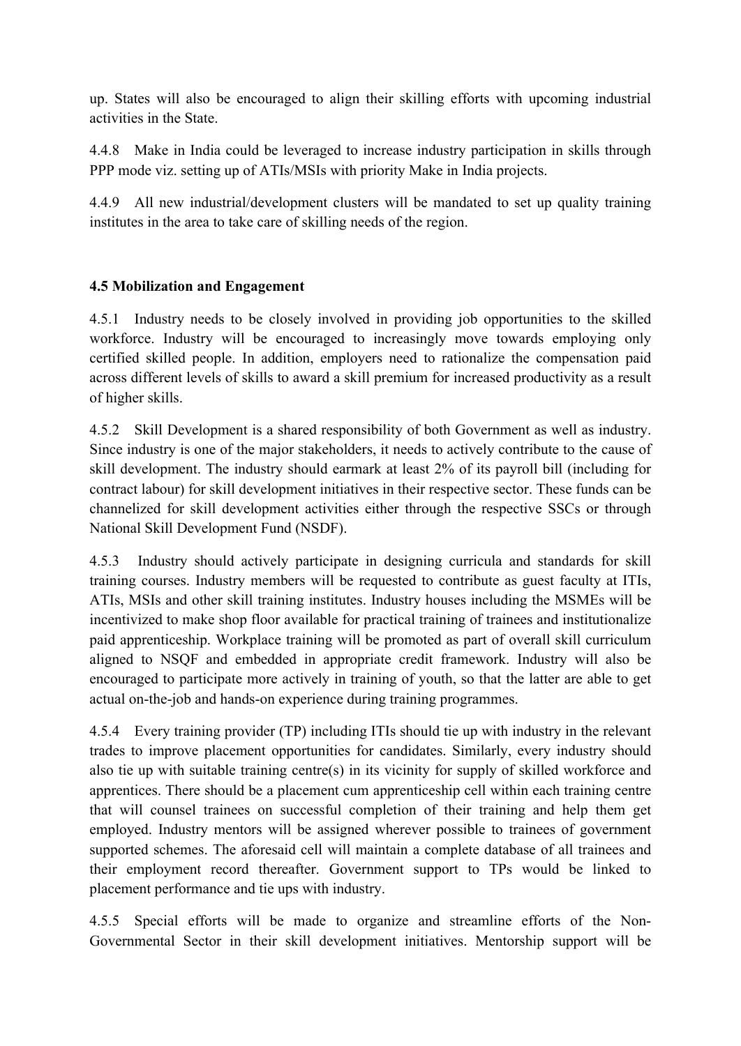up. States will also be encouraged to align their skilling efforts with upcoming industrial activities in the State.

4.4.8 Make in India could be leveraged to increase industry participation in skills through PPP mode viz. setting up of ATIs/MSIs with priority Make in India projects.

4.4.9 All new industrial/development clusters will be mandated to set up quality training institutes in the area to take care of skilling needs of the region.

**4.5 Mobilization and Engagement**

4.5.1 Industry needs to be closely involved in providing job opportunities to the skilled workforce. Industry will be encouraged to increasingly move towards employing only certified skilled people. In addition, employers need to rationalize the compensation paid across different levels of skills to award a skill premium for increased productivity as a result of higher skills.

4.5.2 Skill Development is a shared responsibility of both Government as well as industry. Since industry is one of the major stakeholders, it needs to actively contribute to the cause of skill development. The industry should earmark at least 2% of its payroll bill (including for contract labour) for skill development initiatives in their respective sector. These funds can be channelized for skill development activities either through the respective SSCs or through National Skill Development Fund (NSDF).

4.5.3 Industry should actively participate in designing curricula and standards for skill training courses. Industry members will be requested to contribute as guest faculty at ITIs, ATIs, MSIs and other skill training institutes. Industry houses including the MSMEs will be incentivized to make shop floor available for practical training of trainees and institutionalize paid apprenticeship. Workplace training will be promoted as part of overall skill curriculum aligned to NSQF and embedded in appropriate credit framework. Industry will also be encouraged to participate more actively in training of youth, so that the latter are able to get actual on-the-job and hands-on experience during training programmes.

4.5.4 Every training provider (TP) including ITIs should tie up with industry in the relevant trades to improve placement opportunities for candidates. Similarly, every industry should also tie up with suitable training centre(s) in its vicinity for supply of skilled workforce and apprentices. There should be a placement cum apprenticeship cell within each training centre that will counsel trainees on successful completion of their training and help them get employed. Industry mentors will be assigned wherever possible to trainees of government supported schemes. The aforesaid cell will maintain a complete database of all trainees and their employment record thereafter. Government support to TPs would be linked to placement performance and tie ups with industry.

4.5.5 Special efforts will be made to organize and streamline efforts of the Non-Governmental Sector in their skill development initiatives. Mentorship support will be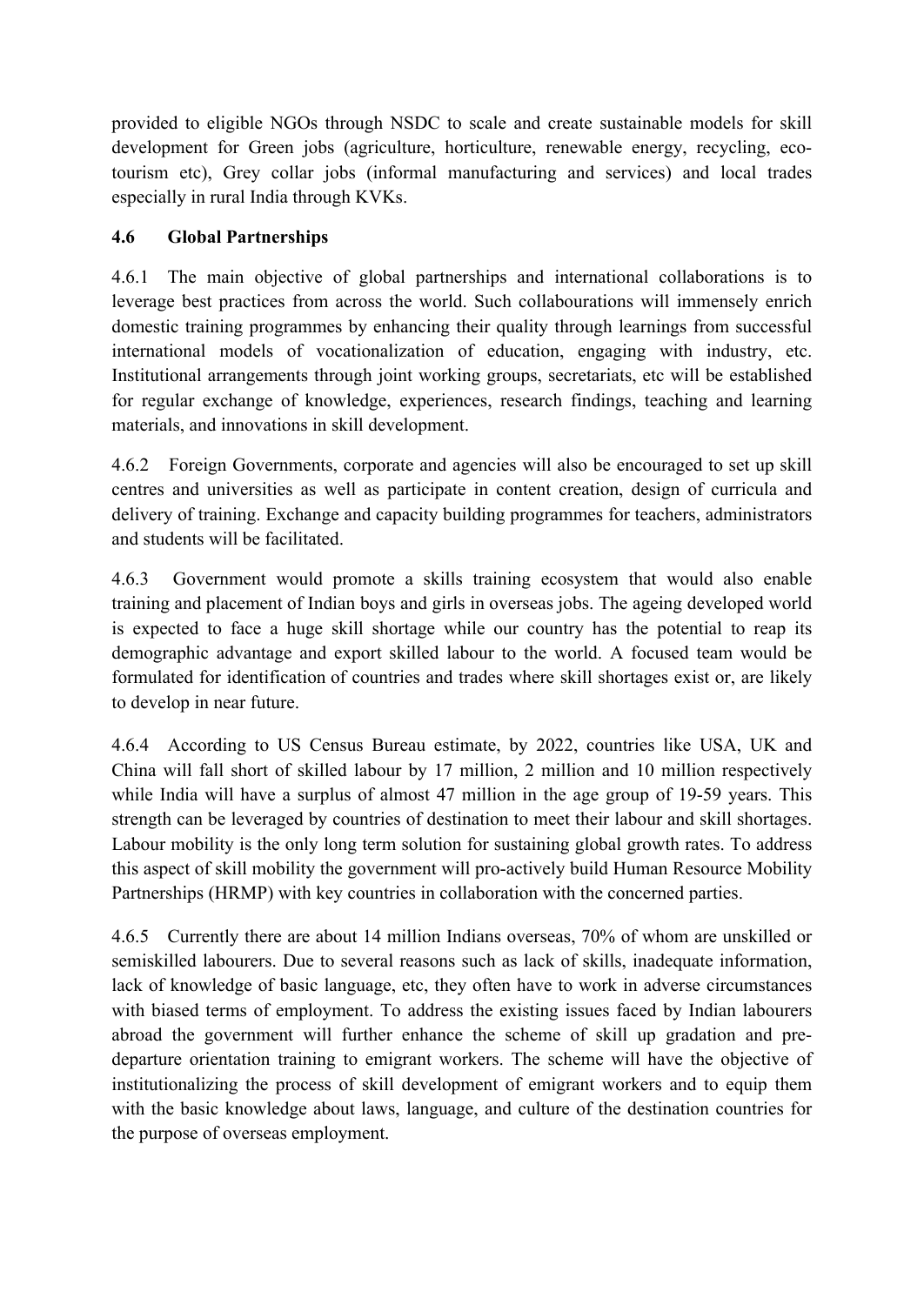provided to eligible NGOs through NSDC to scale and create sustainable models for skill development for Green jobs (agriculture, horticulture, renewable energy, recycling, eco-tourism etc), Grey collar jobs (informal manufacturing and services) and local trades especially in rural India through KVKs.

## 4.6 Global Partnerships

4.6.1 The main objective of global partnerships and international collaborations is to leverage best practices from across the world. Such collabourations will immensely enrich domestic training programmes by enhancing their quality through learnings from successful international models of vocationalization of education, engaging with industry, etc. Institutional arrangements through joint working groups, secretariats, etc will be established for regular exchange of knowledge, experiences, research findings, teaching and learning materials, and innovations in skill development.

4.6.2 Foreign Governments, corporate and agencies will also be encouraged to set up skill centres and universities as well as participate in content creation, design of curricula and delivery of training. Exchange and capacity building programmes for teachers, administrators and students will be facilitated.

4.6.3 Government would promote a skills training ecosystem that would also enable training and placement of Indian boys and girls in overseas jobs. The ageing developed world is expected to face a huge skill shortage while our country has the potential to reap its demographic advantage and export skilled labour to the world. A focused team would be formulated for identification of countries and trades where skill shortages exist or, are likely to develop in near future.

4.6.4 According to US Census Bureau estimate, by 2022, countries like USA, UK and China will fall short of skilled labour by 17 million, 2 million and 10 million respectively while India will have a surplus of almost 47 million in the age group of 19-59 years. This strength can be leveraged by countries of destination to meet their labour and skill shortages. Labour mobility is the only long term solution for sustaining global growth rates. To address this aspect of skill mobility the government will pro-actively build Human Resource Mobility Partnerships (HRMP) with key countries in collaboration with the concerned parties.

4.6.5 Currently there are about 14 million Indians overseas, 70% of whom are unskilled or semiskilled labourers. Due to several reasons such as lack of skills, inadequate information, lack of knowledge of basic language, etc, they often have to work in adverse circumstances with biased terms of employment. To address the existing issues faced by Indian labourers abroad the government will further enhance the scheme of skill up gradation and pre-departure orientation training to emigrant workers. The scheme will have the objective of institutionalizing the process of skill development of emigrant workers and to equip them with the basic knowledge about laws, language, and culture of the destination countries for the purpose of overseas employment.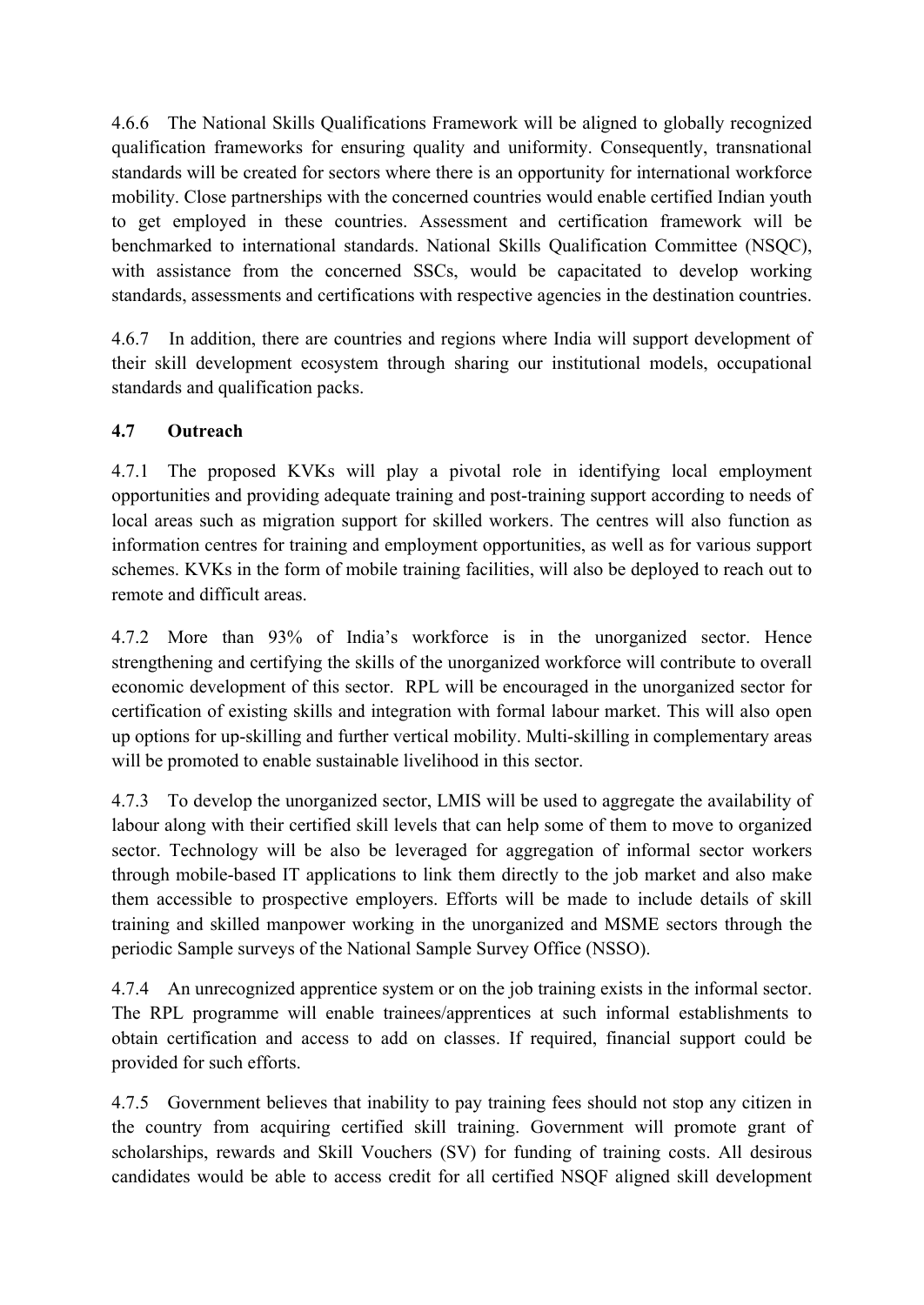4.6.6 The National Skills Qualifications Framework will be aligned to globally recognized qualification frameworks for ensuring quality and uniformity. Consequently, transnational standards will be created for sectors where there is an opportunity for international workforce mobility. Close partnerships with the concerned countries would enable certified Indian youth to get employed in these countries. Assessment and certification framework will be benchmarked to international standards. National Skills Qualification Committee (NSQC), with assistance from the concerned SSCs, would be capacitated to develop working standards, assessments and certifications with respective agencies in the destination countries.

4.6.7 In addition, there are countries and regions where India will support development of their skill development ecosystem through sharing our institutional models, occupational standards and qualification packs.

### 4.7 Outreach

4.7.1 The proposed KVKs will play a pivotal role in identifying local employment opportunities and providing adequate training and post-training support according to needs of local areas such as migration support for skilled workers. The centres will also function as information centres for training and employment opportunities, as well as for various support schemes. KVKs in the form of mobile training facilities, will also be deployed to reach out to remote and difficult areas.

4.7.2 More than 93% of India's workforce is in the unorganized sector. Hence strengthening and certifying the skills of the unorganized workforce will contribute to overall economic development of this sector. RPL will be encouraged in the unorganized sector for certification of existing skills and integration with formal labour market. This will also open up options for up-skilling and further vertical mobility. Multi-skilling in complementary areas will be promoted to enable sustainable livelihood in this sector.

4.7.3 To develop the unorganized sector, LMIS will be used to aggregate the availability of labour along with their certified skill levels that can help some of them to move to organized sector. Technology will be also be leveraged for aggregation of informal sector workers through mobile-based IT applications to link them directly to the job market and also make them accessible to prospective employers. Efforts will be made to include details of skill training and skilled manpower working in the unorganized and MSME sectors through the periodic Sample surveys of the National Sample Survey Office (NSSO).

4.7.4 An unrecognized apprentice system or on the job training exists in the informal sector. The RPL programme will enable trainees/apprentices at such informal establishments to obtain certification and access to add on classes. If required, financial support could be provided for such efforts.

4.7.5 Government believes that inability to pay training fees should not stop any citizen in the country from acquiring certified skill training. Government will promote grant of scholarships, rewards and Skill Vouchers (SV) for funding of training costs. All desirous candidates would be able to access credit for all certified NSQF aligned skill development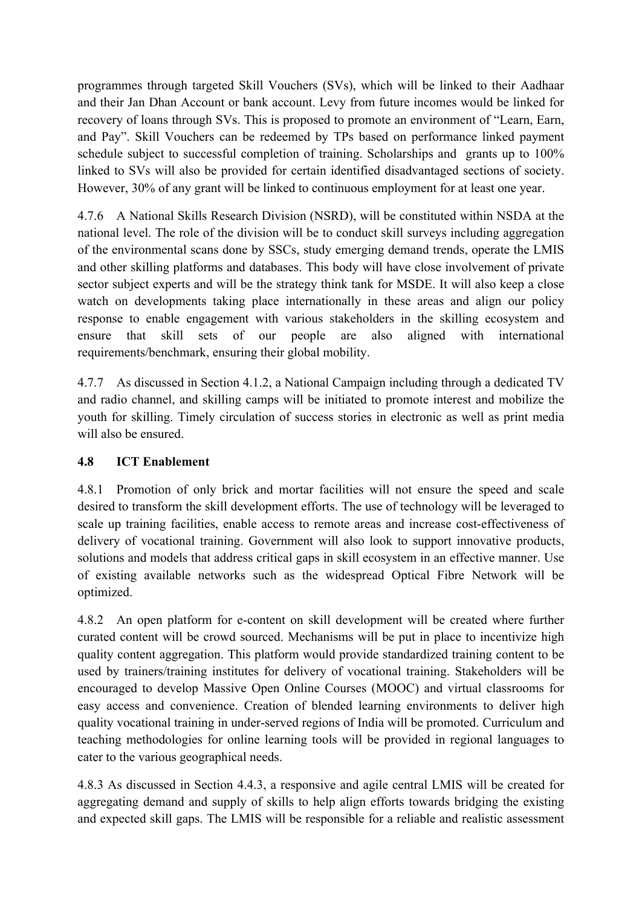programmes through targeted Skill Vouchers (SVs), which will be linked to their Aadhaar and their Jan Dhan Account or bank account. Levy from future incomes would be linked for recovery of loans through SVs. This is proposed to promote an environment of "Learn, Earn, and Pay". Skill Vouchers can be redeemed by TPs based on performance linked payment schedule subject to successful completion of training. Scholarships and grants up to 100% linked to SVs will also be provided for certain identified disadvantaged sections of society. However, 30% of any grant will be linked to continuous employment for at least one year.

4.7.6 A National Skills Research Division (NSRD), will be constituted within NSDA at the national level. The role of the division will be to conduct skill surveys including aggregation of the environmental scans done by SSCs, study emerging demand trends, operate the LMIS and other skilling platforms and databases. This body will have close involvement of private sector subject experts and will be the strategy think tank for MSDE. It will also keep a close watch on developments taking place internationally in these areas and align our policy response to enable engagement with various stakeholders in the skilling ecosystem and ensure that skill sets of our people are also aligned with international requirements/benchmark, ensuring their global mobility.

4.7.7 As discussed in Section 4.1.2, a National Campaign including through a dedicated TV and radio channel, and skilling camps will be initiated to promote interest and mobilize the youth for skilling. Timely circulation of success stories in electronic as well as print media will also be ensured.

### 4.8 ICT Enablement

4.8.1 Promotion of only brick and mortar facilities will not ensure the speed and scale desired to transform the skill development efforts. The use of technology will be leveraged to scale up training facilities, enable access to remote areas and increase cost-effectiveness of delivery of vocational training. Government will also look to support innovative products, solutions and models that address critical gaps in skill ecosystem in an effective manner. Use of existing available networks such as the widespread Optical Fibre Network will be optimized.

4.8.2 An open platform for e-content on skill development will be created where further curated content will be crowd sourced. Mechanisms will be put in place to incentivize high quality content aggregation. This platform would provide standardized training content to be used by trainers/training institutes for delivery of vocational training. Stakeholders will be encouraged to develop Massive Open Online Courses (MOOC) and virtual classrooms for easy access and convenience. Creation of blended learning environments to deliver high quality vocational training in under-served regions of India will be promoted. Curriculum and teaching methodologies for online learning tools will be provided in regional languages to cater to the various geographical needs.

4.8.3 As discussed in Section 4.4.3, a responsive and agile central LMIS will be created for aggregating demand and supply of skills to help align efforts towards bridging the existing and expected skill gaps. The LMIS will be responsible for a reliable and realistic assessment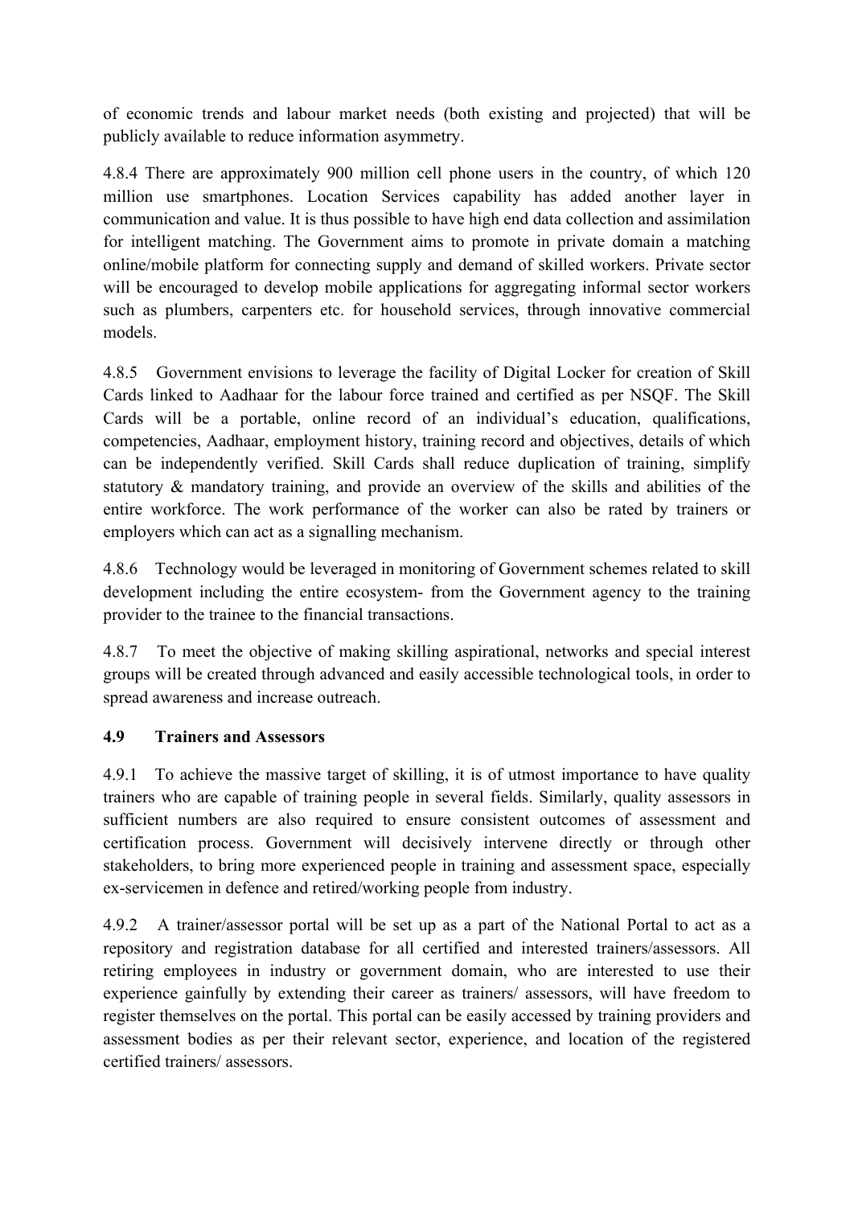of economic trends and labour market needs (both existing and projected) that will be publicly available to reduce information asymmetry.

4.8.4 There are approximately 900 million cell phone users in the country, of which 120 million use smartphones. Location Services capability has added another layer in communication and value. It is thus possible to have high end data collection and assimilation for intelligent matching. The Government aims to promote in private domain a matching online/mobile platform for connecting supply and demand of skilled workers. Private sector will be encouraged to develop mobile applications for aggregating informal sector workers such as plumbers, carpenters etc. for household services, through innovative commercial models.

4.8.5 Government envisions to leverage the facility of Digital Locker for creation of Skill Cards linked to Aadhaar for the labour force trained and certified as per NSQF. The Skill Cards will be a portable, online record of an individual's education, qualifications, competencies, Aadhaar, employment history, training record and objectives, details of which can be independently verified. Skill Cards shall reduce duplication of training, simplify statutory & mandatory training, and provide an overview of the skills and abilities of the entire workforce. The work performance of the worker can also be rated by trainers or employers which can act as a signalling mechanism.

4.8.6 Technology would be leveraged in monitoring of Government schemes related to skill development including the entire ecosystem- from the Government agency to the training provider to the trainee to the financial transactions.

4.8.7 To meet the objective of making skilling aspirational, networks and special interest groups will be created through advanced and easily accessible technological tools, in order to spread awareness and increase outreach.

### 4.9 Trainers and Assessors

4.9.1 To achieve the massive target of skilling, it is of utmost importance to have quality trainers who are capable of training people in several fields. Similarly, quality assessors in sufficient numbers are also required to ensure consistent outcomes of assessment and certification process. Government will decisively intervene directly or through other stakeholders, to bring more experienced people in training and assessment space, especially ex-servicemen in defence and retired/working people from industry.

4.9.2 A trainer/assessor portal will be set up as a part of the National Portal to act as a repository and registration database for all certified and interested trainers/assessors. All retiring employees in industry or government domain, who are interested to use their experience gainfully by extending their career as trainers/ assessors, will have freedom to register themselves on the portal. This portal can be easily accessed by training providers and assessment bodies as per their relevant sector, experience, and location of the registered certified trainers/ assessors.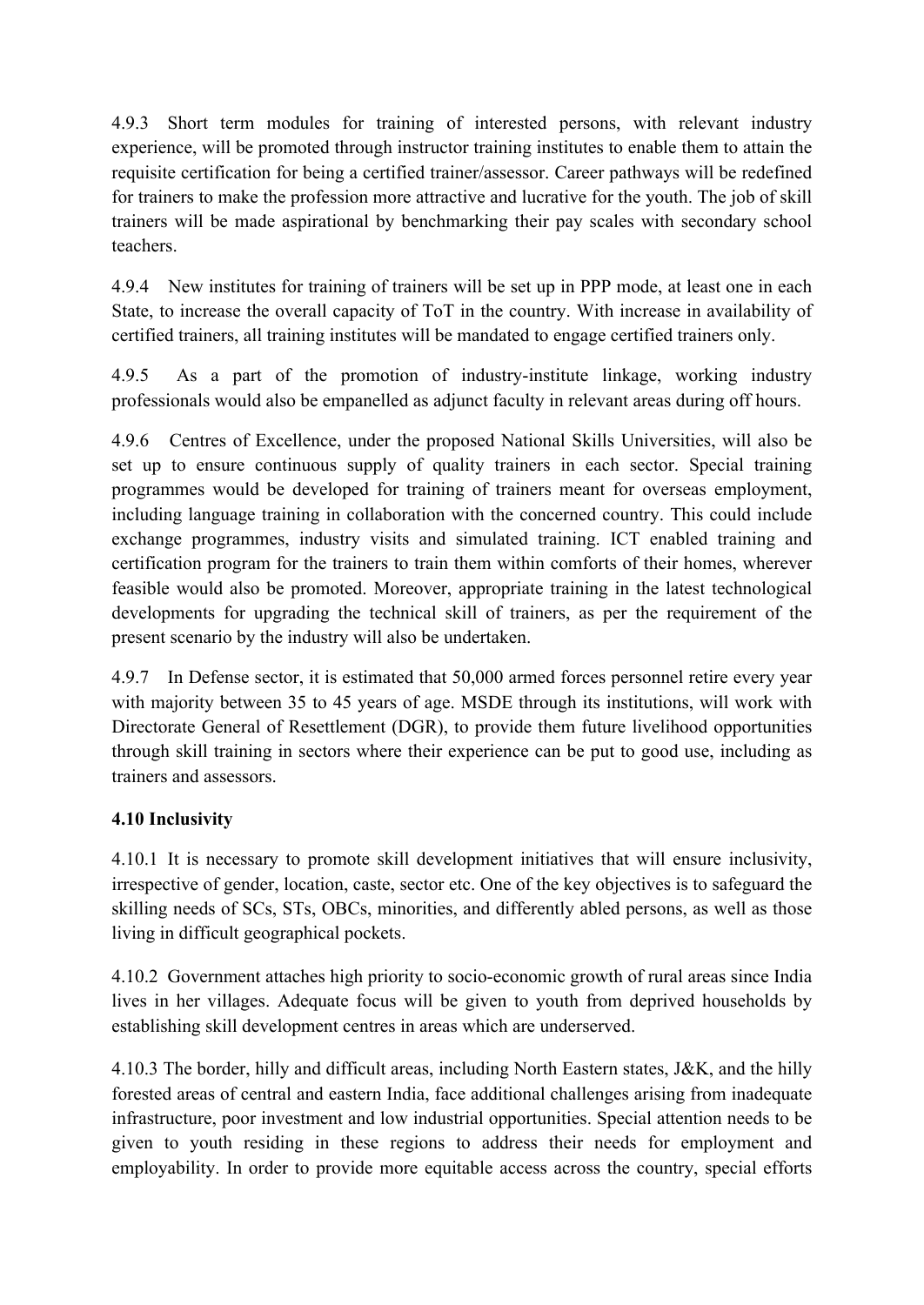4.9.3 Short term modules for training of interested persons, with relevant industry experience, will be promoted through instructor training institutes to enable them to attain the requisite certification for being a certified trainer/assessor. Career pathways will be redefined for trainers to make the profession more attractive and lucrative for the youth. The job of skill trainers will be made aspirational by benchmarking their pay scales with secondary school teachers.

4.9.4 New institutes for training of trainers will be set up in PPP mode, at least one in each State, to increase the overall capacity of ToT in the country. With increase in availability of certified trainers, all training institutes will be mandated to engage certified trainers only.

4.9.5 As a part of the promotion of industry-institute linkage, working industry professionals would also be empanelled as adjunct faculty in relevant areas during off hours.

4.9.6 Centres of Excellence, under the proposed National Skills Universities, will also be set up to ensure continuous supply of quality trainers in each sector. Special training programmes would be developed for training of trainers meant for overseas employment, including language training in collaboration with the concerned country. This could include exchange programmes, industry visits and simulated training. ICT enabled training and certification program for the trainers to train them within comforts of their homes, wherever feasible would also be promoted. Moreover, appropriate training in the latest technological developments for upgrading the technical skill of trainers, as per the requirement of the present scenario by the industry will also be undertaken.

4.9.7 In Defense sector, it is estimated that 50,000 armed forces personnel retire every year with majority between 35 to 45 years of age. MSDE through its institutions, will work with Directorate General of Resettlement (DGR), to provide them future livelihood opportunities through skill training in sectors where their experience can be put to good use, including as trainers and assessors.

### 4.10 Inclusivity

4.10.1 It is necessary to promote skill development initiatives that will ensure inclusivity, irrespective of gender, location, caste, sector etc. One of the key objectives is to safeguard the skilling needs of SCs, STs, OBCs, minorities, and differently abled persons, as well as those living in difficult geographical pockets.

4.10.2 Government attaches high priority to socio-economic growth of rural areas since India lives in her villages. Adequate focus will be given to youth from deprived households by establishing skill development centres in areas which are underserved.

4.10.3 The border, hilly and difficult areas, including North Eastern states, J&K, and the hilly forested areas of central and eastern India, face additional challenges arising from inadequate infrastructure, poor investment and low industrial opportunities. Special attention needs to be given to youth residing in these regions to address their needs for employment and employability. In order to provide more equitable access across the country, special efforts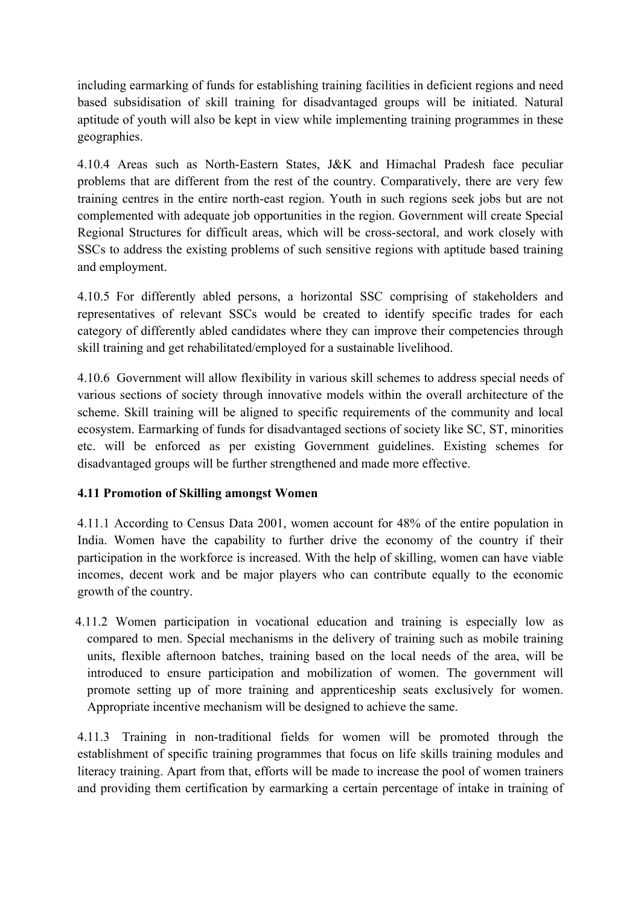including earmarking of funds for establishing training facilities in deficient regions and need based subsidisation of skill training for disadvantaged groups will be initiated. Natural aptitude of youth will also be kept in view while implementing training programmes in these geographies.

4.10.4 Areas such as North-Eastern States, J&K and Himachal Pradesh face peculiar problems that are different from the rest of the country. Comparatively, there are very few training centres in the entire north-east region. Youth in such regions seek jobs but are not complemented with adequate job opportunities in the region. Government will create Special Regional Structures for difficult areas, which will be cross-sectoral, and work closely with SSCs to address the existing problems of such sensitive regions with aptitude based training and employment.

4.10.5 For differently abled persons, a horizontal SSC comprising of stakeholders and representatives of relevant SSCs would be created to identify specific trades for each category of differently abled candidates where they can improve their competencies through skill training and get rehabilitated/employed for a sustainable livelihood.

4.10.6 Government will allow flexibility in various skill schemes to address special needs of various sections of society through innovative models within the overall architecture of the scheme. Skill training will be aligned to specific requirements of the community and local ecosystem. Earmarking of funds for disadvantaged sections of society like SC, ST, minorities etc. will be enforced as per existing Government guidelines. Existing schemes for disadvantaged groups will be further strengthened and made more effective.

**4.11 Promotion of Skilling amongst Women**

4.11.1 According to Census Data 2001, women account for 48% of the entire population in India. Women have the capability to further drive the economy of the country if their participation in the workforce is increased. With the help of skilling, women can have viable incomes, decent work and be major players who can contribute equally to the economic growth of the country.

4.11.2 Women participation in vocational education and training is especially low as compared to men. Special mechanisms in the delivery of training such as mobile training units, flexible afternoon batches, training based on the local needs of the area, will be introduced to ensure participation and mobilization of women. The government will promote setting up of more training and apprenticeship seats exclusively for women. Appropriate incentive mechanism will be designed to achieve the same.

4.11.3 Training in non-traditional fields for women will be promoted through the establishment of specific training programmes that focus on life skills training modules and literacy training. Apart from that, efforts will be made to increase the pool of women trainers and providing them certification by earmarking a certain percentage of intake in training of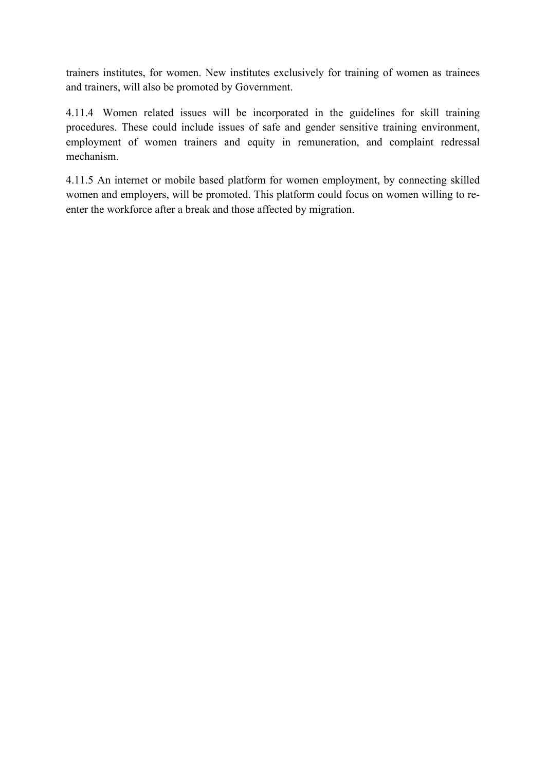trainers institutes, for women. New institutes exclusively for training of women as trainees and trainers, will also be promoted by Government.

4.11.4 Women related issues will be incorporated in the guidelines for skill training procedures. These could include issues of safe and gender sensitive training environment, employment of women trainers and equity in remuneration, and complaint redressal mechanism.

4.11.5 An internet or mobile based platform for women employment, by connecting skilled women and employers, will be promoted. This platform could focus on women willing to re-enter the workforce after a break and those affected by migration.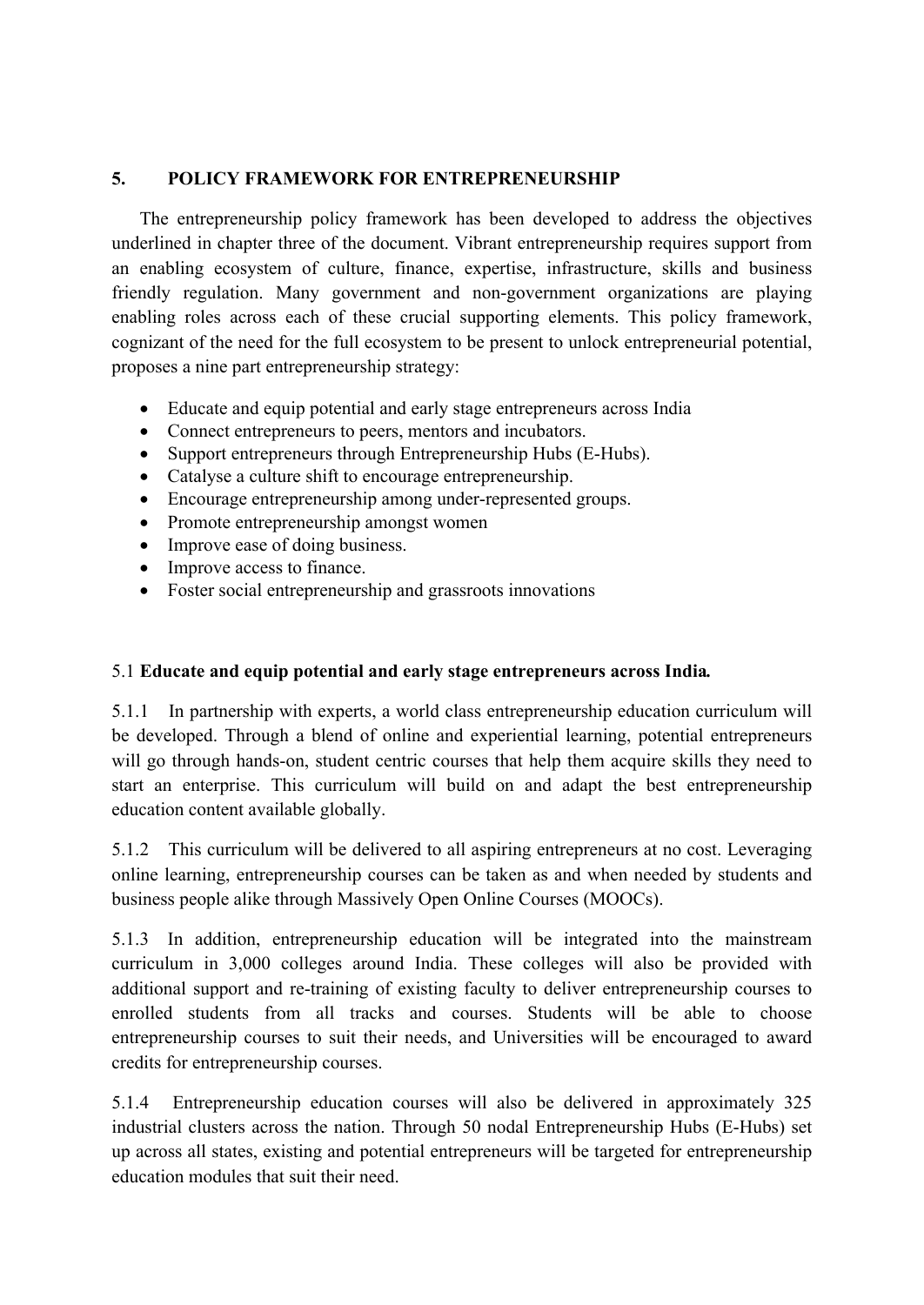## 5. POLICY FRAMEWORK FOR ENTREPRENEURSHIP

The entrepreneurship policy framework has been developed to address the objectives underlined in chapter three of the document. Vibrant entrepreneurship requires support from an enabling ecosystem of culture, finance, expertise, infrastructure, skills and business friendly regulation. Many government and non-government organizations are playing enabling roles across each of these crucial supporting elements. This policy framework, cognizant of the need for the full ecosystem to be present to unlock entrepreneurial potential, proposes a nine part entrepreneurship strategy:

- Educate and equip potential and early stage entrepreneurs across India
- Connect entrepreneurs to peers, mentors and incubators.
- Support entrepreneurs through Entrepreneurship Hubs (E-Hubs).
- Catalyse a culture shift to encourage entrepreneurship.
- Encourage entrepreneurship among under-represented groups.
- Promote entrepreneurship amongst women
- Improve ease of doing business.
- Improve access to finance.
- Foster social entrepreneurship and grassroots innovations

### 5.1 Educate and equip potential and early stage entrepreneurs across India.

5.1.1 In partnership with experts, a world class entrepreneurship education curriculum will be developed. Through a blend of online and experiential learning, potential entrepreneurs will go through hands-on, student centric courses that help them acquire skills they need to start an enterprise. This curriculum will build on and adapt the best entrepreneurship education content available globally.

5.1.2 This curriculum will be delivered to all aspiring entrepreneurs at no cost. Leveraging online learning, entrepreneurship courses can be taken as and when needed by students and business people alike through Massively Open Online Courses (MOOCs).

5.1.3 In addition, entrepreneurship education will be integrated into the mainstream curriculum in 3,000 colleges around India. These colleges will also be provided with additional support and re-training of existing faculty to deliver entrepreneurship courses to enrolled students from all tracks and courses. Students will be able to choose entrepreneurship courses to suit their needs, and Universities will be encouraged to award credits for entrepreneurship courses.

5.1.4 Entrepreneurship education courses will also be delivered in approximately 325 industrial clusters across the nation. Through 50 nodal Entrepreneurship Hubs (E-Hubs) set up across all states, existing and potential entrepreneurs will be targeted for entrepreneurship education modules that suit their need.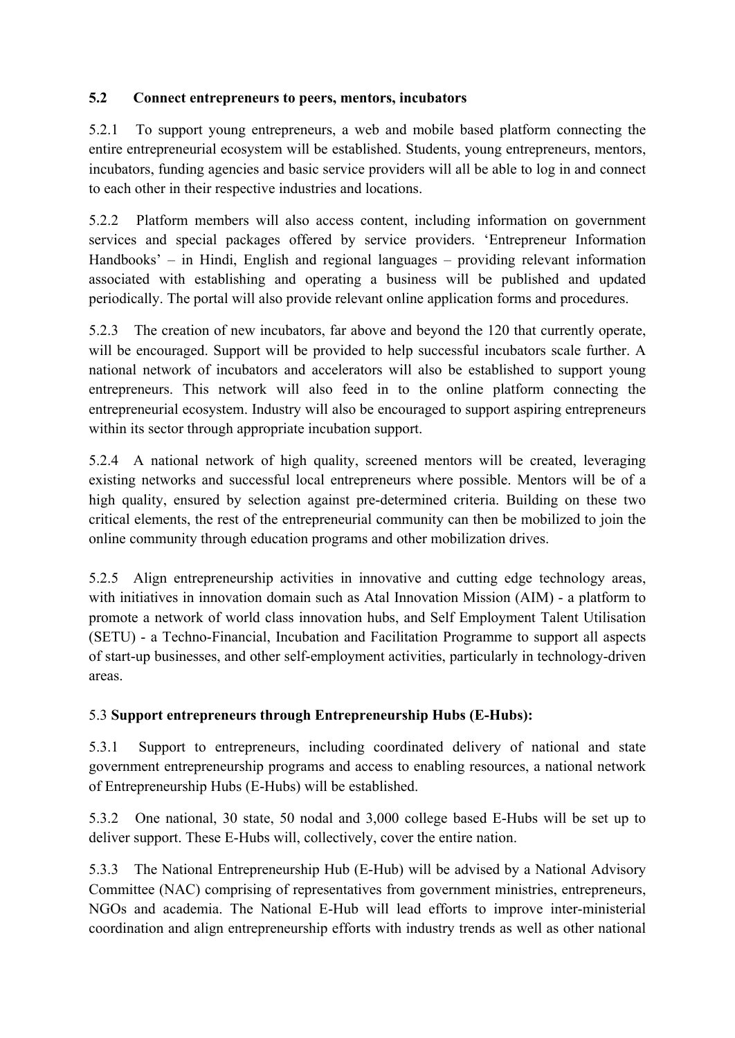### 5.2 Connect entrepreneurs to peers, mentors, incubators

5.2.1 To support young entrepreneurs, a web and mobile based platform connecting the entire entrepreneurial ecosystem will be established. Students, young entrepreneurs, mentors, incubators, funding agencies and basic service providers will all be able to log in and connect to each other in their respective industries and locations.

5.2.2 Platform members will also access content, including information on government services and special packages offered by service providers. 'Entrepreneur Information Handbooks' – in Hindi, English and regional languages – providing relevant information associated with establishing and operating a business will be published and updated periodically. The portal will also provide relevant online application forms and procedures.

5.2.3 The creation of new incubators, far above and beyond the 120 that currently operate, will be encouraged. Support will be provided to help successful incubators scale further. A national network of incubators and accelerators will also be established to support young entrepreneurs. This network will also feed in to the online platform connecting the entrepreneurial ecosystem. Industry will also be encouraged to support aspiring entrepreneurs within its sector through appropriate incubation support.

5.2.4 A national network of high quality, screened mentors will be created, leveraging existing networks and successful local entrepreneurs where possible. Mentors will be of a high quality, ensured by selection against pre-determined criteria. Building on these two critical elements, the rest of the entrepreneurial community can then be mobilized to join the online community through education programs and other mobilization drives.

5.2.5 Align entrepreneurship activities in innovative and cutting edge technology areas, with initiatives in innovation domain such as Atal Innovation Mission (AIM) - a platform to promote a network of world class innovation hubs, and Self Employment Talent Utilisation (SETU) - a Techno-Financial, Incubation and Facilitation Programme to support all aspects of start-up businesses, and other self-employment activities, particularly in technology-driven areas.

### 5.3 Support entrepreneurs through Entrepreneurship Hubs (E-Hubs):

5.3.1 Support to entrepreneurs, including coordinated delivery of national and state government entrepreneurship programs and access to enabling resources, a national network of Entrepreneurship Hubs (E-Hubs) will be established.

5.3.2 One national, 30 state, 50 nodal and 3,000 college based E-Hubs will be set up to deliver support. These E-Hubs will, collectively, cover the entire nation.

5.3.3 The National Entrepreneurship Hub (E-Hub) will be advised by a National Advisory Committee (NAC) comprising of representatives from government ministries, entrepreneurs, NGOs and academia. The National E-Hub will lead efforts to improve inter-ministerial coordination and align entrepreneurship efforts with industry trends as well as other national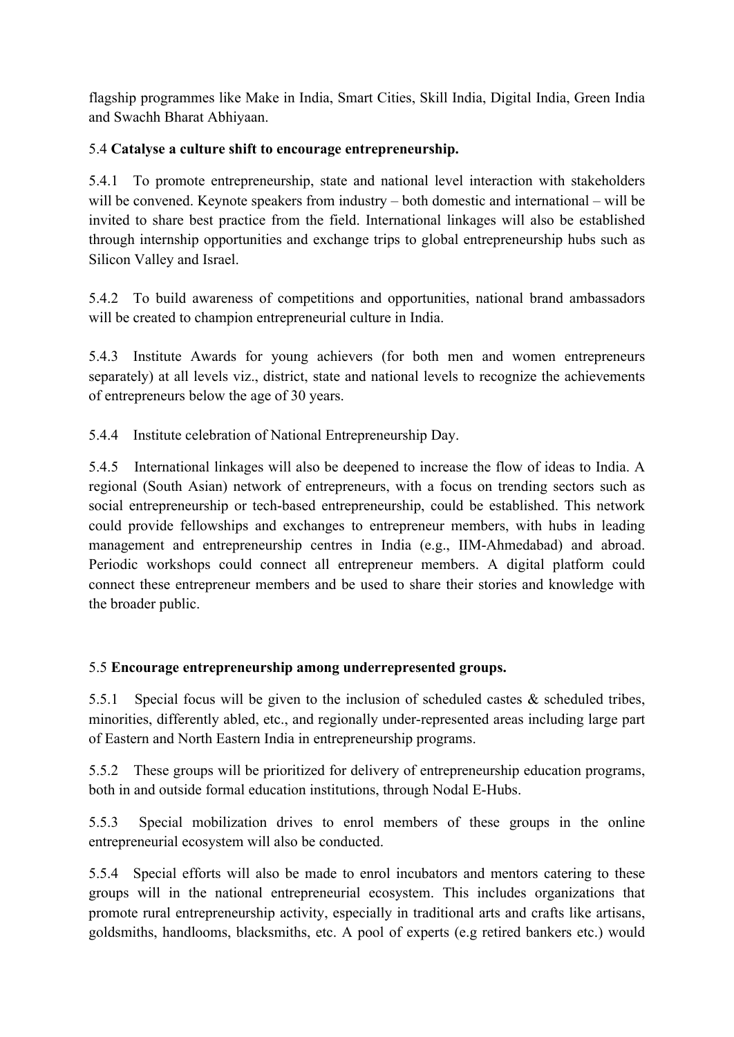flagship programmes like Make in India, Smart Cities, Skill India, Digital India, Green India and Swachh Bharat Abhiyaan.

5.4 **Catalyse a culture shift to encourage entrepreneurship.**

5.4.1 To promote entrepreneurship, state and national level interaction with stakeholders will be convened. Keynote speakers from industry – both domestic and international – will be invited to share best practice from the field. International linkages will also be established through internship opportunities and exchange trips to global entrepreneurship hubs such as Silicon Valley and Israel.

5.4.2 To build awareness of competitions and opportunities, national brand ambassadors will be created to champion entrepreneurial culture in India.

5.4.3 Institute Awards for young achievers (for both men and women entrepreneurs separately) at all levels viz., district, state and national levels to recognize the achievements of entrepreneurs below the age of 30 years.

5.4.4 Institute celebration of National Entrepreneurship Day.

5.4.5 International linkages will also be deepened to increase the flow of ideas to India. A regional (South Asian) network of entrepreneurs, with a focus on trending sectors such as social entrepreneurship or tech-based entrepreneurship, could be established. This network could provide fellowships and exchanges to entrepreneur members, with hubs in leading management and entrepreneurship centres in India (e.g., IIM-Ahmedabad) and abroad. Periodic workshops could connect all entrepreneur members. A digital platform could connect these entrepreneur members and be used to share their stories and knowledge with the broader public.

5.5 **Encourage entrepreneurship among underrepresented groups.**

5.5.1 Special focus will be given to the inclusion of scheduled castes & scheduled tribes, minorities, differently abled, etc., and regionally under-represented areas including large part of Eastern and North Eastern India in entrepreneurship programs.

5.5.2 These groups will be prioritized for delivery of entrepreneurship education programs, both in and outside formal education institutions, through Nodal E-Hubs.

5.5.3 Special mobilization drives to enrol members of these groups in the online entrepreneurial ecosystem will also be conducted.

5.5.4 Special efforts will also be made to enrol incubators and mentors catering to these groups will in the national entrepreneurial ecosystem. This includes organizations that promote rural entrepreneurship activity, especially in traditional arts and crafts like artisans, goldsmiths, handlooms, blacksmiths, etc. A pool of experts (e.g retired bankers etc.) would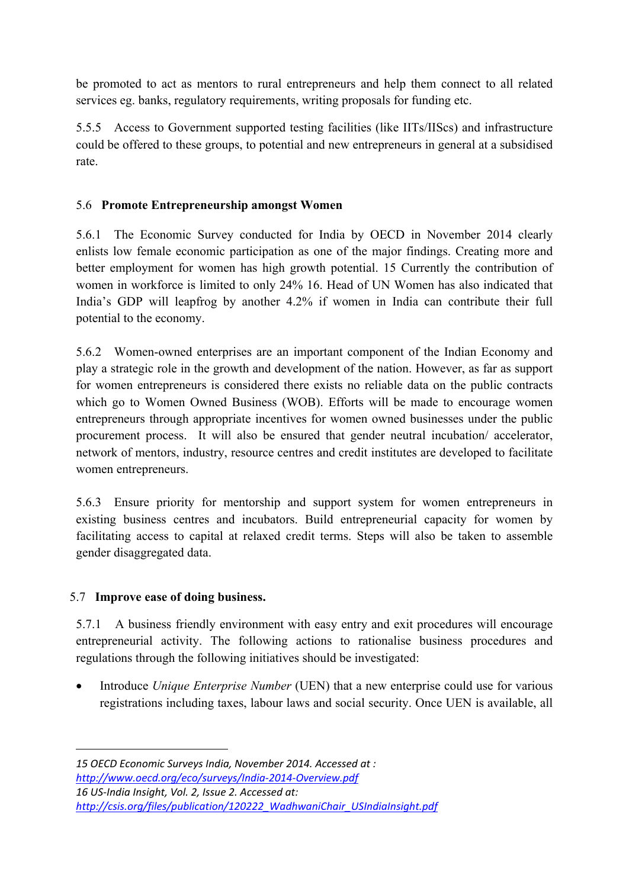be promoted to act as mentors to rural entrepreneurs and help them connect to all related services eg. banks, regulatory requirements, writing proposals for funding etc.

5.5.5 Access to Government supported testing facilities (like IITs/IIScs) and infrastructure could be offered to these groups, to potential and new entrepreneurs in general at a subsidised rate.

### 5.6 Promote Entrepreneurship amongst Women

5.6.1 The Economic Survey conducted for India by OECD in November 2014 clearly enlists low female economic participation as one of the major findings. Creating more and better employment for women has high growth potential. [15] Currently the contribution of women in workforce is limited to only 24% [16]. Head of UN Women has also indicated that India's GDP will leapfrog by another 4.2% if women in India can contribute their full potential to the economy.

5.6.2 Women-owned enterprises are an important component of the Indian Economy and play a strategic role in the growth and development of the nation. However, as far as support for women entrepreneurs is considered there exists no reliable data on the public contracts which go to Women Owned Business (WOB). Efforts will be made to encourage women entrepreneurs through appropriate incentives for women owned businesses under the public procurement process. It will also be ensured that gender neutral incubation/ accelerator, network of mentors, industry, resource centres and credit institutes are developed to facilitate women entrepreneurs.

5.6.3 Ensure priority for mentorship and support system for women entrepreneurs in existing business centres and incubators. Build entrepreneurial capacity for women by facilitating access to capital at relaxed credit terms. Steps will also be taken to assemble gender disaggregated data.

### 5.7 Improve ease of doing business.

5.7.1 A business friendly environment with easy entry and exit procedures will encourage entrepreneurial activity. The following actions to rationalise business procedures and regulations through the following initiatives should be investigated:

- Introduce *Unique Enterprise Number* (UEN) that a new enterprise could use for various registrations including taxes, labour laws and social security. Once UEN is available, all

---

*15 OECD Economic Surveys India, November 2014. Accessed at :* *http://www.oecd.org/eco/surveys/India-2014-Overview.pdf*

*16 US-India Insight, Vol. 2, Issue 2. Accessed at:* *http://csis.org/files/publication/120222_WadhwaniChair_USIndiaInsight.pdf*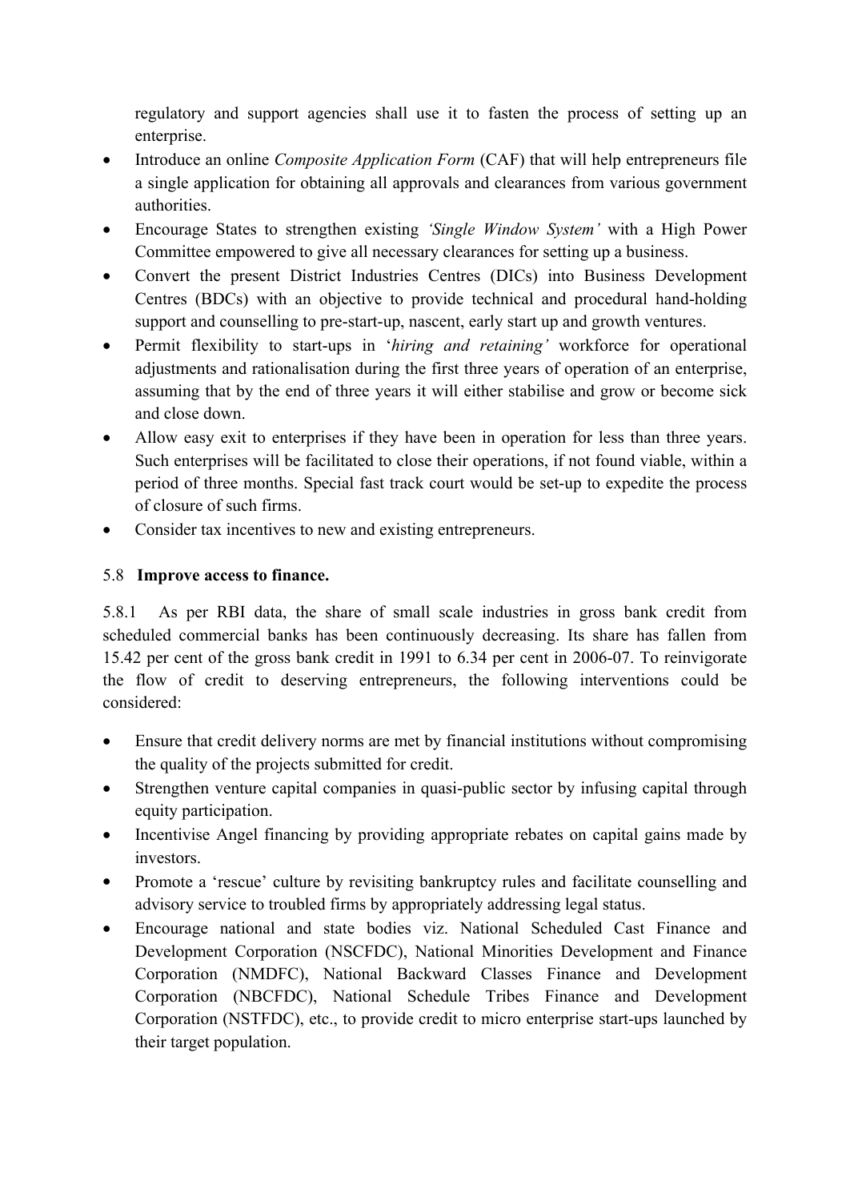regulatory and support agencies shall use it to fasten the process of setting up an enterprise.

- Introduce an online *Composite Application Form* (CAF) that will help entrepreneurs file a single application for obtaining all approvals and clearances from various government authorities.
- Encourage States to strengthen existing *'Single Window System'* with a High Power Committee empowered to give all necessary clearances for setting up a business.
- Convert the present District Industries Centres (DICs) into Business Development Centres (BDCs) with an objective to provide technical and procedural hand-holding support and counselling to pre-start-up, nascent, early start up and growth ventures.
- Permit flexibility to start-ups in '*hiring and retaining'* workforce for operational adjustments and rationalisation during the first three years of operation of an enterprise, assuming that by the end of three years it will either stabilise and grow or become sick and close down.
- Allow easy exit to enterprises if they have been in operation for less than three years. Such enterprises will be facilitated to close their operations, if not found viable, within a period of three months. Special fast track court would be set-up to expedite the process of closure of such firms.
- Consider tax incentives to new and existing entrepreneurs.

### 5.8 **Improve access to finance.**

5.8.1 As per RBI data, the share of small scale industries in gross bank credit from scheduled commercial banks has been continuously decreasing. Its share has fallen from 15.42 per cent of the gross bank credit in 1991 to 6.34 per cent in 2006-07. To reinvigorate the flow of credit to deserving entrepreneurs, the following interventions could be considered:

- Ensure that credit delivery norms are met by financial institutions without compromising the quality of the projects submitted for credit.
- Strengthen venture capital companies in quasi-public sector by infusing capital through equity participation.
- Incentivise Angel financing by providing appropriate rebates on capital gains made by investors.
- Promote a 'rescue' culture by revisiting bankruptcy rules and facilitate counselling and advisory service to troubled firms by appropriately addressing legal status.
- Encourage national and state bodies viz. National Scheduled Cast Finance and Development Corporation (NSCFDC), National Minorities Development and Finance Corporation (NMDFC), National Backward Classes Finance and Development Corporation (NBCFDC), National Schedule Tribes Finance and Development Corporation (NSTFDC), etc., to provide credit to micro enterprise start-ups launched by their target population.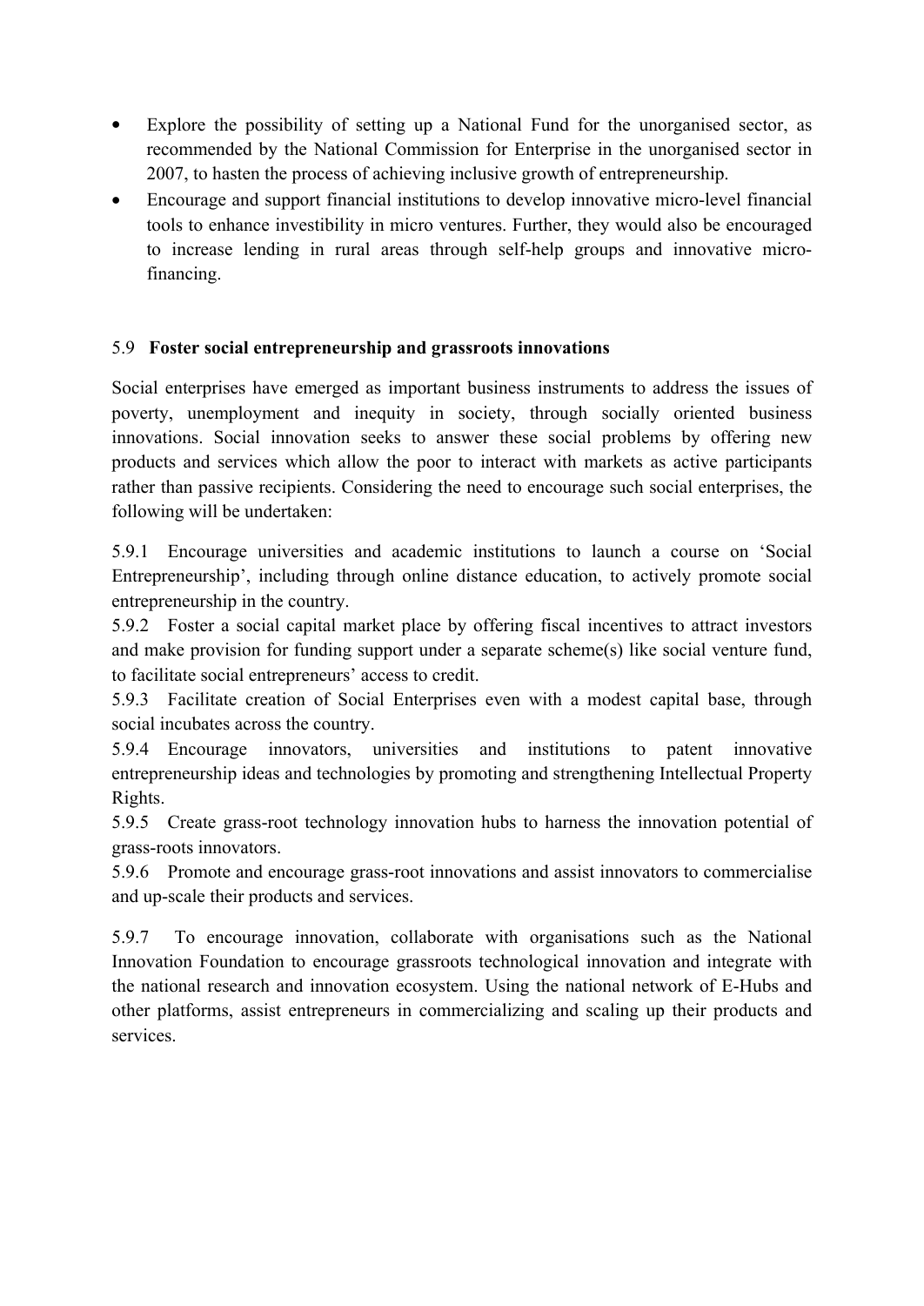- Explore the possibility of setting up a National Fund for the unorganised sector, as recommended by the National Commission for Enterprise in the unorganised sector in 2007, to hasten the process of achieving inclusive growth of entrepreneurship.
- Encourage and support financial institutions to develop innovative micro-level financial tools to enhance investibility in micro ventures. Further, they would also be encouraged to increase lending in rural areas through self-help groups and innovative micro-financing.

### 5.9 Foster social entrepreneurship and grassroots innovations

Social enterprises have emerged as important business instruments to address the issues of poverty, unemployment and inequity in society, through socially oriented business innovations. Social innovation seeks to answer these social problems by offering new products and services which allow the poor to interact with markets as active participants rather than passive recipients. Considering the need to encourage such social enterprises, the following will be undertaken:

5.9.1 Encourage universities and academic institutions to launch a course on 'Social Entrepreneurship', including through online distance education, to actively promote social entrepreneurship in the country.
5.9.2 Foster a social capital market place by offering fiscal incentives to attract investors and make provision for funding support under a separate scheme(s) like social venture fund, to facilitate social entrepreneurs' access to credit.
5.9.3 Facilitate creation of Social Enterprises even with a modest capital base, through social incubates across the country.
5.9.4 Encourage innovators, universities and institutions to patent innovative entrepreneurship ideas and technologies by promoting and strengthening Intellectual Property Rights.
5.9.5 Create grass-root technology innovation hubs to harness the innovation potential of grass-roots innovators.
5.9.6 Promote and encourage grass-root innovations and assist innovators to commercialise and up-scale their products and services.

5.9.7 To encourage innovation, collaborate with organisations such as the National Innovation Foundation to encourage grassroots technological innovation and integrate with the national research and innovation ecosystem. Using the national network of E-Hubs and other platforms, assist entrepreneurs in commercializing and scaling up their products and services.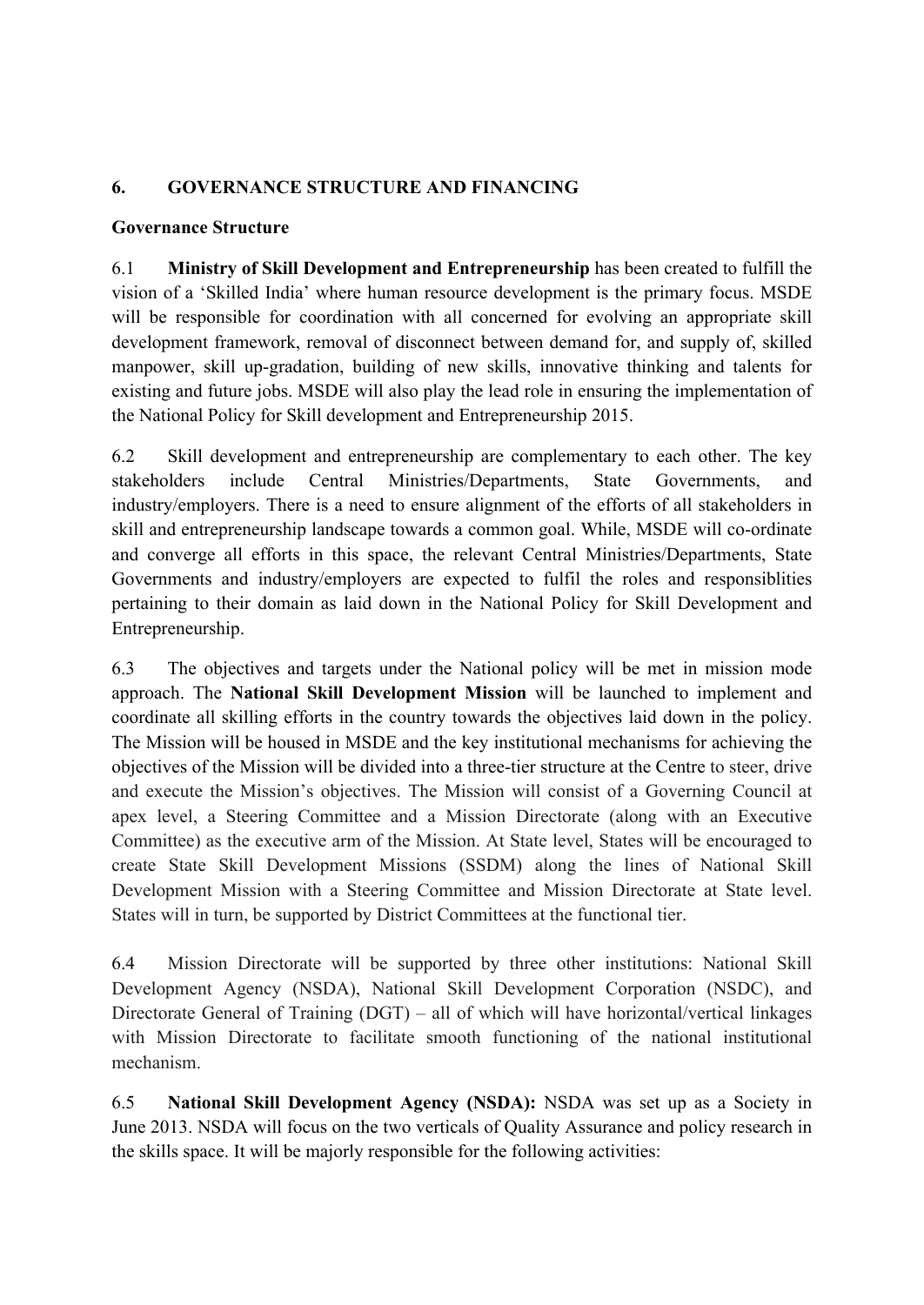## 6. GOVERNANCE STRUCTURE AND FINANCING

### Governance Structure

6.1 **Ministry of Skill Development and Entrepreneurship** has been created to fulfill the vision of a 'Skilled India' where human resource development is the primary focus. MSDE will be responsible for coordination with all concerned for evolving an appropriate skill development framework, removal of disconnect between demand for, and supply of, skilled manpower, skill up-gradation, building of new skills, innovative thinking and talents for existing and future jobs. MSDE will also play the lead role in ensuring the implementation of the National Policy for Skill development and Entrepreneurship 2015.

6.2 Skill development and entrepreneurship are complementary to each other. The key stakeholders include Central Ministries/Departments, State Governments, and industry/employers. There is a need to ensure alignment of the efforts of all stakeholders in skill and entrepreneurship landscape towards a common goal. While, MSDE will co-ordinate and converge all efforts in this space, the relevant Central Ministries/Departments, State Governments and industry/employers are expected to fulfil the roles and responsiblities pertaining to their domain as laid down in the National Policy for Skill Development and Entrepreneurship.

6.3 The objectives and targets under the National policy will be met in mission mode approach. The **National Skill Development Mission** will be launched to implement and coordinate all skilling efforts in the country towards the objectives laid down in the policy. The Mission will be housed in MSDE and the key institutional mechanisms for achieving the objectives of the Mission will be divided into a three-tier structure at the Centre to steer, drive and execute the Mission's objectives. The Mission will consist of a Governing Council at apex level, a Steering Committee and a Mission Directorate (along with an Executive Committee) as the executive arm of the Mission. At State level, States will be encouraged to create State Skill Development Missions (SSDM) along the lines of National Skill Development Mission with a Steering Committee and Mission Directorate at State level. States will in turn, be supported by District Committees at the functional tier.

6.4 Mission Directorate will be supported by three other institutions: National Skill Development Agency (NSDA), National Skill Development Corporation (NSDC), and Directorate General of Training (DGT) – all of which will have horizontal/vertical linkages with Mission Directorate to facilitate smooth functioning of the national institutional mechanism.

6.5 **National Skill Development Agency (NSDA):** NSDA was set up as a Society in June 2013. NSDA will focus on the two verticals of Quality Assurance and policy research in the skills space. It will be majorly responsible for the following activities: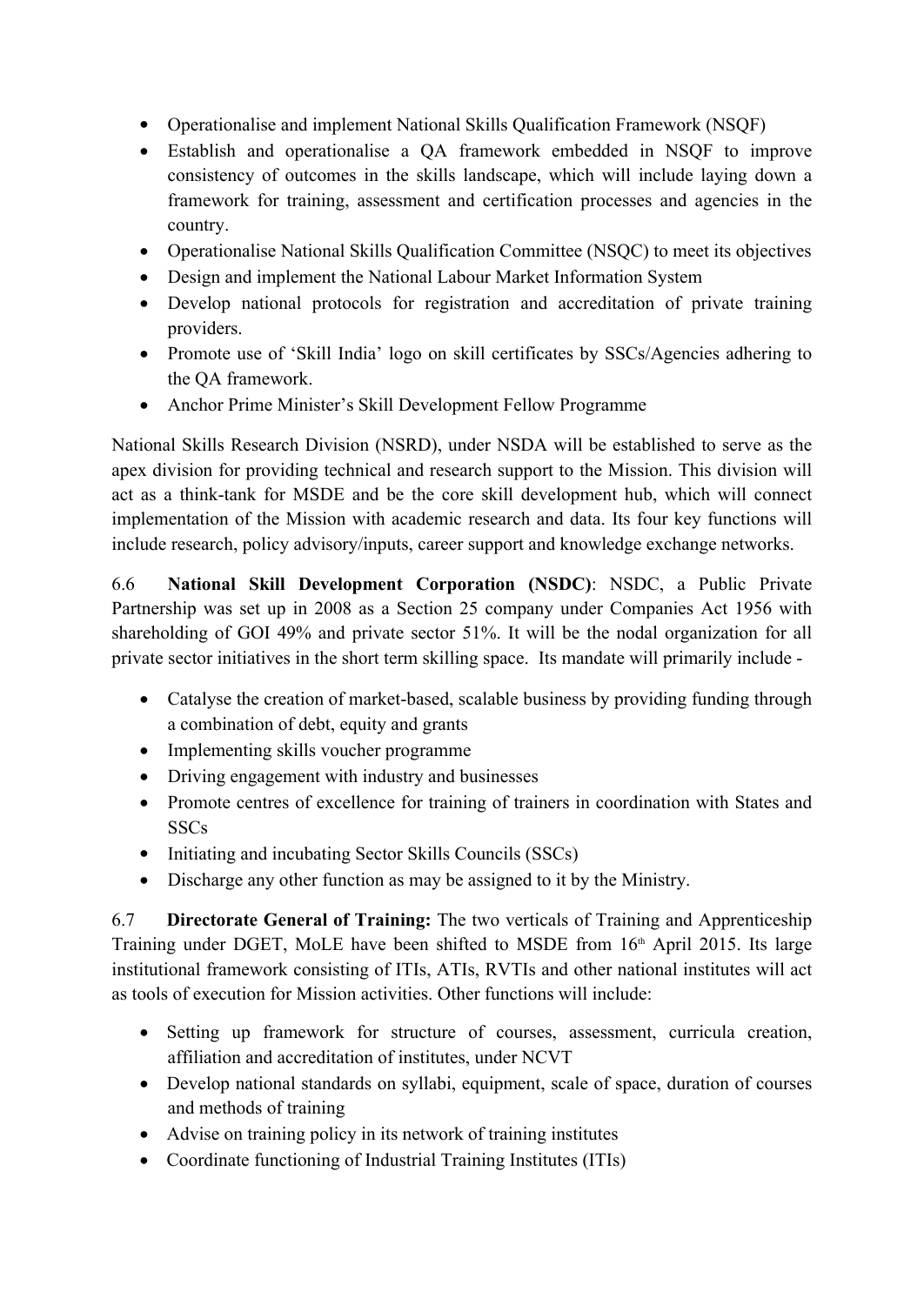- Operationalise and implement National Skills Qualification Framework (NSQF)
- Establish and operationalise a QA framework embedded in NSQF to improve consistency of outcomes in the skills landscape, which will include laying down a framework for training, assessment and certification processes and agencies in the country.
- Operationalise National Skills Qualification Committee (NSQC) to meet its objectives
- Design and implement the National Labour Market Information System
- Develop national protocols for registration and accreditation of private training providers.
- Promote use of 'Skill India' logo on skill certificates by SSCs/Agencies adhering to the QA framework.
- Anchor Prime Minister's Skill Development Fellow Programme

National Skills Research Division (NSRD), under NSDA will be established to serve as the apex division for providing technical and research support to the Mission. This division will act as a think-tank for MSDE and be the core skill development hub, which will connect implementation of the Mission with academic research and data. Its four key functions will include research, policy advisory/inputs, career support and knowledge exchange networks.

6.6 **National Skill Development Corporation (NSDC)**: NSDC, a Public Private Partnership was set up in 2008 as a Section 25 company under Companies Act 1956 with shareholding of GOI 49% and private sector 51%. It will be the nodal organization for all private sector initiatives in the short term skilling space. Its mandate will primarily include -

- Catalyse the creation of market-based, scalable business by providing funding through a combination of debt, equity and grants
- Implementing skills voucher programme
- Driving engagement with industry and businesses
- Promote centres of excellence for training of trainers in coordination with States and SSCs
- Initiating and incubating Sector Skills Councils (SSCs)
- Discharge any other function as may be assigned to it by the Ministry.

6.7 **Directorate General of Training:** The two verticals of Training and Apprenticeship Training under DGET, MoLE have been shifted to MSDE from 16th April 2015. Its large institutional framework consisting of ITIs, ATIs, RVTIs and other national institutes will act as tools of execution for Mission activities. Other functions will include:

- Setting up framework for structure of courses, assessment, curricula creation, affiliation and accreditation of institutes, under NCVT
- Develop national standards on syllabi, equipment, scale of space, duration of courses and methods of training
- Advise on training policy in its network of training institutes
- Coordinate functioning of Industrial Training Institutes (ITIs)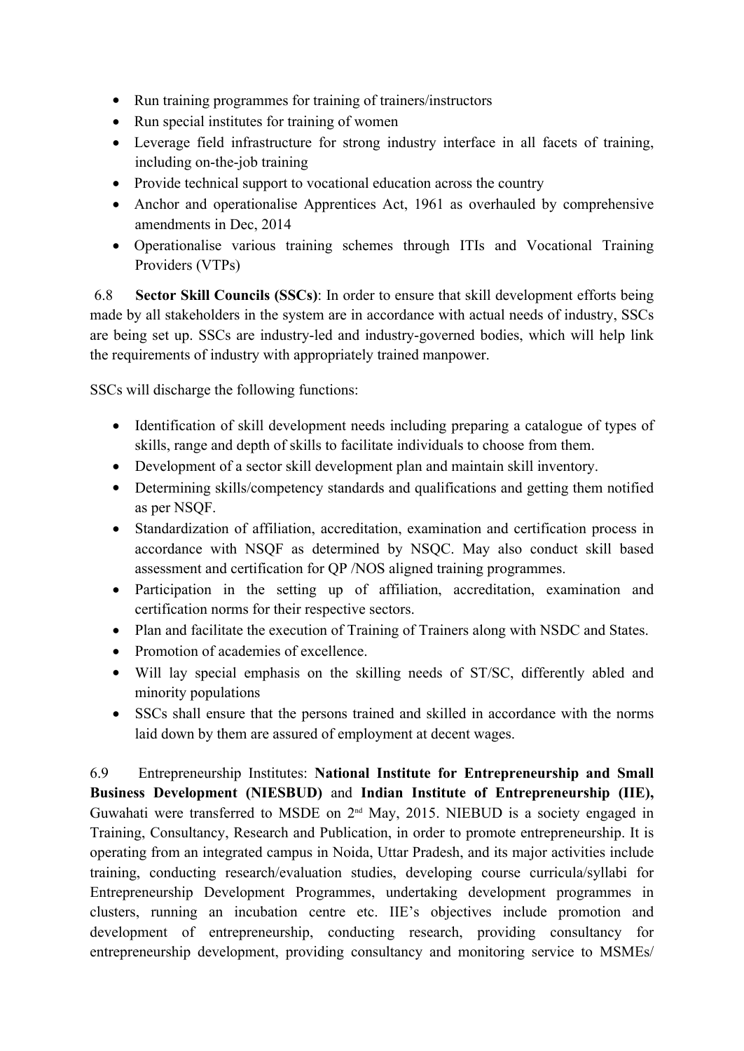- Run training programmes for training of trainers/instructors
- Run special institutes for training of women
- Leverage field infrastructure for strong industry interface in all facets of training, including on-the-job training
- Provide technical support to vocational education across the country
- Anchor and operationalise Apprentices Act, 1961 as overhauled by comprehensive amendments in Dec, 2014
- Operationalise various training schemes through ITIs and Vocational Training Providers (VTPs)

6.8 **Sector Skill Councils (SSCs)**: In order to ensure that skill development efforts being made by all stakeholders in the system are in accordance with actual needs of industry, SSCs are being set up. SSCs are industry-led and industry-governed bodies, which will help link the requirements of industry with appropriately trained manpower.

SSCs will discharge the following functions:

- Identification of skill development needs including preparing a catalogue of types of skills, range and depth of skills to facilitate individuals to choose from them.
- Development of a sector skill development plan and maintain skill inventory.
- Determining skills/competency standards and qualifications and getting them notified as per NSQF.
- Standardization of affiliation, accreditation, examination and certification process in accordance with NSQF as determined by NSQC. May also conduct skill based assessment and certification for QP /NOS aligned training programmes.
- Participation in the setting up of affiliation, accreditation, examination and certification norms for their respective sectors.
- Plan and facilitate the execution of Training of Trainers along with NSDC and States.
- Promotion of academies of excellence.
- Will lay special emphasis on the skilling needs of ST/SC, differently abled and minority populations
- SSCs shall ensure that the persons trained and skilled in accordance with the norms laid down by them are assured of employment at decent wages.

6.9 Entrepreneurship Institutes: **National Institute for Entrepreneurship and Small Business Development (NIESBUD)** and **Indian Institute of Entrepreneurship (IIE),** Guwahati were transferred to MSDE on 2nd May, 2015. NIEBUD is a society engaged in Training, Consultancy, Research and Publication, in order to promote entrepreneurship. It is operating from an integrated campus in Noida, Uttar Pradesh, and its major activities include training, conducting research/evaluation studies, developing course curricula/syllabi for Entrepreneurship Development Programmes, undertaking development programmes in clusters, running an incubation centre etc. IIE's objectives include promotion and development of entrepreneurship, conducting research, providing consultancy for entrepreneurship development, providing consultancy and monitoring service to MSMEs/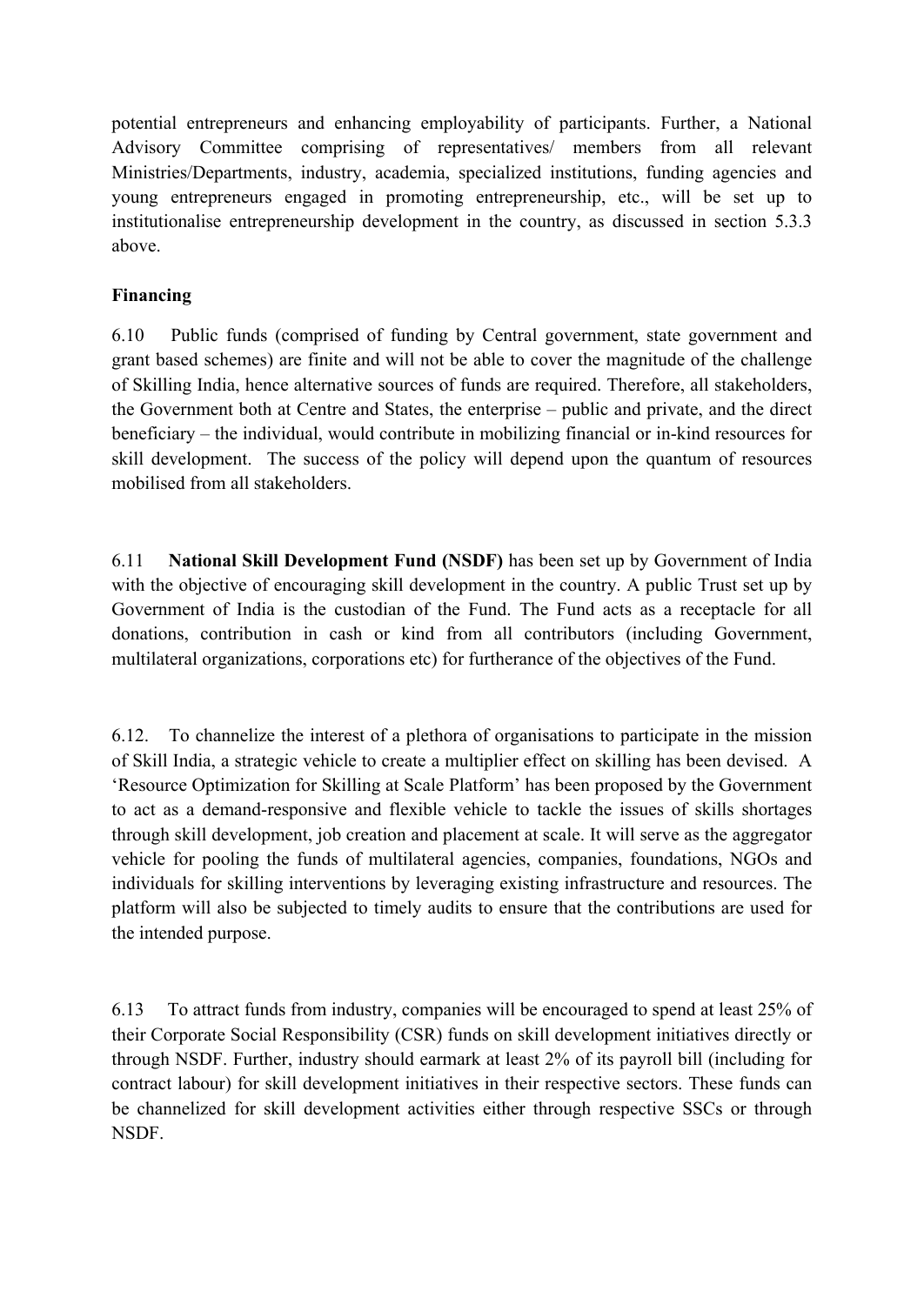potential entrepreneurs and enhancing employability of participants. Further, a National Advisory Committee comprising of representatives/ members from all relevant Ministries/Departments, industry, academia, specialized institutions, funding agencies and young entrepreneurs engaged in promoting entrepreneurship, etc., will be set up to institutionalise entrepreneurship development in the country, as discussed in section 5.3.3 above.

**Financing**

6.10 Public funds (comprised of funding by Central government, state government and grant based schemes) are finite and will not be able to cover the magnitude of the challenge of Skilling India, hence alternative sources of funds are required. Therefore, all stakeholders, the Government both at Centre and States, the enterprise – public and private, and the direct beneficiary – the individual, would contribute in mobilizing financial or in-kind resources for skill development. The success of the policy will depend upon the quantum of resources mobilised from all stakeholders.

6.11 **National Skill Development Fund (NSDF)** has been set up by Government of India with the objective of encouraging skill development in the country. A public Trust set up by Government of India is the custodian of the Fund. The Fund acts as a receptacle for all donations, contribution in cash or kind from all contributors (including Government, multilateral organizations, corporations etc) for furtherance of the objectives of the Fund.

6.12. To channelize the interest of a plethora of organisations to participate in the mission of Skill India, a strategic vehicle to create a multiplier effect on skilling has been devised. A 'Resource Optimization for Skilling at Scale Platform' has been proposed by the Government to act as a demand-responsive and flexible vehicle to tackle the issues of skills shortages through skill development, job creation and placement at scale. It will serve as the aggregator vehicle for pooling the funds of multilateral agencies, companies, foundations, NGOs and individuals for skilling interventions by leveraging existing infrastructure and resources. The platform will also be subjected to timely audits to ensure that the contributions are used for the intended purpose.

6.13 To attract funds from industry, companies will be encouraged to spend at least 25% of their Corporate Social Responsibility (CSR) funds on skill development initiatives directly or through NSDF. Further, industry should earmark at least 2% of its payroll bill (including for contract labour) for skill development initiatives in their respective sectors. These funds can be channelized for skill development activities either through respective SSCs or through NSDF.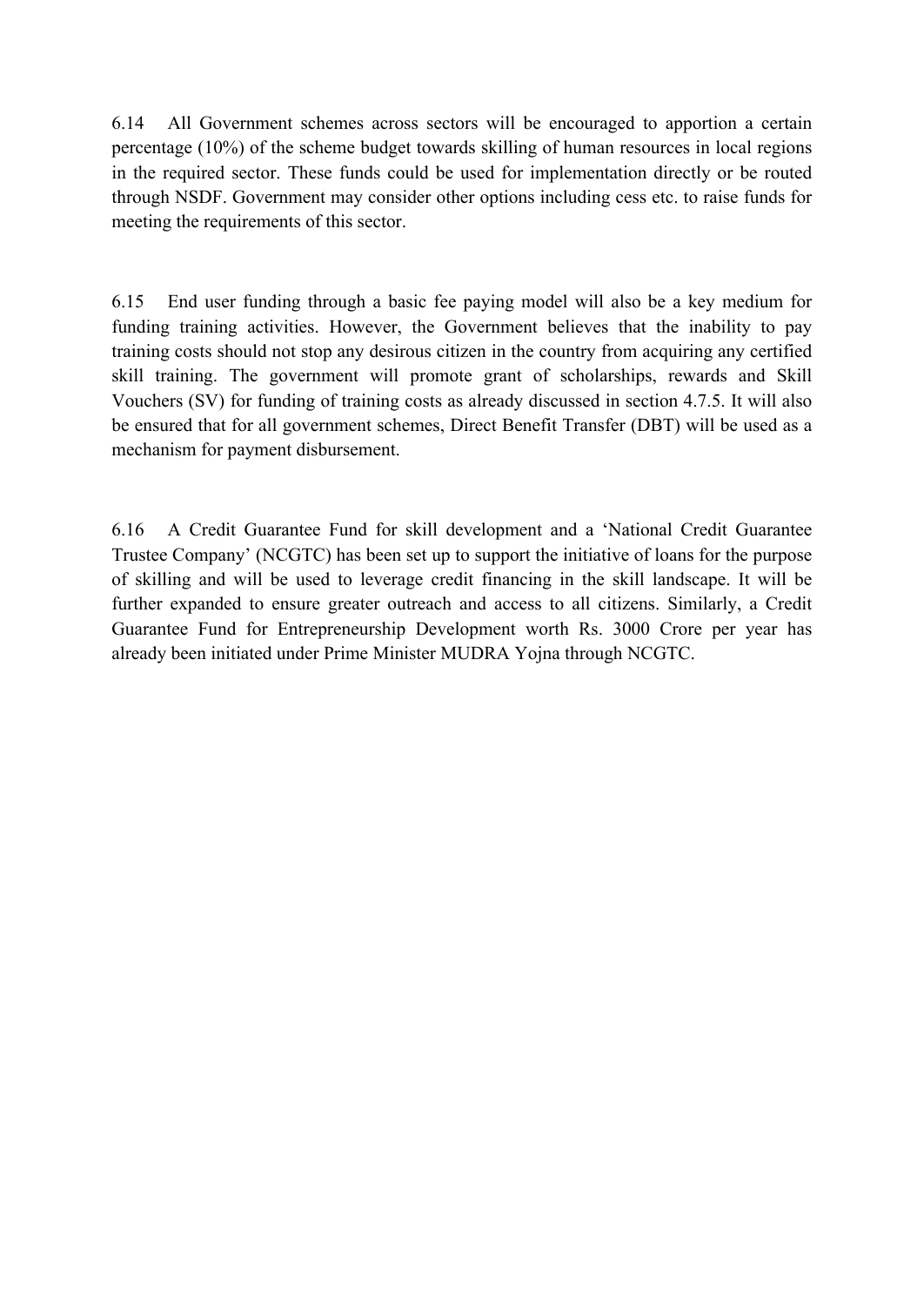6.14 All Government schemes across sectors will be encouraged to apportion a certain percentage (10%) of the scheme budget towards skilling of human resources in local regions in the required sector. These funds could be used for implementation directly or be routed through NSDF. Government may consider other options including cess etc. to raise funds for meeting the requirements of this sector.

6.15 End user funding through a basic fee paying model will also be a key medium for funding training activities. However, the Government believes that the inability to pay training costs should not stop any desirous citizen in the country from acquiring any certified skill training. The government will promote grant of scholarships, rewards and Skill Vouchers (SV) for funding of training costs as already discussed in section 4.7.5. It will also be ensured that for all government schemes, Direct Benefit Transfer (DBT) will be used as a mechanism for payment disbursement.

6.16 A Credit Guarantee Fund for skill development and a 'National Credit Guarantee Trustee Company' (NCGTC) has been set up to support the initiative of loans for the purpose of skilling and will be used to leverage credit financing in the skill landscape. It will be further expanded to ensure greater outreach and access to all citizens. Similarly, a Credit Guarantee Fund for Entrepreneurship Development worth Rs. 3000 Crore per year has already been initiated under Prime Minister MUDRA Yojna through NCGTC.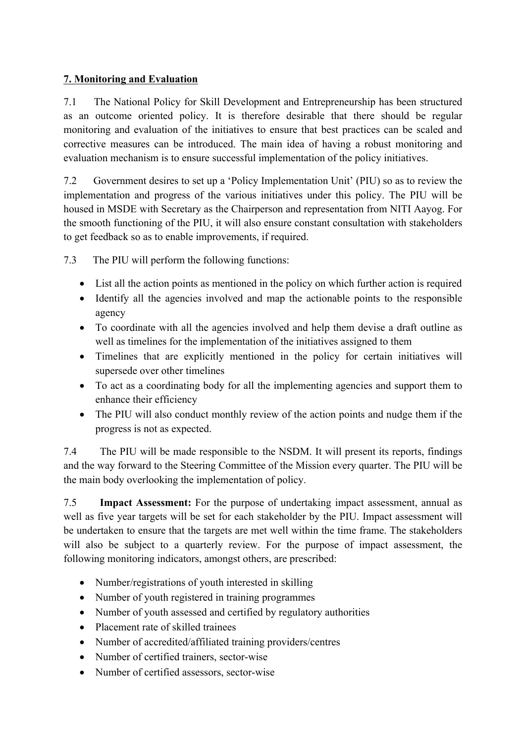## 7. Monitoring and Evaluation

7.1 The National Policy for Skill Development and Entrepreneurship has been structured as an outcome oriented policy. It is therefore desirable that there should be regular monitoring and evaluation of the initiatives to ensure that best practices can be scaled and corrective measures can be introduced. The main idea of having a robust monitoring and evaluation mechanism is to ensure successful implementation of the policy initiatives.

7.2 Government desires to set up a 'Policy Implementation Unit' (PIU) so as to review the implementation and progress of the various initiatives under this policy. The PIU will be housed in MSDE with Secretary as the Chairperson and representation from NITI Aayog. For the smooth functioning of the PIU, it will also ensure constant consultation with stakeholders to get feedback so as to enable improvements, if required.

7.3 The PIU will perform the following functions:

- List all the action points as mentioned in the policy on which further action is required
- Identify all the agencies involved and map the actionable points to the responsible agency
- To coordinate with all the agencies involved and help them devise a draft outline as well as timelines for the implementation of the initiatives assigned to them
- Timelines that are explicitly mentioned in the policy for certain initiatives will supersede over other timelines
- To act as a coordinating body for all the implementing agencies and support them to enhance their efficiency
- The PIU will also conduct monthly review of the action points and nudge them if the progress is not as expected.

7.4 The PIU will be made responsible to the NSDM. It will present its reports, findings and the way forward to the Steering Committee of the Mission every quarter. The PIU will be the main body overlooking the implementation of policy.

7.5 **Impact Assessment:** For the purpose of undertaking impact assessment, annual as well as five year targets will be set for each stakeholder by the PIU. Impact assessment will be undertaken to ensure that the targets are met well within the time frame. The stakeholders will also be subject to a quarterly review. For the purpose of impact assessment, the following monitoring indicators, amongst others, are prescribed:

- Number/registrations of youth interested in skilling
- Number of youth registered in training programmes
- Number of youth assessed and certified by regulatory authorities
- Placement rate of skilled trainees
- Number of accredited/affiliated training providers/centres
- Number of certified trainers, sector-wise
- Number of certified assessors, sector-wise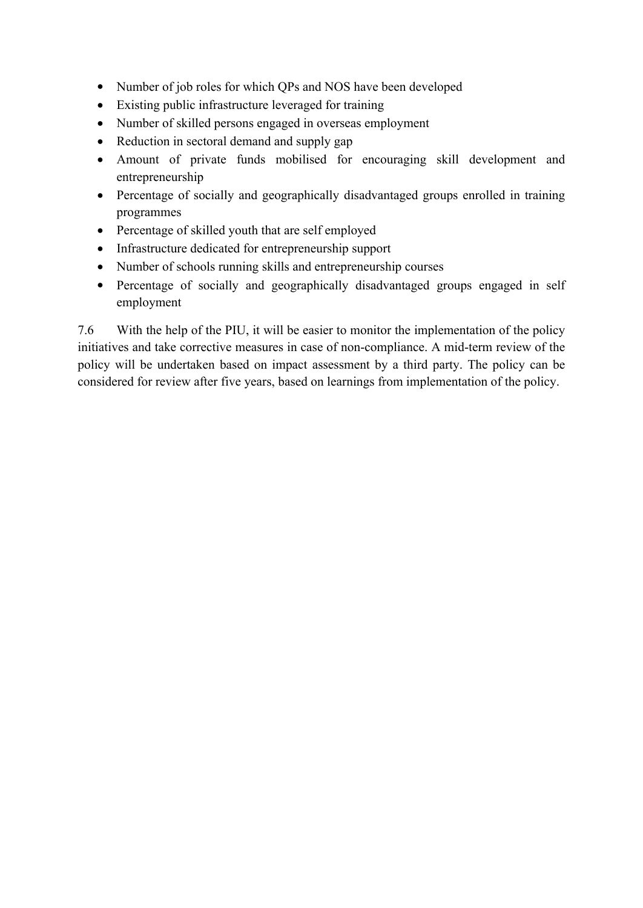- Number of job roles for which QPs and NOS have been developed
- Existing public infrastructure leveraged for training
- Number of skilled persons engaged in overseas employment
- Reduction in sectoral demand and supply gap
- Amount of private funds mobilised for encouraging skill development and entrepreneurship
- Percentage of socially and geographically disadvantaged groups enrolled in training programmes
- Percentage of skilled youth that are self employed
- Infrastructure dedicated for entrepreneurship support
- Number of schools running skills and entrepreneurship courses
- Percentage of socially and geographically disadvantaged groups engaged in self employment

7.6 With the help of the PIU, it will be easier to monitor the implementation of the policy initiatives and take corrective measures in case of non-compliance. A mid-term review of the policy will be undertaken based on impact assessment by a third party. The policy can be considered for review after five years, based on learnings from implementation of the policy.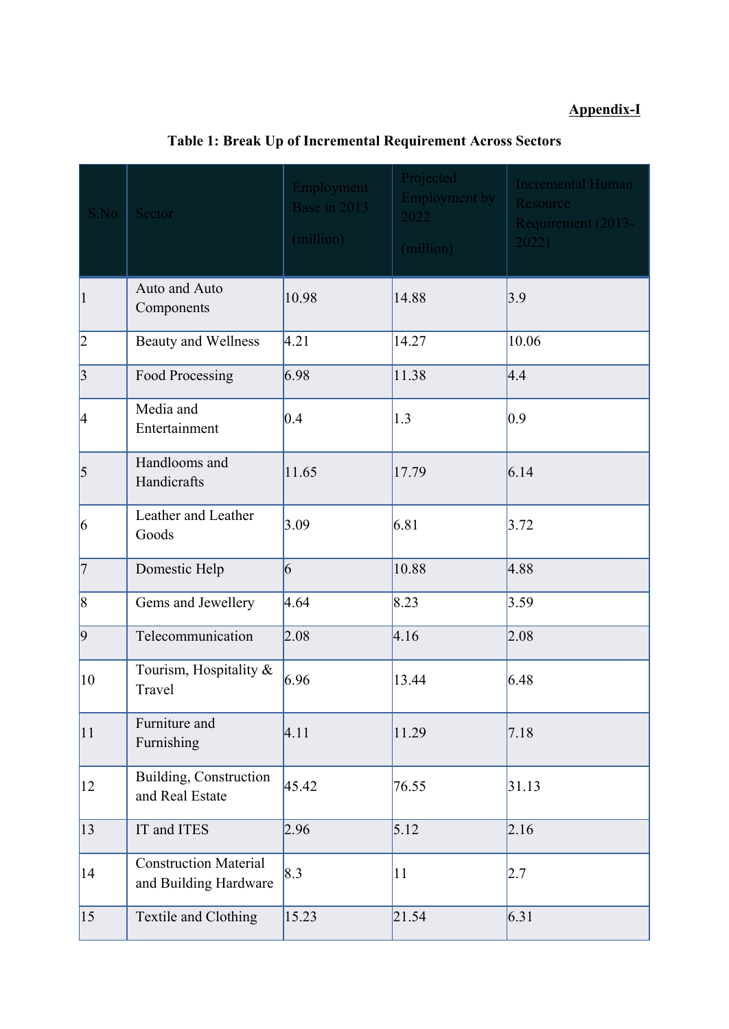**Appendix-I**

**Table 1: Break Up of Incremental Requirement Across Sectors**

| S.No | Sector | Employment Base in 2013 (million) | Projected Employment by 2022 (million) | Incremental Human Resource Requirement (2013-2022) |
|---|---|---|---|---|
| 1 | Auto and Auto Components | 10.98 | 14.88 | 3.9 |
| 2 | Beauty and Wellness | 4.21 | 14.27 | 10.06 |
| 3 | Food Processing | 6.98 | 11.38 | 4.4 |
| 4 | Media and Entertainment | 0.4 | 1.3 | 0.9 |
| 5 | Handlooms and Handicrafts | 11.65 | 17.79 | 6.14 |
| 6 | Leather and Leather Goods | 3.09 | 6.81 | 3.72 |
| 7 | Domestic Help | 6 | 10.88 | 4.88 |
| 8 | Gems and Jewellery | 4.64 | 8.23 | 3.59 |
| 9 | Telecommunication | 2.08 | 4.16 | 2.08 |
| 10 | Tourism, Hospitality & Travel | 6.96 | 13.44 | 6.48 |
| 11 | Furniture and Furnishing | 4.11 | 11.29 | 7.18 |
| 12 | Building, Construction and Real Estate | 45.42 | 76.55 | 31.13 |
| 13 | IT and ITES | 2.96 | 5.12 | 2.16 |
| 14 | Construction Material and Building Hardware | 8.3 | 11 | 2.7 |
| 15 | Textile and Clothing | 15.23 | 21.54 | 6.31 |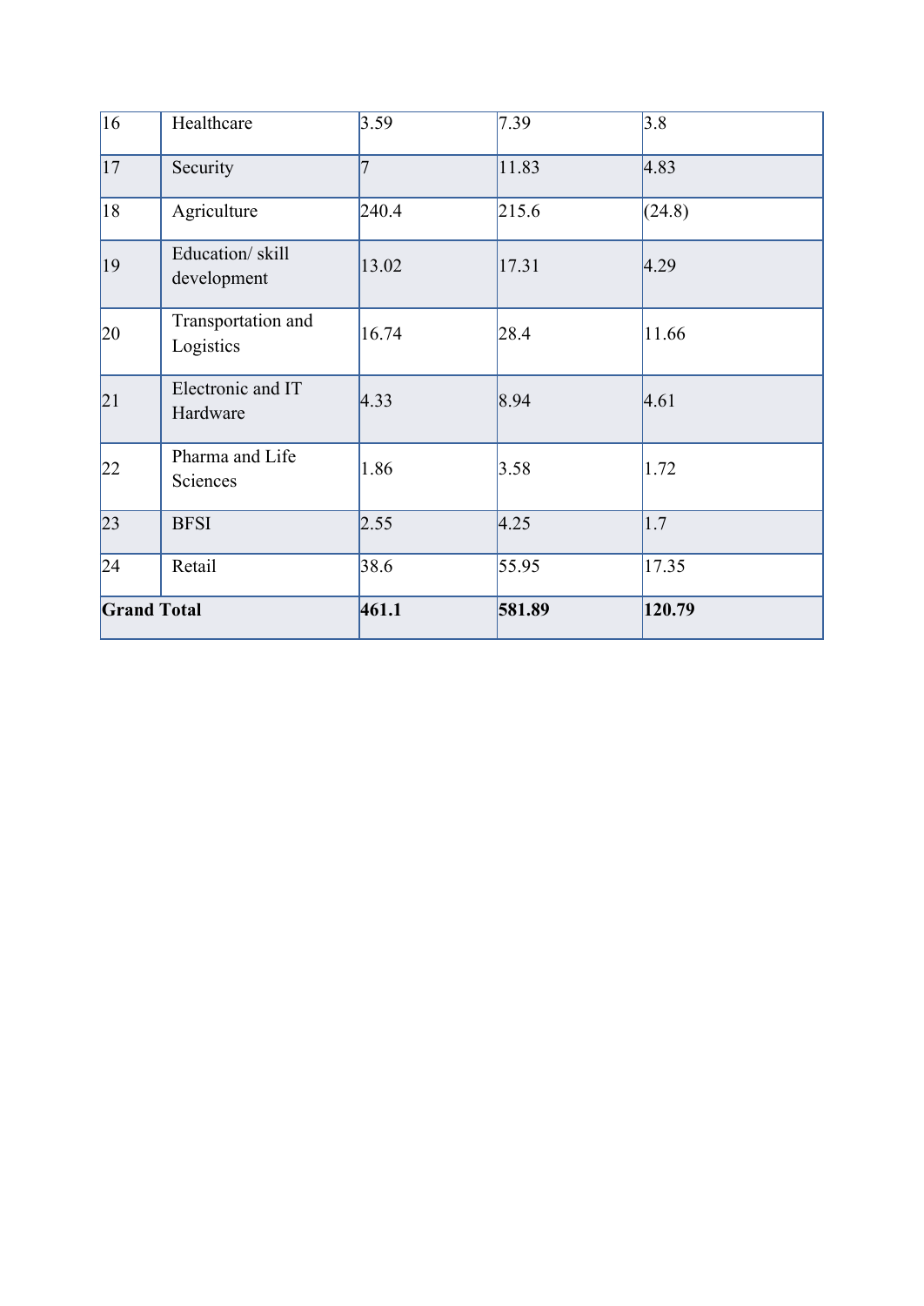| 16 | Healthcare | 3.59 | 7.39 | 3.8 |
|---|---|---|---|---|
| 17 | Security | 7 | 11.83 | 4.83 |
| 18 | Agriculture | 240.4 | 215.6 | (24.8) |
| 19 | Education/ skill development | 13.02 | 17.31 | 4.29 |
| 20 | Transportation and Logistics | 16.74 | 28.4 | 11.66 |
| 21 | Electronic and IT Hardware | 4.33 | 8.94 | 4.61 |
| 22 | Pharma and Life Sciences | 1.86 | 3.58 | 1.72 |
| 23 | BFSI | 2.55 | 4.25 | 1.7 |
| 24 | Retail | 38.6 | 55.95 | 17.35 |
| **Grand Total** | | **461.1** | **581.89** | **120.79** |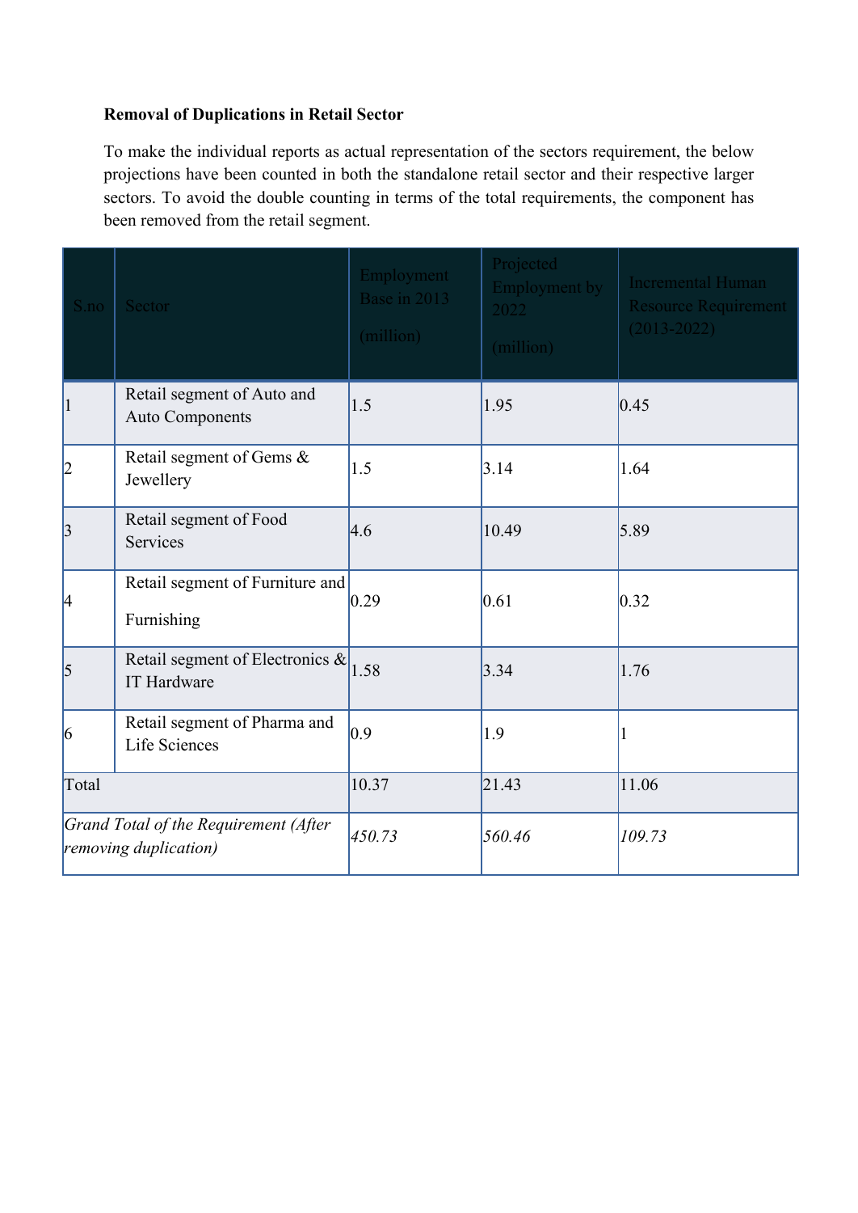**Removal of Duplications in Retail Sector**

To make the individual reports as actual representation of the sectors requirement, the below projections have been counted in both the standalone retail sector and their respective larger sectors. To avoid the double counting in terms of the total requirements, the component has been removed from the retail segment.

| S.no | Sector | Employment Base in 2013 (million) | Projected Employment by 2022 (million) | Incremental Human Resource Requirement (2013-2022) |
|---|---|---|---|---|
| 1 | Retail segment of Auto and Auto Components | 1.5 | 1.95 | 0.45 |
| 2 | Retail segment of Gems & Jewellery | 1.5 | 3.14 | 1.64 |
| 3 | Retail segment of Food Services | 4.6 | 10.49 | 5.89 |
| 4 | Retail segment of Furniture and Furnishing | 0.29 | 0.61 | 0.32 |
| 5 | Retail segment of Electronics & IT Hardware | 1.58 | 3.34 | 1.76 |
| 6 | Retail segment of Pharma and Life Sciences | 0.9 | 1.9 | 1 |
| Total | | 10.37 | 21.43 | 11.06 |
| *Grand Total of the Requirement (After removing duplication)* | | *450.73* | *560.46* | *109.73* |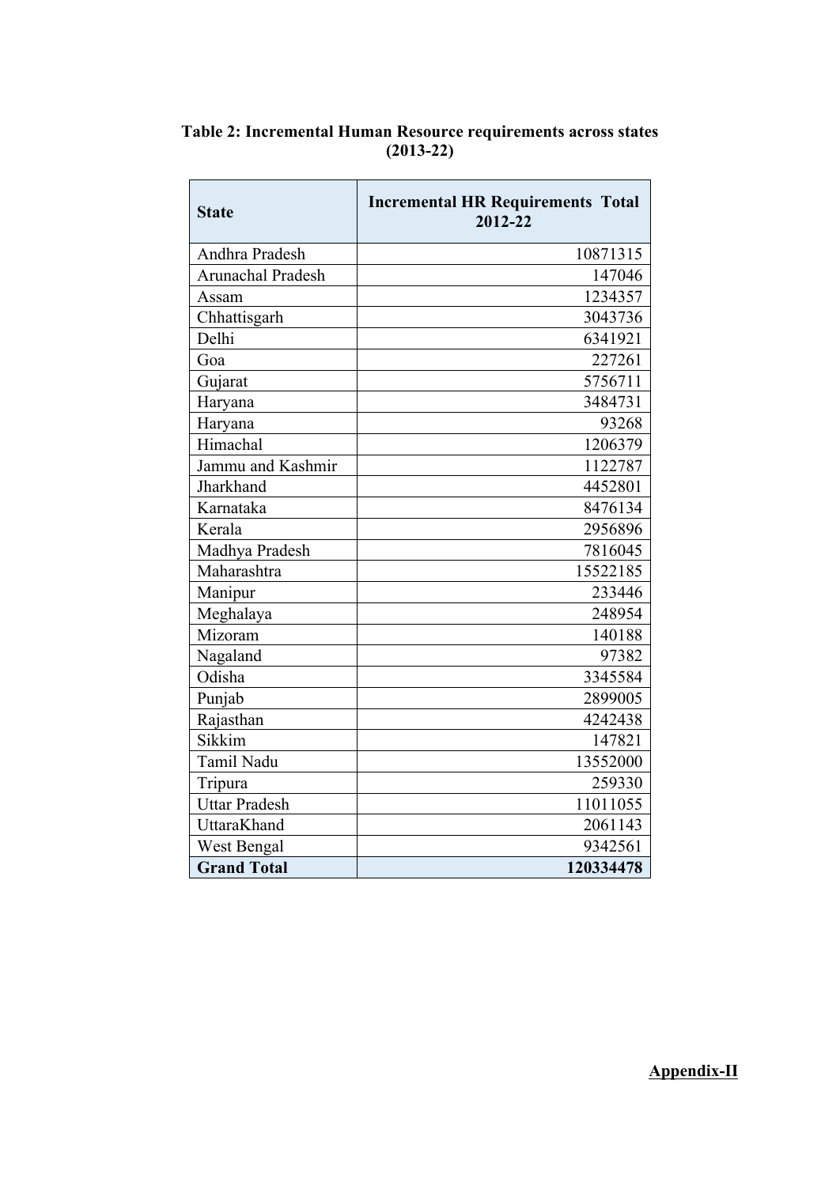**Table 2: Incremental Human Resource requirements across states (2013-22)**

| State | Incremental HR Requirements Total 2012-22 |
|---|---:|
| Andhra Pradesh | 10871315 |
| Arunachal Pradesh | 147046 |
| Assam | 1234357 |
| Chhattisgarh | 3043736 |
| Delhi | 6341921 |
| Goa | 227261 |
| Gujarat | 5756711 |
| Haryana | 3484731 |
| Haryana | 93268 |
| Himachal | 1206379 |
| Jammu and Kashmir | 1122787 |
| Jharkhand | 4452801 |
| Karnataka | 8476134 |
| Kerala | 2956896 |
| Madhya Pradesh | 7816045 |
| Maharashtra | 15522185 |
| Manipur | 233446 |
| Meghalaya | 248954 |
| Mizoram | 140188 |
| Nagaland | 97382 |
| Odisha | 3345584 |
| Punjab | 2899005 |
| Rajasthan | 4242438 |
| Sikkim | 147821 |
| Tamil Nadu | 13552000 |
| Tripura | 259330 |
| Uttar Pradesh | 11011055 |
| UttaraKhand | 2061143 |
| West Bengal | 9342561 |
| **Grand Total** | **120334478** |

**Appendix-II**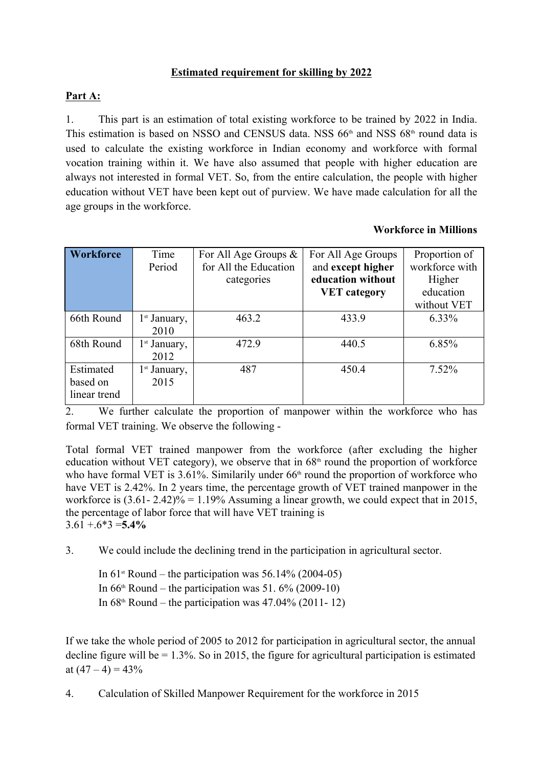## Estimated requirement for skilling by 2022

**Part A:**

1. This part is an estimation of total existing workforce to be trained by 2022 in India. This estimation is based on NSSO and CENSUS data. NSS 66th and NSS 68th round data is used to calculate the existing workforce in Indian economy and workforce with formal vocation training within it. We have also assumed that people with higher education are always not interested in formal VET. So, from the entire calculation, the people with higher education without VET have been kept out of purview. We have made calculation for all the age groups in the workforce.

**Workforce in Millions**

| **Workforce** | Time Period | For All Age Groups & for All the Education categories | For All Age Groups and **except higher education without VET category** | Proportion of workforce with Higher education without VET |
|---|---|---|---|---|
| 66th Round | 1st January, 2010 | 463.2 | 433.9 | 6.33% |
| 68th Round | 1st January, 2012 | 472.9 | 440.5 | 6.85% |
| Estimated based on linear trend | 1st January, 2015 | 487 | 450.4 | 7.52% |

2. We further calculate the proportion of manpower within the workforce who has formal VET training. We observe the following -

Total formal VET trained manpower from the workforce (after excluding the higher education without VET category), we observe that in 68th round the proportion of workforce who have formal VET is 3.61%. Similarly under 66th round the proportion of workforce who have VET is 2.42%. In 2 years time, the percentage growth of VET trained manpower in the workforce is (3.61- 2.42)% = 1.19% Assuming a linear growth, we could expect that in 2015, the percentage of labor force that will have VET training is
3.61 +.6*3 =**5.4%**

3. We could include the declining trend in the participation in agricultural sector.

In 61st Round – the participation was 56.14% (2004-05)
In 66th Round – the participation was 51. 6% (2009-10)
In 68th Round – the participation was 47.04% (2011- 12)

If we take the whole period of 2005 to 2012 for participation in agricultural sector, the annual decline figure will be = 1.3%. So in 2015, the figure for agricultural participation is estimated at (47 – 4) = 43%

4. Calculation of Skilled Manpower Requirement for the workforce in 2015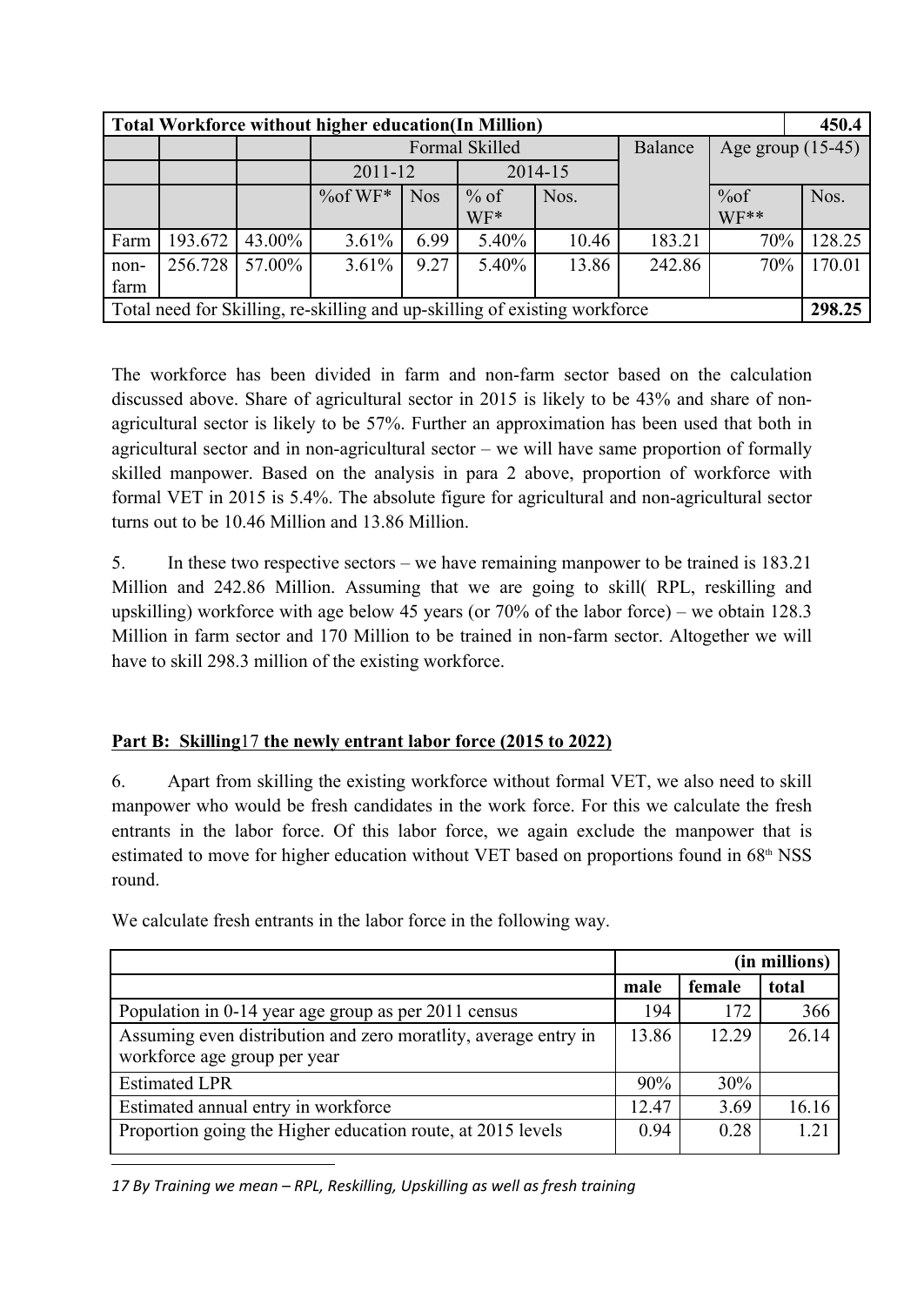| Total Workforce without higher education(In Million) | | | | | | | | | | 450.4 |
|---|---|---|---|---|---|---|---|---|---|---|
| | | | Formal Skilled | | | | Balance | Age group (15-45) | | |
| | | | 2011-12 | | 2014-15 | | | | | |
| | | | %of WF* | Nos | % of WF* | Nos. | | %of WF** | Nos. | |
| Farm | 193.672 | 43.00% | 3.61% | 6.99 | 5.40% | 10.46 | 183.21 | 70% | 128.25 | |
| non-farm | 256.728 | 57.00% | 3.61% | 9.27 | 5.40% | 13.86 | 242.86 | 70% | 170.01 | |
| Total need for Skilling, re-skilling and up-skilling of existing workforce | | | | | | | | | | 298.25 |

The workforce has been divided in farm and non-farm sector based on the calculation discussed above. Share of agricultural sector in 2015 is likely to be 43% and share of non-agricultural sector is likely to be 57%. Further an approximation has been used that both in agricultural sector and in non-agricultural sector – we will have same proportion of formally skilled manpower. Based on the analysis in para 2 above, proportion of workforce with formal VET in 2015 is 5.4%. The absolute figure for agricultural and non-agricultural sector turns out to be 10.46 Million and 13.86 Million.

5. In these two respective sectors – we have remaining manpower to be trained is 183.21 Million and 242.86 Million. Assuming that we are going to skill( RPL, reskilling and upskilling) workforce with age below 45 years (or 70% of the labor force) – we obtain 128.3 Million in farm sector and 170 Million to be trained in non-farm sector. Altogether we will have to skill 298.3 million of the existing workforce.

**Part B: Skilling**[17] **the newly entrant labor force (2015 to 2022)**

6. Apart from skilling the existing workforce without formal VET, we also need to skill manpower who would be fresh candidates in the work force. For this we calculate the fresh entrants in the labor force. Of this labor force, we again exclude the manpower that is estimated to move for higher education without VET based on proportions found in 68th NSS round.

We calculate fresh entrants in the labor force in the following way.

| | (in millions) | | |
|---|---|---|---|
| | **male** | **female** | **total** |
| Population in 0-14 year age group as per 2011 census | 194 | 172 | 366 |
| Assuming even distribution and zero moratlity, average entry in workforce age group per year | 13.86 | 12.29 | 26.14 |
| Estimated LPR | 90% | 30% | |
| Estimated annual entry in workforce | 12.47 | 3.69 | 16.16 |
| Proportion going the Higher education route, at 2015 levels | 0.94 | 0.28 | 1.21 |

*17 By Training we mean – RPL, Reskilling, Upskilling as well as fresh training*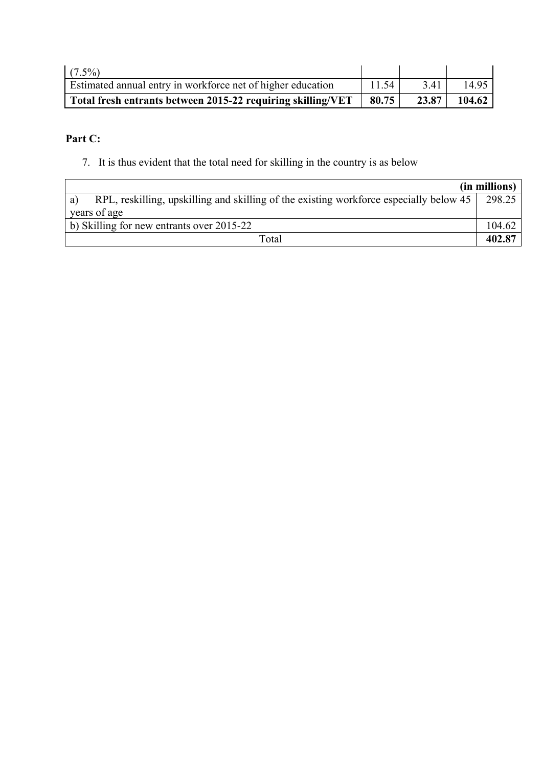| | | | |
|---|---|---|---|
| (7.5%) | | | |
| Estimated annual entry in workforce net of higher education | 11.54 | 3.41 | 14.95 |
| **Total fresh entrants between 2015-22 requiring skilling/VET** | **80.75** | **23.87** | **104.62** |

**Part C:**

7. It is thus evident that the total need for skilling in the country is as below

| | **(in millions)** |
|---|---|
| a) RPL, reskilling, upskilling and skilling of the existing workforce especially below 45 years of age | 298.25 |
| b) Skilling for new entrants over 2015-22 | 104.62 |
| Total | **402.87** |